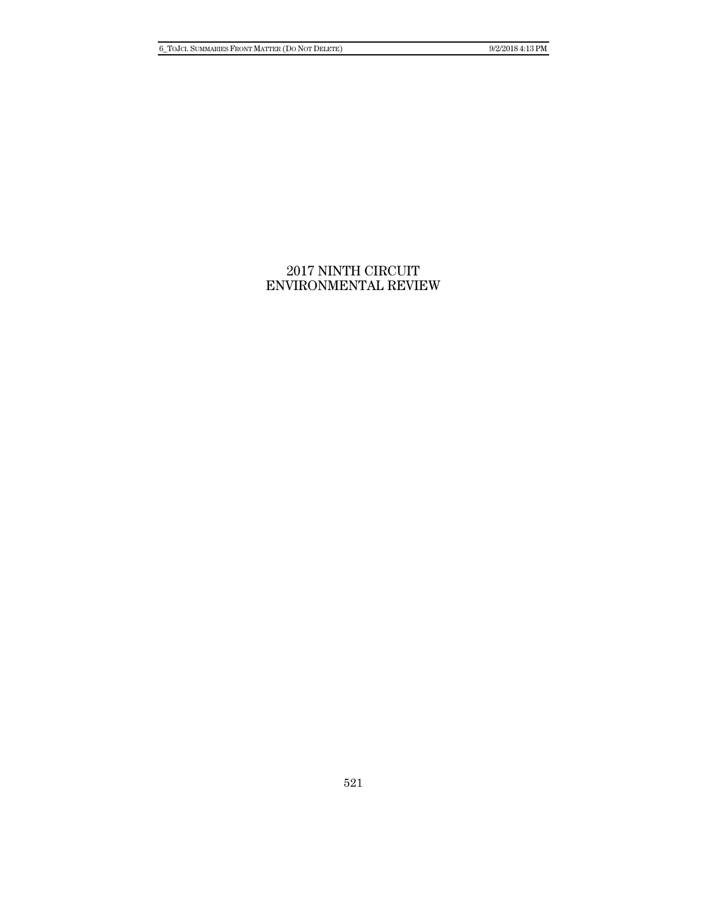# 2017 NINTH CIRCUIT ENVIRONMENTAL REVIEW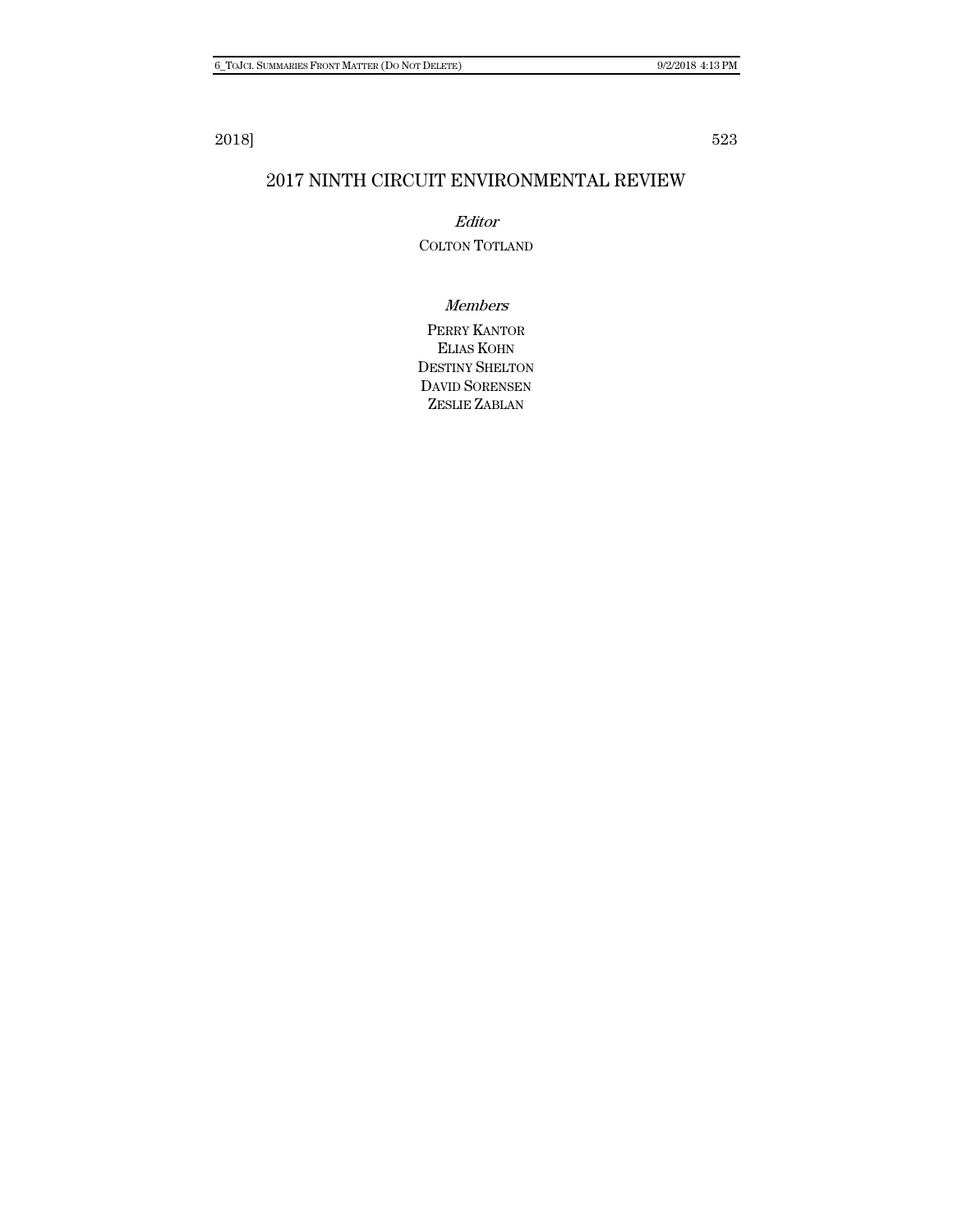# 2017 NINTH CIRCUIT ENVIRONMENTAL REVIEW

*Editor*

COLTON TOTLAND

*Members*

PERRY KANTOR
ELIAS KOHN
DESTINY SHELTON
DAVID SORENSEN
ZESLIE ZABLAN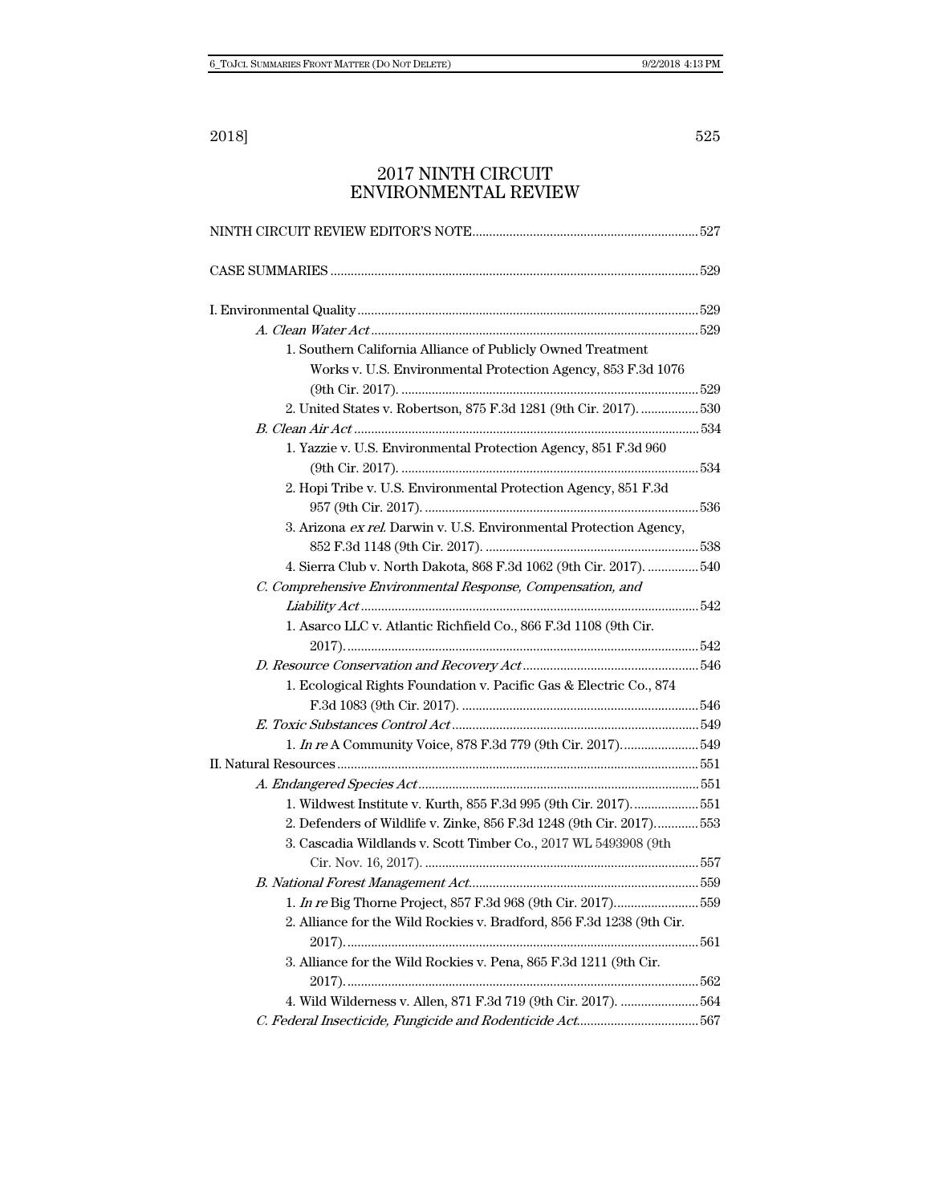# 2017 NINTH CIRCUIT ENVIRONMENTAL REVIEW

NINTH CIRCUIT REVIEW EDITOR'S NOTE .................................................................. 527

CASE SUMMARIES .................................................................................................... 529

I. Environmental Quality .................................................................................................. 529

*A. Clean Water Act* ...................................................................................................... 529

1. Southern California Alliance of Publicly Owned Treatment Works v. U.S. Environmental Protection Agency, 853 F.3d 1076 (9th Cir. 2017). ........................................................................................ 529
2. United States v. Robertson, 875 F.3d 1281 (9th Cir. 2017). ................. 530

*B. Clean Air Act* .......................................................................................................... 534

1. Yazzie v. U.S. Environmental Protection Agency, 851 F.3d 960 (9th Cir. 2017). ........................................................................................ 534
2. Hopi Tribe v. U.S. Environmental Protection Agency, 851 F.3d 957 (9th Cir. 2017). ................................................................................. 536
3. Arizona *ex rel.* Darwin v. U.S. Environmental Protection Agency, 852 F.3d 1148 (9th Cir. 2017). ............................................................... 538
4. Sierra Club v. North Dakota, 868 F.3d 1062 (9th Cir. 2017). ............... 540

*C. Comprehensive Environmental Response, Compensation, and Liability Act* .................................................................................................... 542

1. Asarco LLC v. Atlantic Richfield Co., 866 F.3d 1108 (9th Cir. 2017). ........................................................................................................ 542

*D. Resource Conservation and Recovery Act* .................................................... 546

1. Ecological Rights Foundation v. Pacific Gas & Electric Co., 874 F.3d 1083 (9th Cir. 2017). ...................................................................... 546

*E. Toxic Substances Control Act* ......................................................................... 549

1. *In re* A Community Voice, 878 F.3d 779 (9th Cir. 2017). ...................... 549

II. Natural Resources ........................................................................................................ 551

*A. Endangered Species Act* .................................................................................. 551

1. Wildwest Institute v. Kurth, 855 F.3d 995 (9th Cir. 2017). ................... 551
2. Defenders of Wildlife v. Zinke, 856 F.3d 1248 (9th Cir. 2017). ............ 553
3. Cascadia Wildlands v. Scott Timber Co., 2017 WL 5493908 (9th Cir. Nov. 16, 2017). ................................................................................. 557

*B. National Forest Management Act* ................................................................... 559

1. *In re* Big Thorne Project, 857 F.3d 968 (9th Cir. 2017). ........................ 559
2. Alliance for the Wild Rockies v. Bradford, 856 F.3d 1238 (9th Cir. 2017). ........................................................................................................ 561
3. Alliance for the Wild Rockies v. Pena, 865 F.3d 1211 (9th Cir. 2017). ........................................................................................................ 562
4. Wild Wilderness v. Allen, 871 F.3d 719 (9th Cir. 2017). ....................... 564

*C. Federal Insecticide, Fungicide and Rodenticide Act* ................................... 567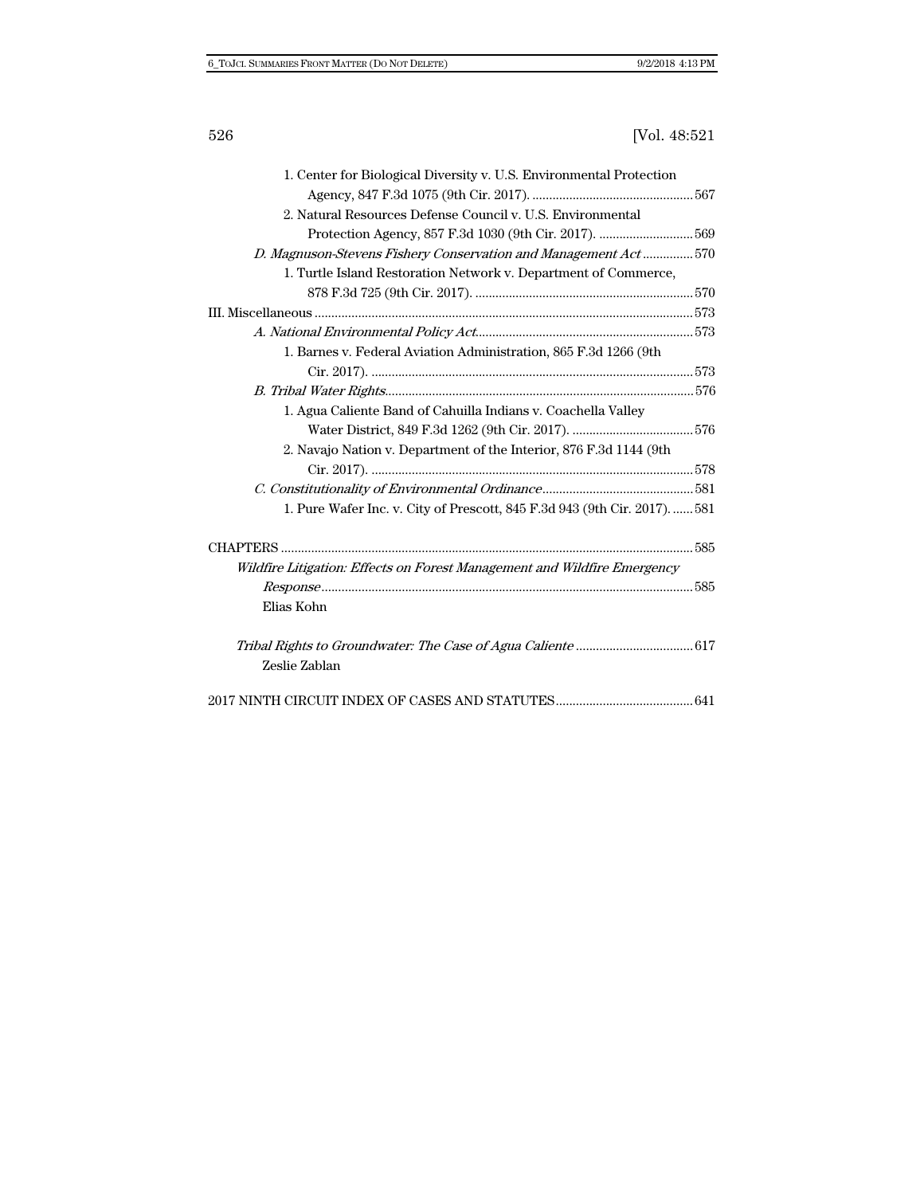1. Center for Biological Diversity v. U.S. Environmental Protection Agency, 847 F.3d 1075 (9th Cir. 2017). ............................................... 567

2. Natural Resources Defense Council v. U.S. Environmental Protection Agency, 857 F.3d 1030 (9th Cir. 2017). ............................ 569

*D. Magnuson-Stevens Fishery Conservation and Management Act* ............... 570

1. Turtle Island Restoration Network v. Department of Commerce, 878 F.3d 725 (9th Cir. 2017). ................................................................ 570

III. Miscellaneous ................................................................................................ 573

*A. National Environmental Policy Act*................................................................ 573

1. Barnes v. Federal Aviation Administration, 865 F.3d 1266 (9th Cir. 2017). ............................................................................................... 573

*B. Tribal Water Rights*........................................................................................... 576

1. Agua Caliente Band of Cahuilla Indians v. Coachella Valley Water District, 849 F.3d 1262 (9th Cir. 2017). .................................... 576

2. Navajo Nation v. Department of the Interior, 876 F.3d 1144 (9th Cir. 2017). ............................................................................................... 578

*C. Constitutionality of Environmental Ordinance*............................................ 581

1. Pure Wafer Inc. v. City of Prescott, 845 F.3d 943 (9th Cir. 2017). ...... 581

CHAPTERS ......................................................................................................... 585

*Wildfire Litigation: Effects on Forest Management and Wildfire Emergency Response*............................................................................................. 585

Elias Kohn

*Tribal Rights to Groundwater: The Case of Agua Caliente* .................................. 617

Zeslie Zablan

2017 NINTH CIRCUIT INDEX OF CASES AND STATUTES......................................... 641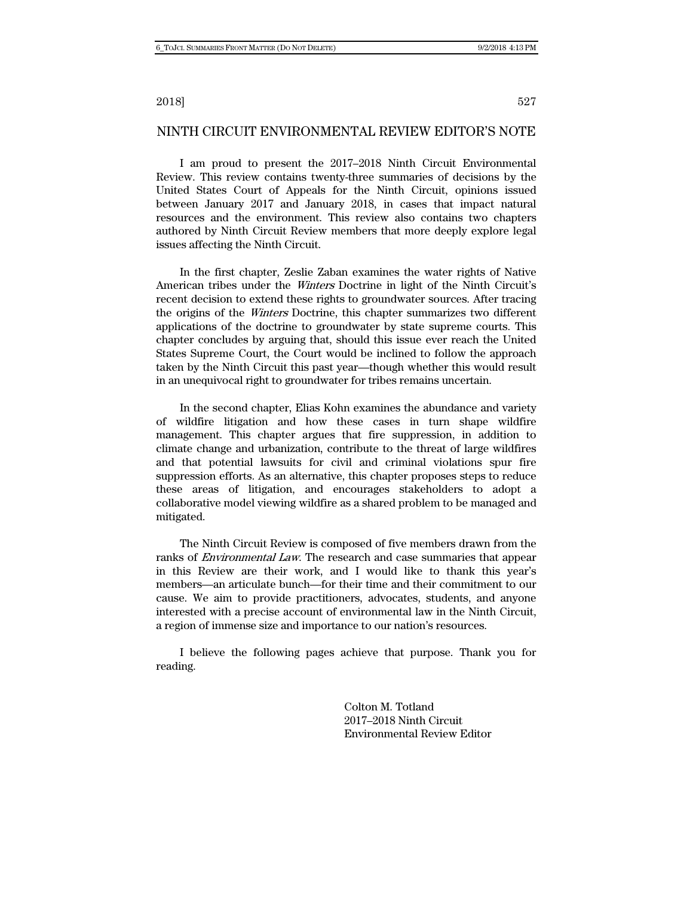# NINTH CIRCUIT ENVIRONMENTAL REVIEW EDITOR'S NOTE

I am proud to present the 2017–2018 Ninth Circuit Environmental Review. This review contains twenty-three summaries of decisions by the United States Court of Appeals for the Ninth Circuit, opinions issued between January 2017 and January 2018, in cases that impact natural resources and the environment. This review also contains two chapters authored by Ninth Circuit Review members that more deeply explore legal issues affecting the Ninth Circuit.

In the first chapter, Zeslie Zaban examines the water rights of Native American tribes under the *Winters* Doctrine in light of the Ninth Circuit's recent decision to extend these rights to groundwater sources. After tracing the origins of the *Winters* Doctrine, this chapter summarizes two different applications of the doctrine to groundwater by state supreme courts. This chapter concludes by arguing that, should this issue ever reach the United States Supreme Court, the Court would be inclined to follow the approach taken by the Ninth Circuit this past year—though whether this would result in an unequivocal right to groundwater for tribes remains uncertain.

In the second chapter, Elias Kohn examines the abundance and variety of wildfire litigation and how these cases in turn shape wildfire management. This chapter argues that fire suppression, in addition to climate change and urbanization, contribute to the threat of large wildfires and that potential lawsuits for civil and criminal violations spur fire suppression efforts. As an alternative, this chapter proposes steps to reduce these areas of litigation, and encourages stakeholders to adopt a collaborative model viewing wildfire as a shared problem to be managed and mitigated.

The Ninth Circuit Review is composed of five members drawn from the ranks of *Environmental Law*. The research and case summaries that appear in this Review are their work, and I would like to thank this year's members—an articulate bunch—for their time and their commitment to our cause. We aim to provide practitioners, advocates, students, and anyone interested with a precise account of environmental law in the Ninth Circuit, a region of immense size and importance to our nation's resources.

I believe the following pages achieve that purpose. Thank you for reading.

Colton M. Totland
2017–2018 Ninth Circuit
Environmental Review Editor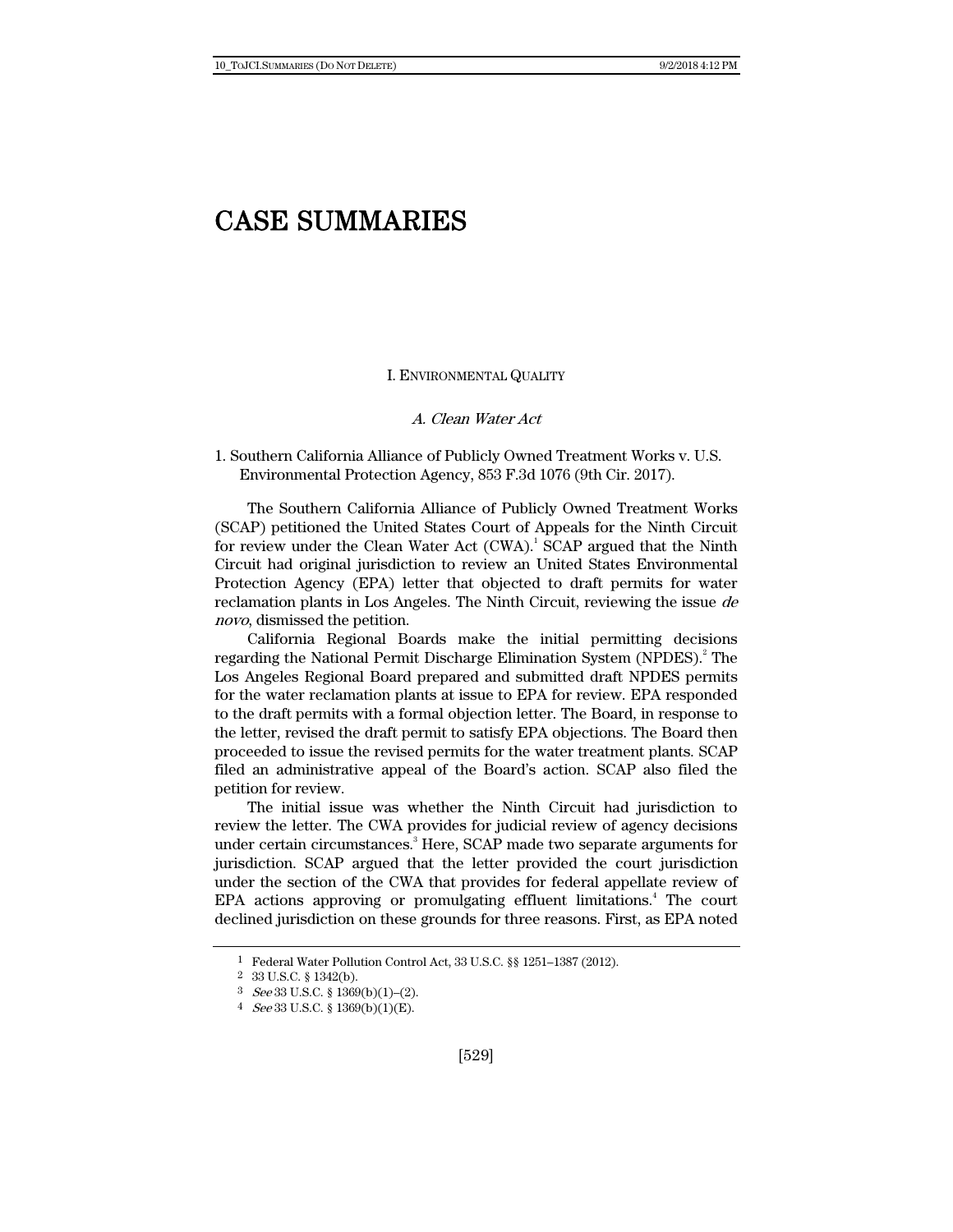# CASE SUMMARIES

## I. ENVIRONMENTAL QUALITY

### *A. Clean Water Act*

1. Southern California Alliance of Publicly Owned Treatment Works v. U.S. Environmental Protection Agency, 853 F.3d 1076 (9th Cir. 2017).

The Southern California Alliance of Publicly Owned Treatment Works (SCAP) petitioned the United States Court of Appeals for the Ninth Circuit for review under the Clean Water Act (CWA).[1] SCAP argued that the Ninth Circuit had original jurisdiction to review an United States Environmental Protection Agency (EPA) letter that objected to draft permits for water reclamation plants in Los Angeles. The Ninth Circuit, reviewing the issue *de novo*, dismissed the petition.

California Regional Boards make the initial permitting decisions regarding the National Permit Discharge Elimination System (NPDES).[2] The Los Angeles Regional Board prepared and submitted draft NPDES permits for the water reclamation plants at issue to EPA for review. EPA responded to the draft permits with a formal objection letter. The Board, in response to the letter, revised the draft permit to satisfy EPA objections. The Board then proceeded to issue the revised permits for the water treatment plants. SCAP filed an administrative appeal of the Board's action. SCAP also filed the petition for review.

The initial issue was whether the Ninth Circuit had jurisdiction to review the letter. The CWA provides for judicial review of agency decisions under certain circumstances.[3] Here, SCAP made two separate arguments for jurisdiction. SCAP argued that the letter provided the court jurisdiction under the section of the CWA that provides for federal appellate review of EPA actions approving or promulgating effluent limitations.[4] The court declined jurisdiction on these grounds for three reasons. First, as EPA noted

---

[1] Federal Water Pollution Control Act, 33 U.S.C. §§ 1251–1387 (2012).

[2] 33 U.S.C. § 1342(b).

[3] *See* 33 U.S.C. § 1369(b)(1)–(2).

[4] *See* 33 U.S.C. § 1369(b)(1)(E).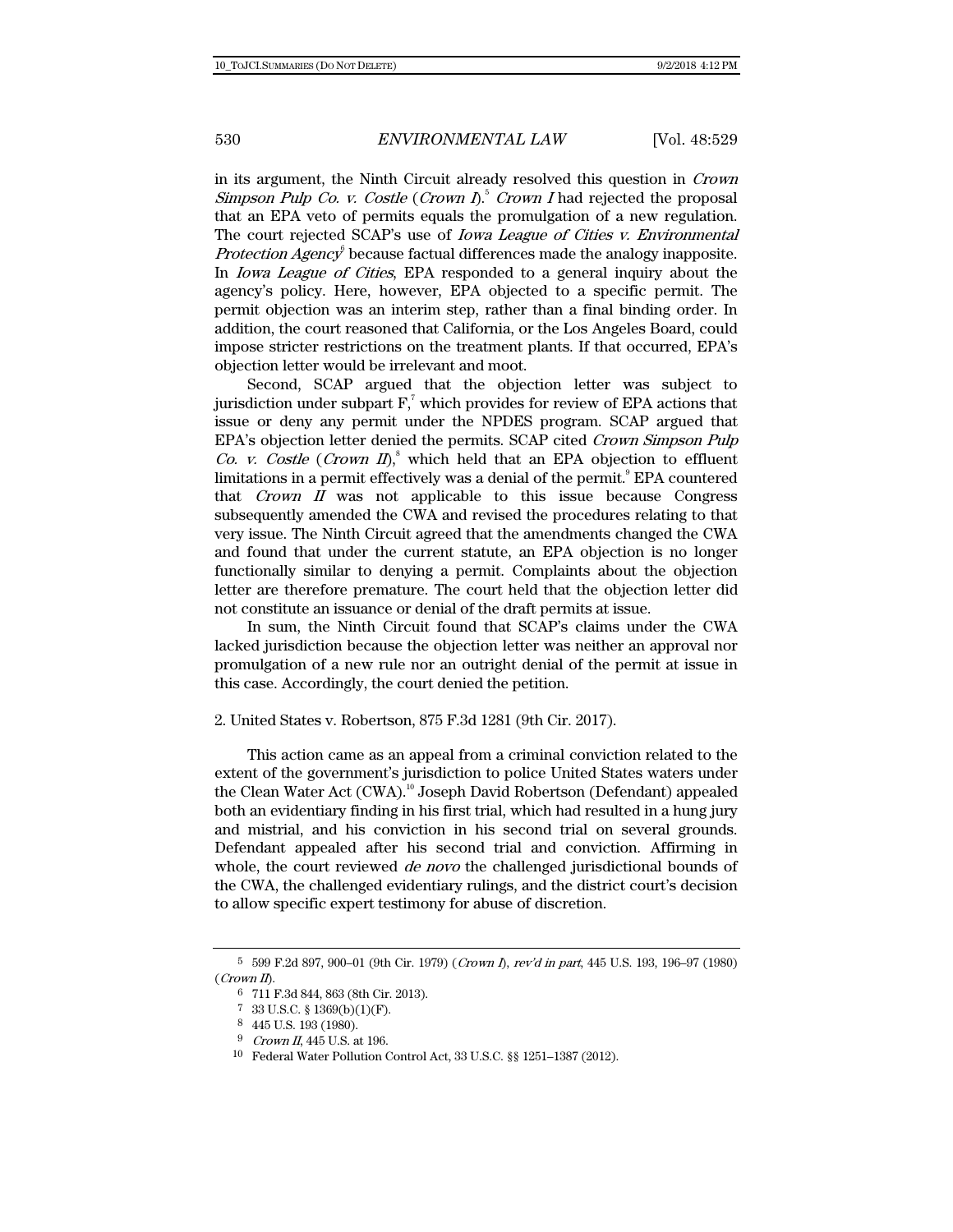in its argument, the Ninth Circuit already resolved this question in *Crown Simpson Pulp Co. v. Costle* (*Crown I*).[5] *Crown I* had rejected the proposal that an EPA veto of permits equals the promulgation of a new regulation. The court rejected SCAP's use of *Iowa League of Cities v. Environmental Protection Agency*[6] because factual differences made the analogy inapposite. In *Iowa League of Cities*, EPA responded to a general inquiry about the agency's policy. Here, however, EPA objected to a specific permit. The permit objection was an interim step, rather than a final binding order. In addition, the court reasoned that California, or the Los Angeles Board, could impose stricter restrictions on the treatment plants. If that occurred, EPA's objection letter would be irrelevant and moot.

Second, SCAP argued that the objection letter was subject to jurisdiction under subpart F,[7] which provides for review of EPA actions that issue or deny any permit under the NPDES program. SCAP argued that EPA's objection letter denied the permits. SCAP cited *Crown Simpson Pulp Co. v. Costle* (*Crown II*),[8] which held that an EPA objection to effluent limitations in a permit effectively was a denial of the permit.[9] EPA countered that *Crown II* was not applicable to this issue because Congress subsequently amended the CWA and revised the procedures relating to that very issue. The Ninth Circuit agreed that the amendments changed the CWA and found that under the current statute, an EPA objection is no longer functionally similar to denying a permit. Complaints about the objection letter are therefore premature. The court held that the objection letter did not constitute an issuance or denial of the draft permits at issue.

In sum, the Ninth Circuit found that SCAP's claims under the CWA lacked jurisdiction because the objection letter was neither an approval nor promulgation of a new rule nor an outright denial of the permit at issue in this case. Accordingly, the court denied the petition.

2. United States v. Robertson, 875 F.3d 1281 (9th Cir. 2017).

This action came as an appeal from a criminal conviction related to the extent of the government's jurisdiction to police United States waters under the Clean Water Act (CWA).[10] Joseph David Robertson (Defendant) appealed both an evidentiary finding in his first trial, which had resulted in a hung jury and mistrial, and his conviction in his second trial on several grounds. Defendant appealed after his second trial and conviction. Affirming in whole, the court reviewed *de novo* the challenged jurisdictional bounds of the CWA, the challenged evidentiary rulings, and the district court's decision to allow specific expert testimony for abuse of discretion.

---

[5] 599 F.2d 897, 900–01 (9th Cir. 1979) (*Crown I*), *rev'd in part*, 445 U.S. 193, 196–97 (1980) (*Crown II*).

[6] 711 F.3d 844, 863 (8th Cir. 2013).

[7] 33 U.S.C. § 1369(b)(1)(F).

[8] 445 U.S. 193 (1980).

[9] *Crown II*, 445 U.S. at 196.

[10] Federal Water Pollution Control Act, 33 U.S.C. §§ 1251–1387 (2012).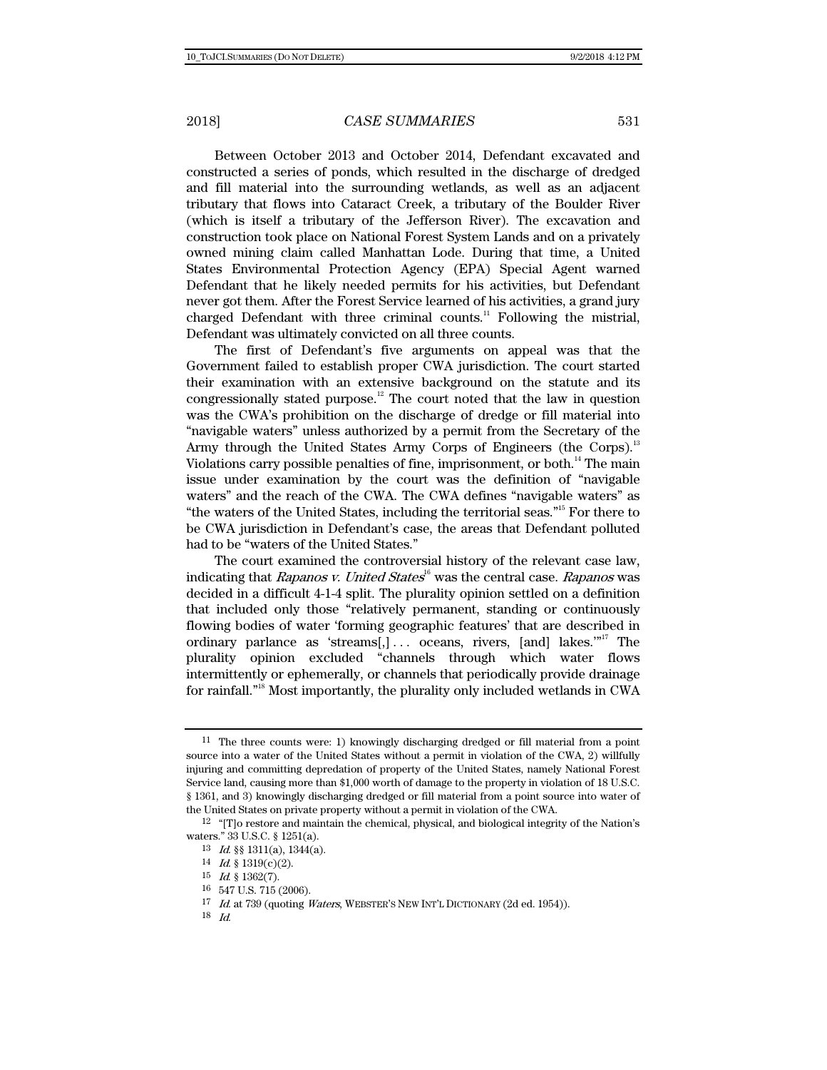Between October 2013 and October 2014, Defendant excavated and constructed a series of ponds, which resulted in the discharge of dredged and fill material into the surrounding wetlands, as well as an adjacent tributary that flows into Cataract Creek, a tributary of the Boulder River (which is itself a tributary of the Jefferson River). The excavation and construction took place on National Forest System Lands and on a privately owned mining claim called Manhattan Lode. During that time, a United States Environmental Protection Agency (EPA) Special Agent warned Defendant that he likely needed permits for his activities, but Defendant never got them. After the Forest Service learned of his activities, a grand jury charged Defendant with three criminal counts.[11] Following the mistrial, Defendant was ultimately convicted on all three counts.

The first of Defendant's five arguments on appeal was that the Government failed to establish proper CWA jurisdiction. The court started their examination with an extensive background on the statute and its congressionally stated purpose.[12] The court noted that the law in question was the CWA's prohibition on the discharge of dredge or fill material into "navigable waters" unless authorized by a permit from the Secretary of the Army through the United States Army Corps of Engineers (the Corps).[13] Violations carry possible penalties of fine, imprisonment, or both.[14] The main issue under examination by the court was the definition of "navigable waters" and the reach of the CWA. The CWA defines "navigable waters" as "the waters of the United States, including the territorial seas."[15] For there to be CWA jurisdiction in Defendant's case, the areas that Defendant polluted had to be "waters of the United States."

The court examined the controversial history of the relevant case law, indicating that *Rapanos v. United States*[16] was the central case. *Rapanos* was decided in a difficult 4-1-4 split. The plurality opinion settled on a definition that included only those "relatively permanent, standing or continuously flowing bodies of water 'forming geographic features' that are described in ordinary parlance as 'streams[,] . . . oceans, rivers, [and] lakes.'"[17] The plurality opinion excluded "channels through which water flows intermittently or ephemerally, or channels that periodically provide drainage for rainfall."[18] Most importantly, the plurality only included wetlands in CWA

---

[11] The three counts were: 1) knowingly discharging dredged or fill material from a point source into a water of the United States without a permit in violation of the CWA, 2) willfully injuring and committing depredation of property of the United States, namely National Forest Service land, causing more than $1,000 worth of damage to the property in violation of 18 U.S.C. § 1361, and 3) knowingly discharging dredged or fill material from a point source into water of the United States on private property without a permit in violation of the CWA.

[12] "[T]o restore and maintain the chemical, physical, and biological integrity of the Nation's waters." 33 U.S.C. § 1251(a).

[13] *Id.* §§ 1311(a), 1344(a).

[14] *Id.* § 1319(c)(2).

[15] *Id.* § 1362(7).

[16] 547 U.S. 715 (2006).

[17] *Id.* at 739 (quoting *Waters*, WEBSTER'S NEW INT'L DICTIONARY (2d ed. 1954)).

[18] *Id.*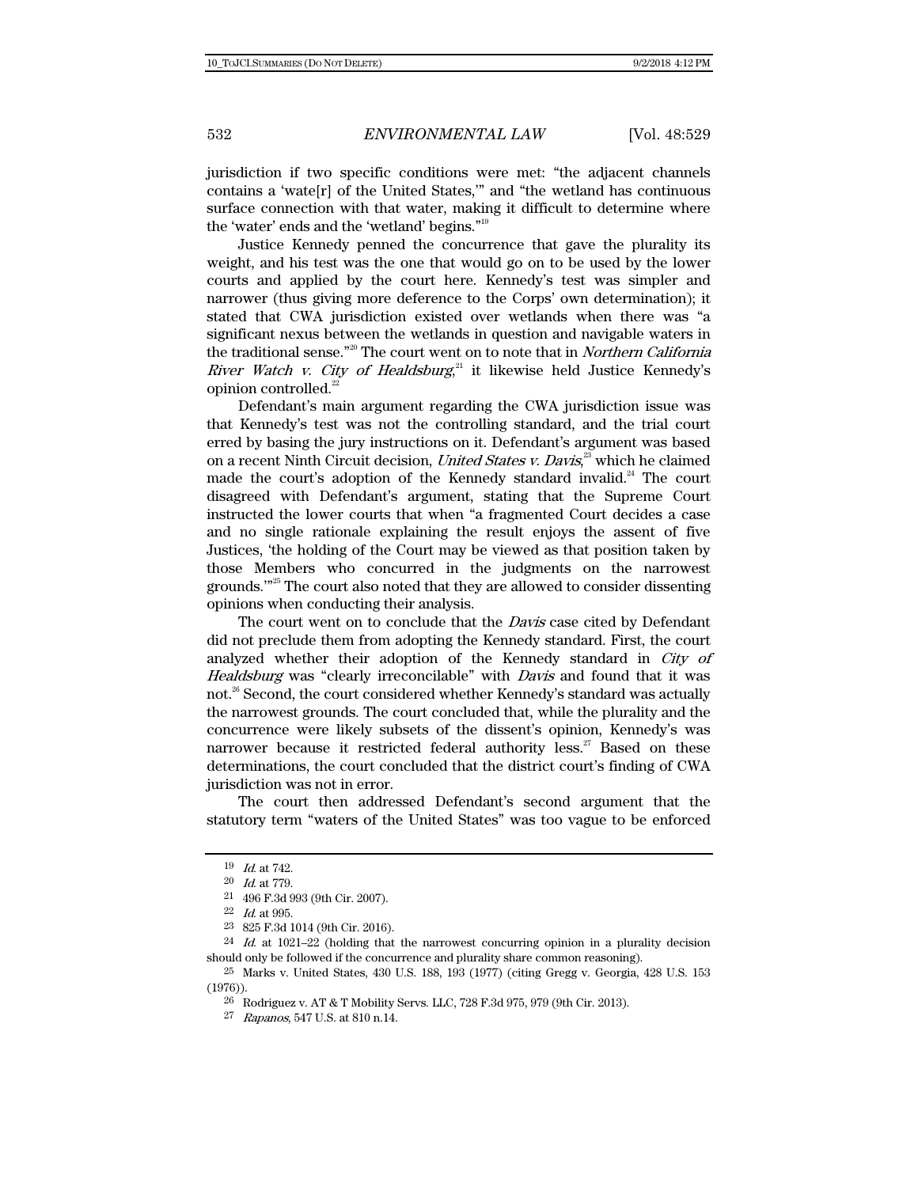jurisdiction if two specific conditions were met: "the adjacent channels contains a 'wate[r] of the United States,'" and "the wetland has continuous surface connection with that water, making it difficult to determine where the 'water' ends and the 'wetland' begins."[19]

Justice Kennedy penned the concurrence that gave the plurality its weight, and his test was the one that would go on to be used by the lower courts and applied by the court here. Kennedy's test was simpler and narrower (thus giving more deference to the Corps' own determination); it stated that CWA jurisdiction existed over wetlands when there was "a significant nexus between the wetlands in question and navigable waters in the traditional sense."[20] The court went on to note that in *Northern California River Watch v. City of Healdsburg*,[21] it likewise held Justice Kennedy's opinion controlled.[22]

Defendant's main argument regarding the CWA jurisdiction issue was that Kennedy's test was not the controlling standard, and the trial court erred by basing the jury instructions on it. Defendant's argument was based on a recent Ninth Circuit decision, *United States v. Davis*,[23] which he claimed made the court's adoption of the Kennedy standard invalid.[24] The court disagreed with Defendant's argument, stating that the Supreme Court instructed the lower courts that when "a fragmented Court decides a case and no single rationale explaining the result enjoys the assent of five Justices, 'the holding of the Court may be viewed as that position taken by those Members who concurred in the judgments on the narrowest grounds.'"[25] The court also noted that they are allowed to consider dissenting opinions when conducting their analysis.

The court went on to conclude that the *Davis* case cited by Defendant did not preclude them from adopting the Kennedy standard. First, the court analyzed whether their adoption of the Kennedy standard in *City of Healdsburg* was "clearly irreconcilable" with *Davis* and found that it was not.[26] Second, the court considered whether Kennedy's standard was actually the narrowest grounds. The court concluded that, while the plurality and the concurrence were likely subsets of the dissent's opinion, Kennedy's was narrower because it restricted federal authority less.[27] Based on these determinations, the court concluded that the district court's finding of CWA jurisdiction was not in error.

The court then addressed Defendant's second argument that the statutory term "waters of the United States" was too vague to be enforced

---

19 *Id.* at 742.

20 *Id.* at 779.

21 496 F.3d 993 (9th Cir. 2007).

22 *Id.* at 995.

23 825 F.3d 1014 (9th Cir. 2016).

24 *Id.* at 1021–22 (holding that the narrowest concurring opinion in a plurality decision should only be followed if the concurrence and plurality share common reasoning).

25 Marks v. United States, 430 U.S. 188, 193 (1977) (citing Gregg v. Georgia, 428 U.S. 153 (1976)).

26 Rodriguez v. AT & T Mobility Servs. LLC, 728 F.3d 975, 979 (9th Cir. 2013).

27 *Rapanos*, 547 U.S. at 810 n.14.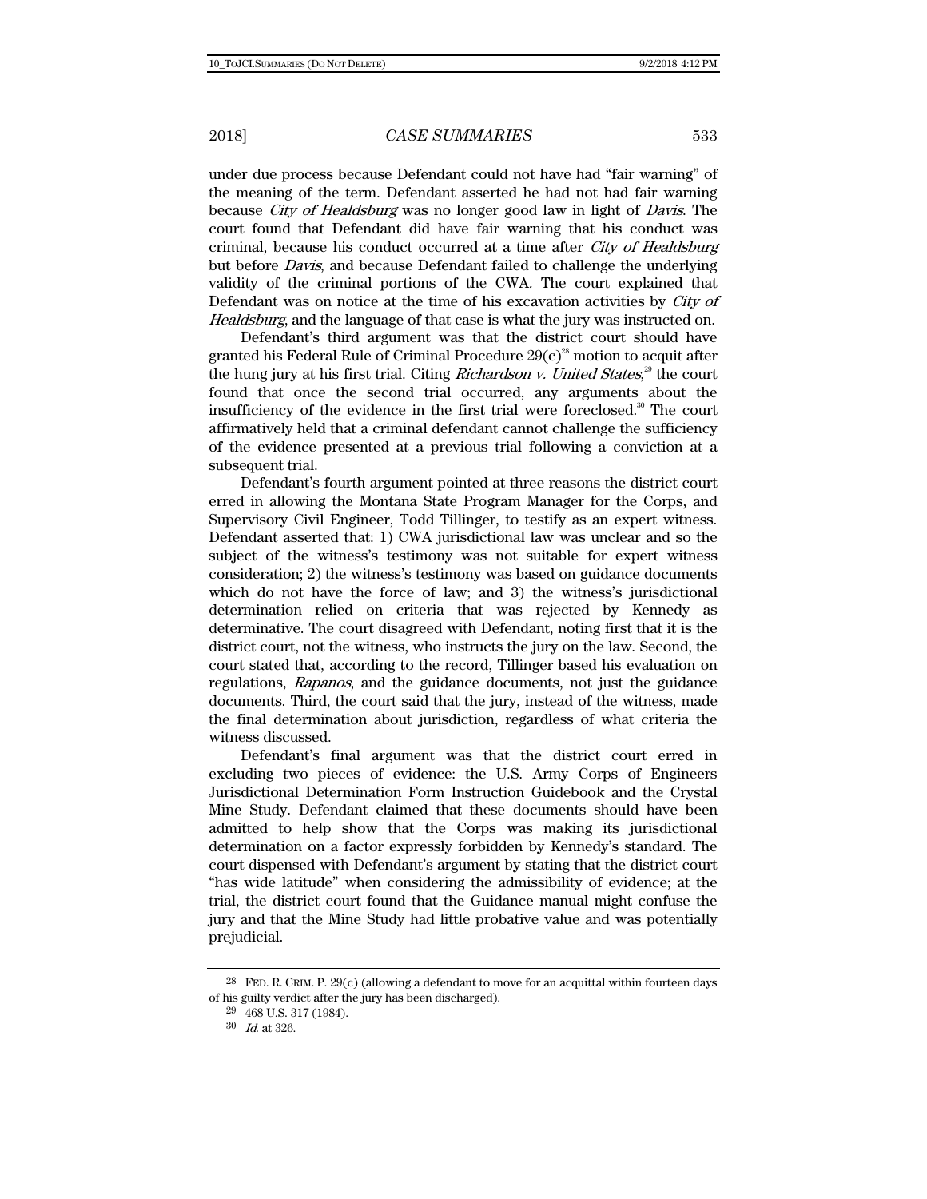under due process because Defendant could not have had "fair warning" of the meaning of the term. Defendant asserted he had not had fair warning because *City of Healdsburg* was no longer good law in light of *Davis*. The court found that Defendant did have fair warning that his conduct was criminal, because his conduct occurred at a time after *City of Healdsburg* but before *Davis*, and because Defendant failed to challenge the underlying validity of the criminal portions of the CWA. The court explained that Defendant was on notice at the time of his excavation activities by *City of Healdsburg*, and the language of that case is what the jury was instructed on.

Defendant's third argument was that the district court should have granted his Federal Rule of Criminal Procedure 29(c)[28] motion to acquit after the hung jury at his first trial. Citing *Richardson v. United States*,[29] the court found that once the second trial occurred, any arguments about the insufficiency of the evidence in the first trial were foreclosed.[30] The court affirmatively held that a criminal defendant cannot challenge the sufficiency of the evidence presented at a previous trial following a conviction at a subsequent trial.

Defendant's fourth argument pointed at three reasons the district court erred in allowing the Montana State Program Manager for the Corps, and Supervisory Civil Engineer, Todd Tillinger, to testify as an expert witness. Defendant asserted that: 1) CWA jurisdictional law was unclear and so the subject of the witness's testimony was not suitable for expert witness consideration; 2) the witness's testimony was based on guidance documents which do not have the force of law; and 3) the witness's jurisdictional determination relied on criteria that was rejected by Kennedy as determinative. The court disagreed with Defendant, noting first that it is the district court, not the witness, who instructs the jury on the law. Second, the court stated that, according to the record, Tillinger based his evaluation on regulations, *Rapanos*, and the guidance documents, not just the guidance documents. Third, the court said that the jury, instead of the witness, made the final determination about jurisdiction, regardless of what criteria the witness discussed.

Defendant's final argument was that the district court erred in excluding two pieces of evidence: the U.S. Army Corps of Engineers Jurisdictional Determination Form Instruction Guidebook and the Crystal Mine Study. Defendant claimed that these documents should have been admitted to help show that the Corps was making its jurisdictional determination on a factor expressly forbidden by Kennedy's standard. The court dispensed with Defendant's argument by stating that the district court "has wide latitude" when considering the admissibility of evidence; at the trial, the district court found that the Guidance manual might confuse the jury and that the Mine Study had little probative value and was potentially prejudicial.

---

[28] FED. R. CRIM. P. 29(c) (allowing a defendant to move for an acquittal within fourteen days of his guilty verdict after the jury has been discharged).

[29] 468 U.S. 317 (1984).

[30] *Id.* at 326.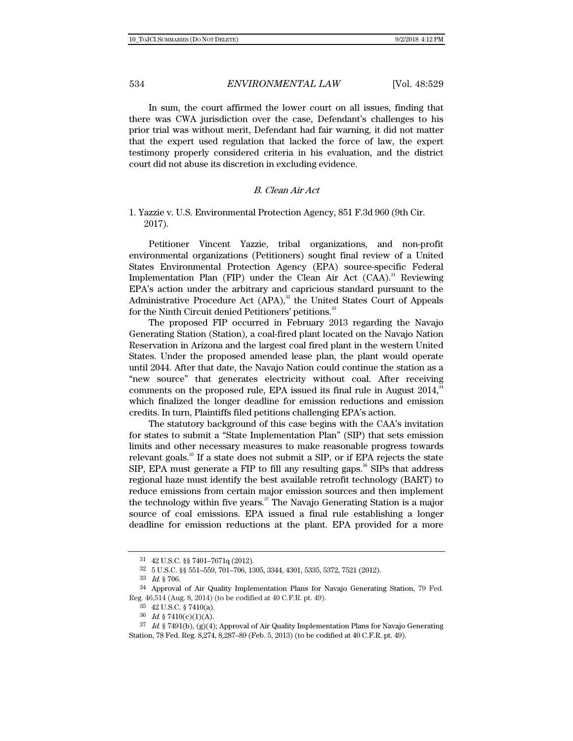In sum, the court affirmed the lower court on all issues, finding that there was CWA jurisdiction over the case, Defendant's challenges to his prior trial was without merit, Defendant had fair warning, it did not matter that the expert used regulation that lacked the force of law, the expert testimony properly considered criteria in his evaluation, and the district court did not abuse its discretion in excluding evidence.

### *B. Clean Air Act*

1. Yazzie v. U.S. Environmental Protection Agency, 851 F.3d 960 (9th Cir. 2017).

Petitioner Vincent Yazzie, tribal organizations, and non-profit environmental organizations (Petitioners) sought final review of a United States Environmental Protection Agency (EPA) source-specific Federal Implementation Plan (FIP) under the Clean Air Act (CAA).[31] Reviewing EPA's action under the arbitrary and capricious standard pursuant to the Administrative Procedure Act (APA),[32] the United States Court of Appeals for the Ninth Circuit denied Petitioners' petitions.[33]

The proposed FIP occurred in February 2013 regarding the Navajo Generating Station (Station), a coal-fired plant located on the Navajo Nation Reservation in Arizona and the largest coal fired plant in the western United States. Under the proposed amended lease plan, the plant would operate until 2044. After that date, the Navajo Nation could continue the station as a "new source" that generates electricity without coal. After receiving comments on the proposed rule, EPA issued its final rule in August 2014,[34] which finalized the longer deadline for emission reductions and emission credits. In turn, Plaintiffs filed petitions challenging EPA's action.

The statutory background of this case begins with the CAA's invitation for states to submit a "State Implementation Plan" (SIP) that sets emission limits and other necessary measures to make reasonable progress towards relevant goals.[35] If a state does not submit a SIP, or if EPA rejects the state SIP, EPA must generate a FIP to fill any resulting gaps.[36] SIPs that address regional haze must identify the best available retrofit technology (BART) to reduce emissions from certain major emission sources and then implement the technology within five years.[37] The Navajo Generating Station is a major source of coal emissions. EPA issued a final rule establishing a longer deadline for emission reductions at the plant. EPA provided for a more

---

[31] 42 U.S.C. §§ 7401–7671q (2012).

[32] 5 U.S.C. §§ 551–559, 701–706, 1305, 3344, 4301, 5335, 5372, 7521 (2012).

[33] *Id.* § 706.

[34] Approval of Air Quality Implementation Plans for Navajo Generating Station, 79 Fed. Reg. 46,514 (Aug. 8, 2014) (to be codified at 40 C.F.R. pt. 49).

[35] 42 U.S.C. § 7410(a).

[36] *Id.* § 7410(c)(1)(A).

[37] *Id.* § 7491(b), (g)(4); Approval of Air Quality Implementation Plans for Navajo Generating Station, 78 Fed. Reg. 8,274, 8,287–89 (Feb. 5, 2013) (to be codified at 40 C.F.R. pt. 49).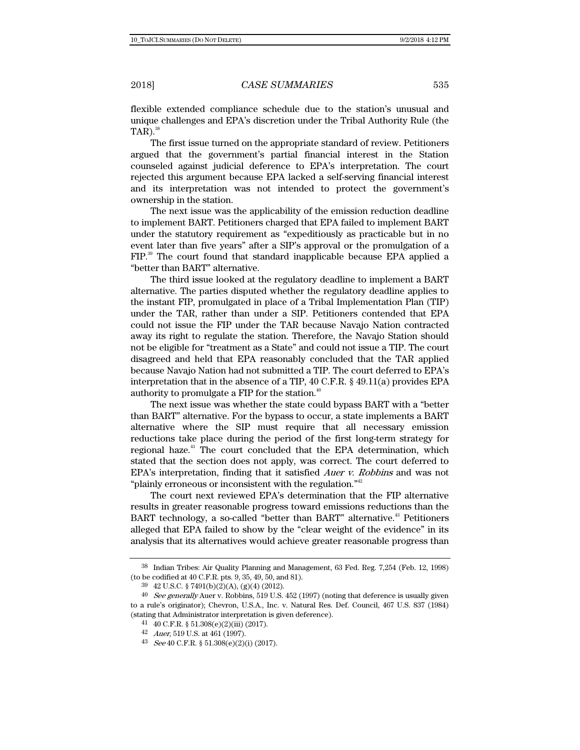flexible extended compliance schedule due to the station's unusual and unique challenges and EPA's discretion under the Tribal Authority Rule (the TAR).[38]

The first issue turned on the appropriate standard of review. Petitioners argued that the government's partial financial interest in the Station counseled against judicial deference to EPA's interpretation. The court rejected this argument because EPA lacked a self-serving financial interest and its interpretation was not intended to protect the government's ownership in the station.

The next issue was the applicability of the emission reduction deadline to implement BART. Petitioners charged that EPA failed to implement BART under the statutory requirement as "expeditiously as practicable but in no event later than five years" after a SIP's approval or the promulgation of a FIP.[39] The court found that standard inapplicable because EPA applied a "better than BART" alternative.

The third issue looked at the regulatory deadline to implement a BART alternative. The parties disputed whether the regulatory deadline applies to the instant FIP, promulgated in place of a Tribal Implementation Plan (TIP) under the TAR, rather than under a SIP. Petitioners contended that EPA could not issue the FIP under the TAR because Navajo Nation contracted away its right to regulate the station. Therefore, the Navajo Station should not be eligible for "treatment as a State" and could not issue a TIP. The court disagreed and held that EPA reasonably concluded that the TAR applied because Navajo Nation had not submitted a TIP. The court deferred to EPA's interpretation that in the absence of a TIP, 40 C.F.R. § 49.11(a) provides EPA authority to promulgate a FIP for the station.[40]

The next issue was whether the state could bypass BART with a "better than BART" alternative. For the bypass to occur, a state implements a BART alternative where the SIP must require that all necessary emission reductions take place during the period of the first long-term strategy for regional haze.[41] The court concluded that the EPA determination, which stated that the section does not apply, was correct. The court deferred to EPA's interpretation, finding that it satisfied *Auer v. Robbins* and was not "plainly erroneous or inconsistent with the regulation."[42]

The court next reviewed EPA's determination that the FIP alternative results in greater reasonable progress toward emissions reductions than the BART technology, a so-called "better than BART" alternative.[43] Petitioners alleged that EPA failed to show by the "clear weight of the evidence" in its analysis that its alternatives would achieve greater reasonable progress than

---

[38] Indian Tribes: Air Quality Planning and Management, 63 Fed. Reg. 7,254 (Feb. 12, 1998) (to be codified at 40 C.F.R. pts. 9, 35, 49, 50, and 81).

[39] 42 U.S.C. § 7491(b)(2)(A), (g)(4) (2012).

[40] *See generally* Auer v. Robbins, 519 U.S. 452 (1997) (noting that deference is usually given to a rule's originator); Chevron, U.S.A., Inc. v. Natural Res. Def. Council, 467 U.S. 837 (1984) (stating that Administrator interpretation is given deference).

[41] 40 C.F.R. § 51.308(e)(2)(iii) (2017).

[42] *Auer*, 519 U.S. at 461 (1997).

[43] *See* 40 C.F.R. § 51.308(e)(2)(i) (2017).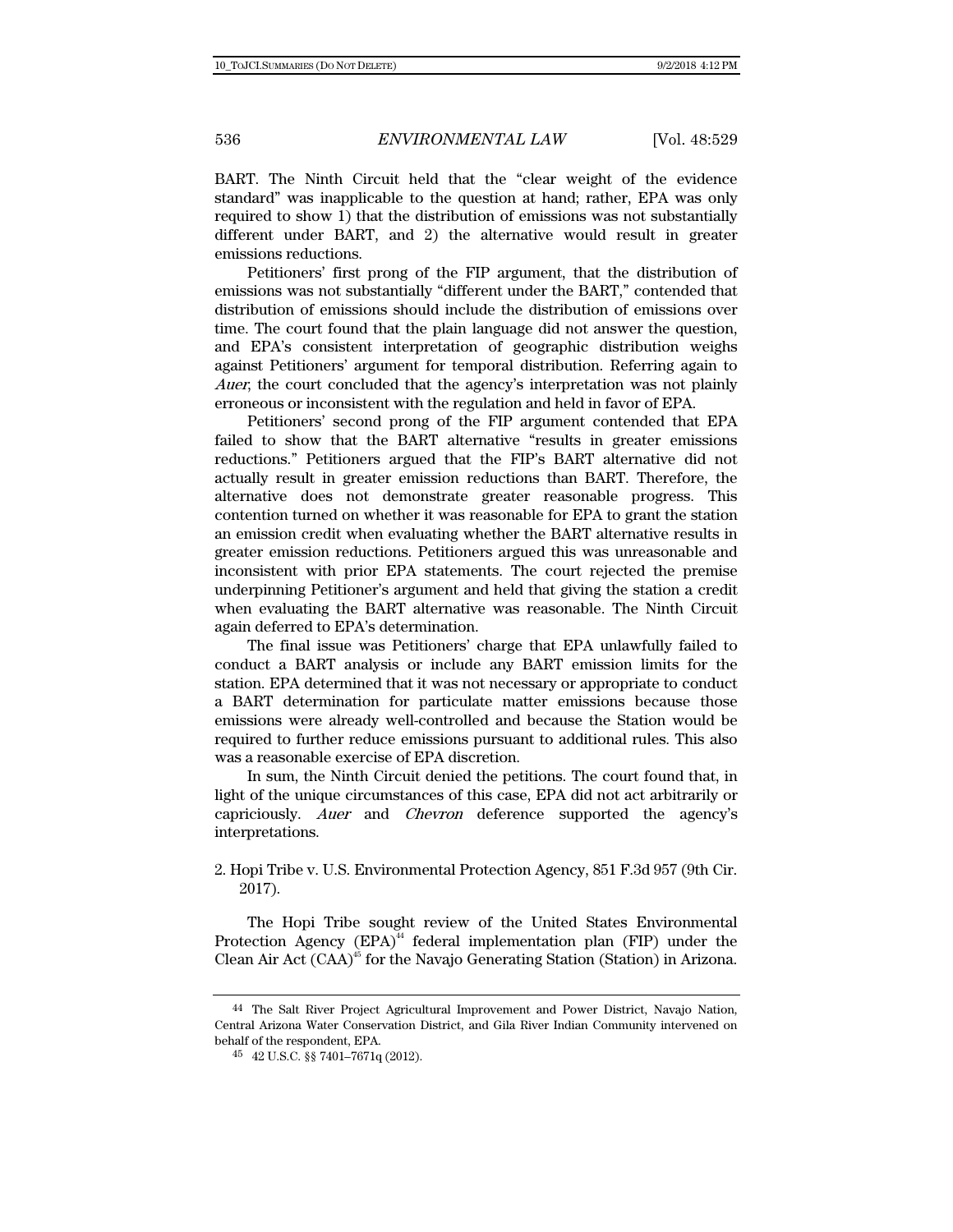BART. The Ninth Circuit held that the "clear weight of the evidence standard" was inapplicable to the question at hand; rather, EPA was only required to show 1) that the distribution of emissions was not substantially different under BART, and 2) the alternative would result in greater emissions reductions.

Petitioners' first prong of the FIP argument, that the distribution of emissions was not substantially "different under the BART," contended that distribution of emissions should include the distribution of emissions over time. The court found that the plain language did not answer the question, and EPA's consistent interpretation of geographic distribution weighs against Petitioners' argument for temporal distribution. Referring again to *Auer*, the court concluded that the agency's interpretation was not plainly erroneous or inconsistent with the regulation and held in favor of EPA.

Petitioners' second prong of the FIP argument contended that EPA failed to show that the BART alternative "results in greater emissions reductions." Petitioners argued that the FIP's BART alternative did not actually result in greater emission reductions than BART. Therefore, the alternative does not demonstrate greater reasonable progress. This contention turned on whether it was reasonable for EPA to grant the station an emission credit when evaluating whether the BART alternative results in greater emission reductions. Petitioners argued this was unreasonable and inconsistent with prior EPA statements. The court rejected the premise underpinning Petitioner's argument and held that giving the station a credit when evaluating the BART alternative was reasonable. The Ninth Circuit again deferred to EPA's determination.

The final issue was Petitioners' charge that EPA unlawfully failed to conduct a BART analysis or include any BART emission limits for the station. EPA determined that it was not necessary or appropriate to conduct a BART determination for particulate matter emissions because those emissions were already well-controlled and because the Station would be required to further reduce emissions pursuant to additional rules. This also was a reasonable exercise of EPA discretion.

In sum, the Ninth Circuit denied the petitions. The court found that, in light of the unique circumstances of this case, EPA did not act arbitrarily or capriciously. *Auer* and *Chevron* deference supported the agency's interpretations.

2. Hopi Tribe v. U.S. Environmental Protection Agency, 851 F.3d 957 (9th Cir. 2017).

The Hopi Tribe sought review of the United States Environmental Protection Agency (EPA)[44] federal implementation plan (FIP) under the Clean Air Act (CAA)[45] for the Navajo Generating Station (Station) in Arizona.

[44] The Salt River Project Agricultural Improvement and Power District, Navajo Nation, Central Arizona Water Conservation District, and Gila River Indian Community intervened on behalf of the respondent, EPA.

[45] 42 U.S.C. §§ 7401–7671q (2012).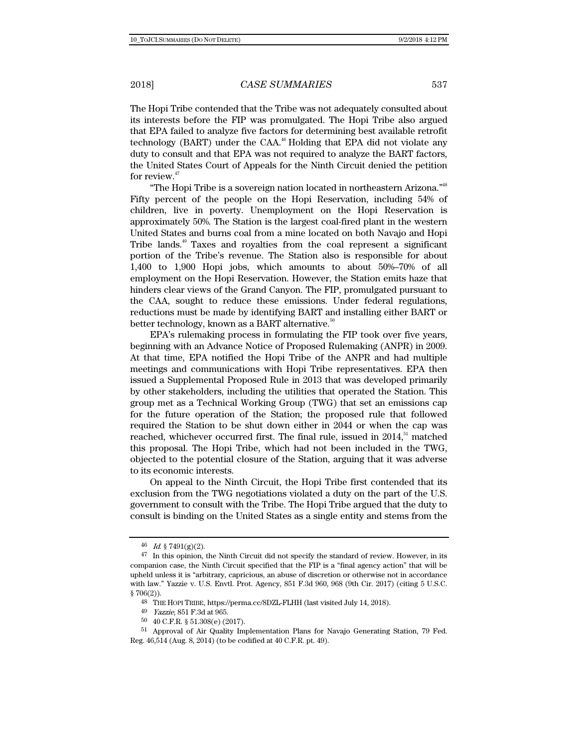The Hopi Tribe contended that the Tribe was not adequately consulted about its interests before the FIP was promulgated. The Hopi Tribe also argued that EPA failed to analyze five factors for determining best available retrofit technology (BART) under the CAA.[46] Holding that EPA did not violate any duty to consult and that EPA was not required to analyze the BART factors, the United States Court of Appeals for the Ninth Circuit denied the petition for review.[47]

"The Hopi Tribe is a sovereign nation located in northeastern Arizona."[48] Fifty percent of the people on the Hopi Reservation, including 54% of children, live in poverty. Unemployment on the Hopi Reservation is approximately 50%. The Station is the largest coal-fired plant in the western United States and burns coal from a mine located on both Navajo and Hopi Tribe lands.[49] Taxes and royalties from the coal represent a significant portion of the Tribe's revenue. The Station also is responsible for about 1,400 to 1,900 Hopi jobs, which amounts to about 50%–70% of all employment on the Hopi Reservation. However, the Station emits haze that hinders clear views of the Grand Canyon. The FIP, promulgated pursuant to the CAA, sought to reduce these emissions. Under federal regulations, reductions must be made by identifying BART and installing either BART or better technology, known as a BART alternative.[50]

EPA's rulemaking process in formulating the FIP took over five years, beginning with an Advance Notice of Proposed Rulemaking (ANPR) in 2009. At that time, EPA notified the Hopi Tribe of the ANPR and had multiple meetings and communications with Hopi Tribe representatives. EPA then issued a Supplemental Proposed Rule in 2013 that was developed primarily by other stakeholders, including the utilities that operated the Station. This group met as a Technical Working Group (TWG) that set an emissions cap for the future operation of the Station; the proposed rule that followed required the Station to be shut down either in 2044 or when the cap was reached, whichever occurred first. The final rule, issued in 2014,[51] matched this proposal. The Hopi Tribe, which had not been included in the TWG, objected to the potential closure of the Station, arguing that it was adverse to its economic interests.

On appeal to the Ninth Circuit, the Hopi Tribe first contended that its exclusion from the TWG negotiations violated a duty on the part of the U.S. government to consult with the Tribe. The Hopi Tribe argued that the duty to consult is binding on the United States as a single entity and stems from the

---

46 *Id.* § 7491(g)(2).

47 In this opinion, the Ninth Circuit did not specify the standard of review. However, in its companion case, the Ninth Circuit specified that the FIP is a "final agency action" that will be upheld unless it is "arbitrary, capricious, an abuse of discretion or otherwise not in accordance with law." Yazzie v. U.S. Envtl. Prot. Agency, 851 F.3d 960, 968 (9th Cir. 2017) (citing 5 U.S.C. § 706(2)).

48 THE HOPI TRIBE, https://perma.cc/8DZL-FLHH (last visited July 14, 2018).

49 *Yazzie*, 851 F.3d at 965.

50 40 C.F.R. § 51.308(e) (2017).

51 Approval of Air Quality Implementation Plans for Navajo Generating Station, 79 Fed. Reg. 46,514 (Aug. 8, 2014) (to be codified at 40 C.F.R. pt. 49).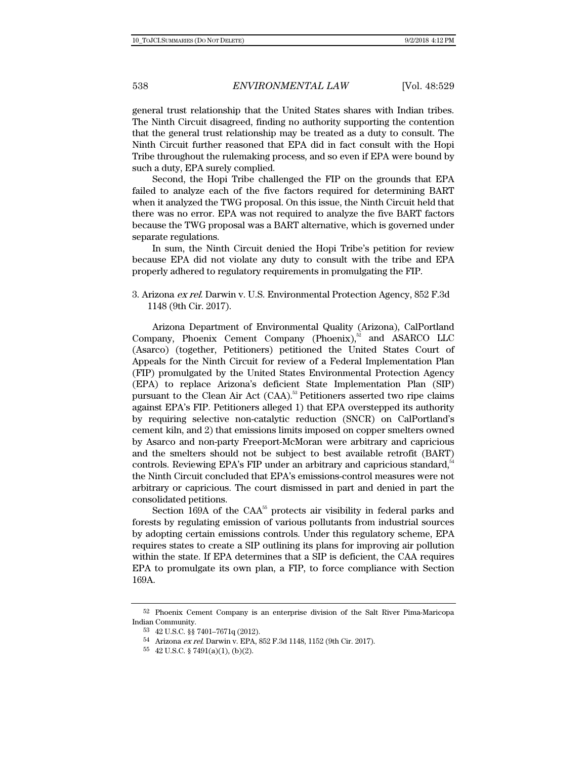general trust relationship that the United States shares with Indian tribes. The Ninth Circuit disagreed, finding no authority supporting the contention that the general trust relationship may be treated as a duty to consult. The Ninth Circuit further reasoned that EPA did in fact consult with the Hopi Tribe throughout the rulemaking process, and so even if EPA were bound by such a duty, EPA surely complied.

Second, the Hopi Tribe challenged the FIP on the grounds that EPA failed to analyze each of the five factors required for determining BART when it analyzed the TWG proposal. On this issue, the Ninth Circuit held that there was no error. EPA was not required to analyze the five BART factors because the TWG proposal was a BART alternative, which is governed under separate regulations.

In sum, the Ninth Circuit denied the Hopi Tribe's petition for review because EPA did not violate any duty to consult with the tribe and EPA properly adhered to regulatory requirements in promulgating the FIP.

3. Arizona *ex rel.* Darwin v. U.S. Environmental Protection Agency, 852 F.3d 1148 (9th Cir. 2017).

Arizona Department of Environmental Quality (Arizona), CalPortland Company, Phoenix Cement Company (Phoenix),[52] and ASARCO LLC (Asarco) (together, Petitioners) petitioned the United States Court of Appeals for the Ninth Circuit for review of a Federal Implementation Plan (FIP) promulgated by the United States Environmental Protection Agency (EPA) to replace Arizona's deficient State Implementation Plan (SIP) pursuant to the Clean Air Act (CAA).[53] Petitioners asserted two ripe claims against EPA's FIP. Petitioners alleged 1) that EPA overstepped its authority by requiring selective non-catalytic reduction (SNCR) on CalPortland's cement kiln, and 2) that emissions limits imposed on copper smelters owned by Asarco and non-party Freeport-McMoran were arbitrary and capricious and the smelters should not be subject to best available retrofit (BART) controls. Reviewing EPA's FIP under an arbitrary and capricious standard,[54] the Ninth Circuit concluded that EPA's emissions-control measures were not arbitrary or capricious. The court dismissed in part and denied in part the consolidated petitions.

Section 169A of the CAA[55] protects air visibility in federal parks and forests by regulating emission of various pollutants from industrial sources by adopting certain emissions controls. Under this regulatory scheme, EPA requires states to create a SIP outlining its plans for improving air pollution within the state. If EPA determines that a SIP is deficient, the CAA requires EPA to promulgate its own plan, a FIP, to force compliance with Section 169A.

---

[52] Phoenix Cement Company is an enterprise division of the Salt River Pima-Maricopa Indian Community.

[53] 42 U.S.C. §§ 7401–7671q (2012).

[54] Arizona *ex rel.* Darwin v. EPA, 852 F.3d 1148, 1152 (9th Cir. 2017).

[55] 42 U.S.C. § 7491(a)(1), (b)(2).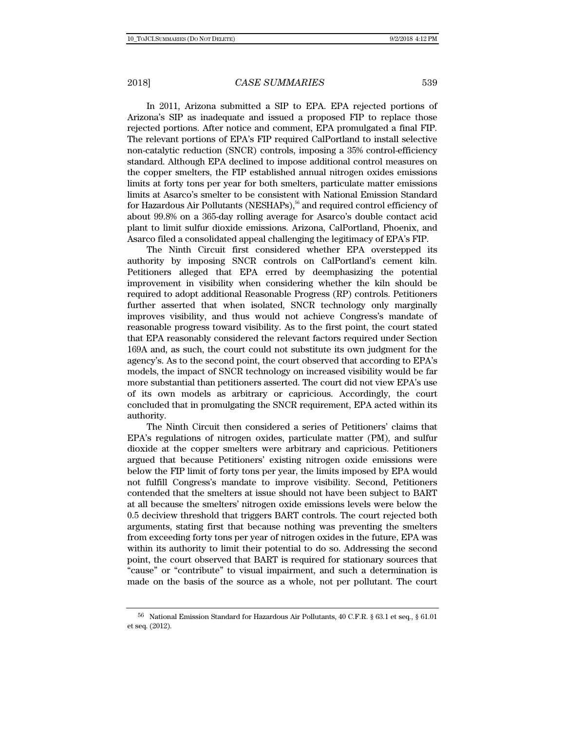In 2011, Arizona submitted a SIP to EPA. EPA rejected portions of Arizona's SIP as inadequate and issued a proposed FIP to replace those rejected portions. After notice and comment, EPA promulgated a final FIP. The relevant portions of EPA's FIP required CalPortland to install selective non-catalytic reduction (SNCR) controls, imposing a 35% control-efficiency standard. Although EPA declined to impose additional control measures on the copper smelters, the FIP established annual nitrogen oxides emissions limits at forty tons per year for both smelters, particulate matter emissions limits at Asarco's smelter to be consistent with National Emission Standard for Hazardous Air Pollutants (NESHAPs),[56] and required control efficiency of about 99.8% on a 365-day rolling average for Asarco's double contact acid plant to limit sulfur dioxide emissions. Arizona, CalPortland, Phoenix, and Asarco filed a consolidated appeal challenging the legitimacy of EPA's FIP.

The Ninth Circuit first considered whether EPA overstepped its authority by imposing SNCR controls on CalPortland's cement kiln. Petitioners alleged that EPA erred by deemphasizing the potential improvement in visibility when considering whether the kiln should be required to adopt additional Reasonable Progress (RP) controls. Petitioners further asserted that when isolated, SNCR technology only marginally improves visibility, and thus would not achieve Congress's mandate of reasonable progress toward visibility. As to the first point, the court stated that EPA reasonably considered the relevant factors required under Section 169A and, as such, the court could not substitute its own judgment for the agency's. As to the second point, the court observed that according to EPA's models, the impact of SNCR technology on increased visibility would be far more substantial than petitioners asserted. The court did not view EPA's use of its own models as arbitrary or capricious. Accordingly, the court concluded that in promulgating the SNCR requirement, EPA acted within its authority.

The Ninth Circuit then considered a series of Petitioners' claims that EPA's regulations of nitrogen oxides, particulate matter (PM), and sulfur dioxide at the copper smelters were arbitrary and capricious. Petitioners argued that because Petitioners' existing nitrogen oxide emissions were below the FIP limit of forty tons per year, the limits imposed by EPA would not fulfill Congress's mandate to improve visibility. Second, Petitioners contended that the smelters at issue should not have been subject to BART at all because the smelters' nitrogen oxide emissions levels were below the 0.5 deciview threshold that triggers BART controls. The court rejected both arguments, stating first that because nothing was preventing the smelters from exceeding forty tons per year of nitrogen oxides in the future, EPA was within its authority to limit their potential to do so. Addressing the second point, the court observed that BART is required for stationary sources that "cause" or "contribute" to visual impairment, and such a determination is made on the basis of the source as a whole, not per pollutant. The court

[56] National Emission Standard for Hazardous Air Pollutants, 40 C.F.R. § 63.1 et seq., § 61.01 et seq. (2012).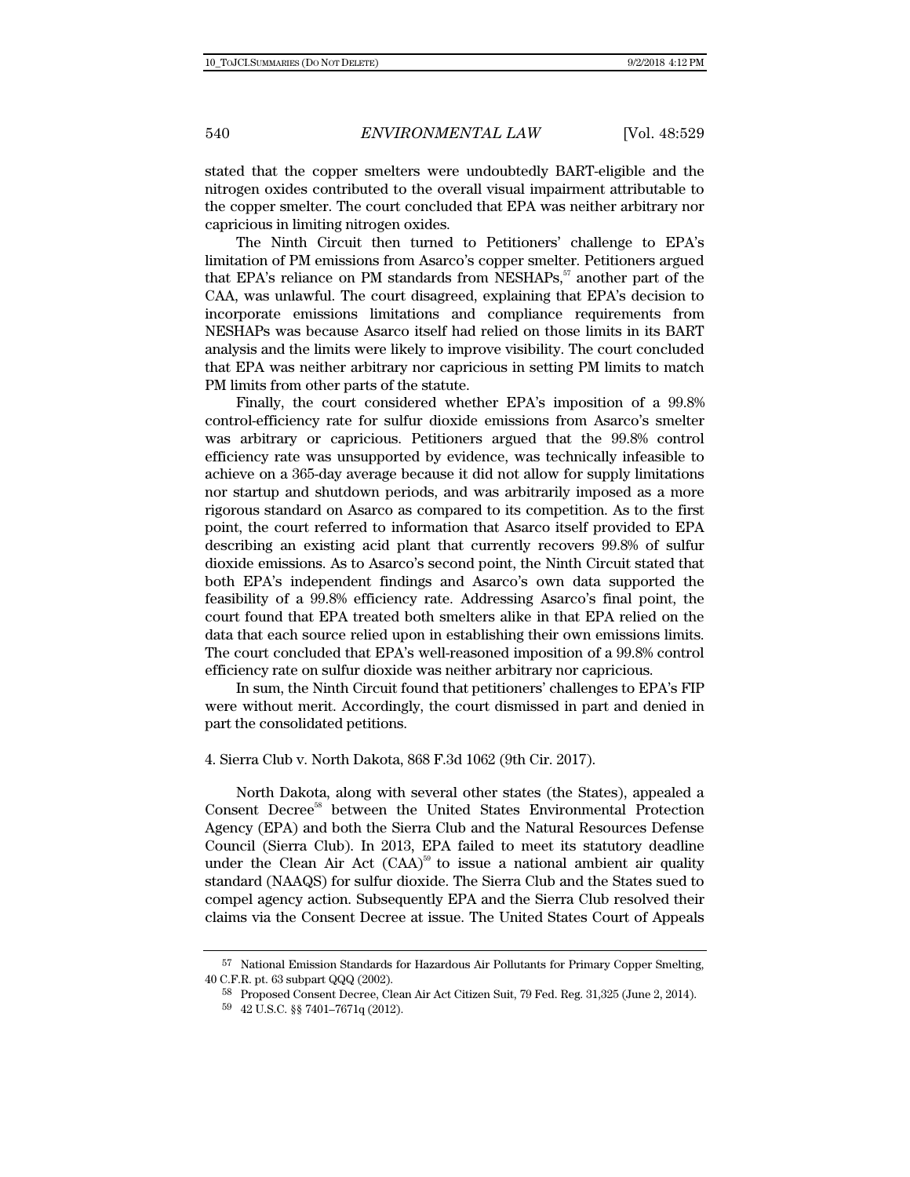stated that the copper smelters were undoubtedly BART-eligible and the nitrogen oxides contributed to the overall visual impairment attributable to the copper smelter. The court concluded that EPA was neither arbitrary nor capricious in limiting nitrogen oxides.

The Ninth Circuit then turned to Petitioners' challenge to EPA's limitation of PM emissions from Asarco's copper smelter. Petitioners argued that EPA's reliance on PM standards from NESHAPs,[57] another part of the CAA, was unlawful. The court disagreed, explaining that EPA's decision to incorporate emissions limitations and compliance requirements from NESHAPs was because Asarco itself had relied on those limits in its BART analysis and the limits were likely to improve visibility. The court concluded that EPA was neither arbitrary nor capricious in setting PM limits to match PM limits from other parts of the statute.

Finally, the court considered whether EPA's imposition of a 99.8% control-efficiency rate for sulfur dioxide emissions from Asarco's smelter was arbitrary or capricious. Petitioners argued that the 99.8% control efficiency rate was unsupported by evidence, was technically infeasible to achieve on a 365-day average because it did not allow for supply limitations nor startup and shutdown periods, and was arbitrarily imposed as a more rigorous standard on Asarco as compared to its competition. As to the first point, the court referred to information that Asarco itself provided to EPA describing an existing acid plant that currently recovers 99.8% of sulfur dioxide emissions. As to Asarco's second point, the Ninth Circuit stated that both EPA's independent findings and Asarco's own data supported the feasibility of a 99.8% efficiency rate. Addressing Asarco's final point, the court found that EPA treated both smelters alike in that EPA relied on the data that each source relied upon in establishing their own emissions limits. The court concluded that EPA's well-reasoned imposition of a 99.8% control efficiency rate on sulfur dioxide was neither arbitrary nor capricious.

In sum, the Ninth Circuit found that petitioners' challenges to EPA's FIP were without merit. Accordingly, the court dismissed in part and denied in part the consolidated petitions.

4. Sierra Club v. North Dakota, 868 F.3d 1062 (9th Cir. 2017).

North Dakota, along with several other states (the States), appealed a Consent Decree[58] between the United States Environmental Protection Agency (EPA) and both the Sierra Club and the Natural Resources Defense Council (Sierra Club). In 2013, EPA failed to meet its statutory deadline under the Clean Air Act (CAA)[59] to issue a national ambient air quality standard (NAAQS) for sulfur dioxide. The Sierra Club and the States sued to compel agency action. Subsequently EPA and the Sierra Club resolved their claims via the Consent Decree at issue. The United States Court of Appeals

[57] National Emission Standards for Hazardous Air Pollutants for Primary Copper Smelting, 40 C.F.R. pt. 63 subpart QQQ (2002).

[58] Proposed Consent Decree, Clean Air Act Citizen Suit, 79 Fed. Reg. 31,325 (June 2, 2014).

[59] 42 U.S.C. §§ 7401–7671q (2012).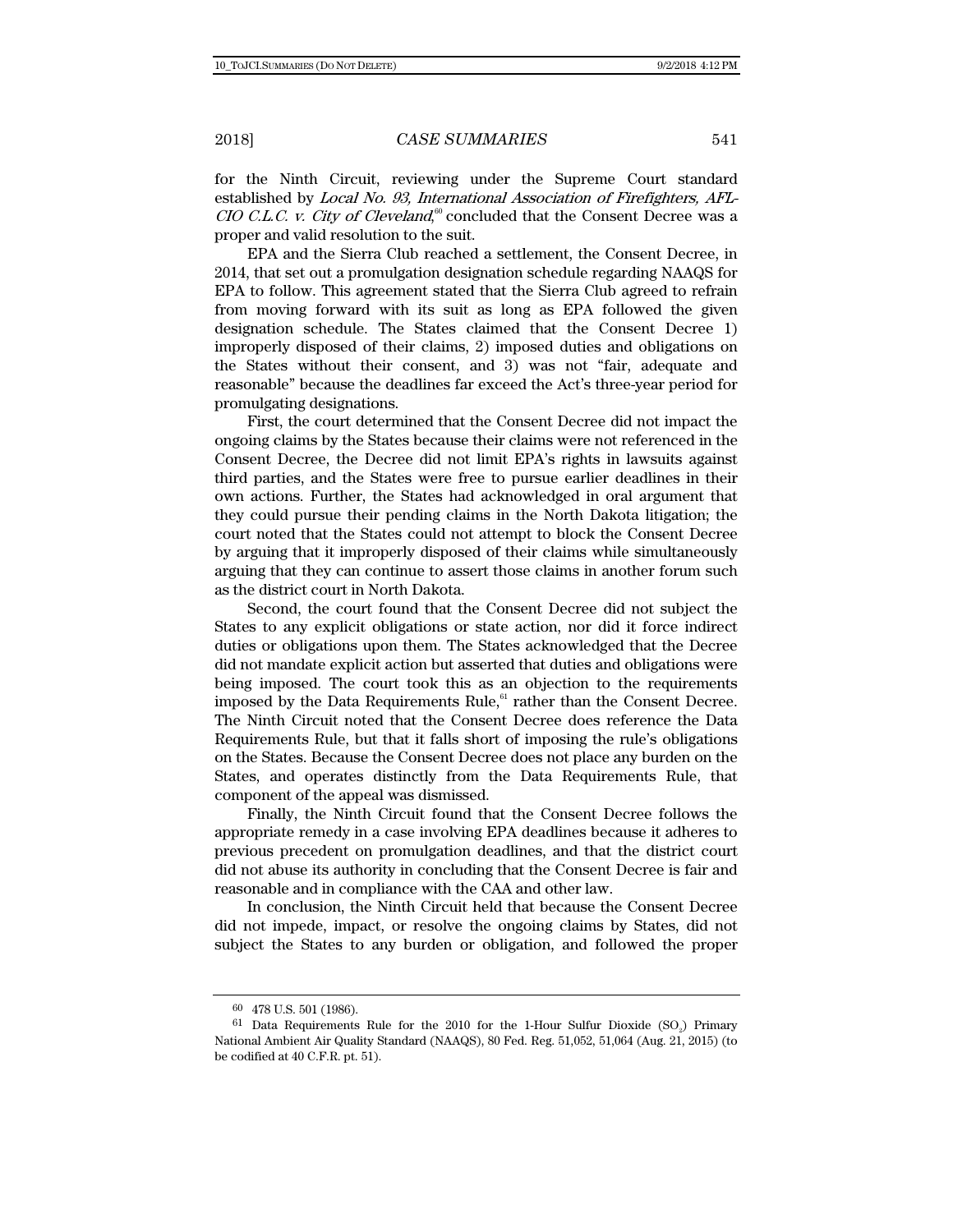for the Ninth Circuit, reviewing under the Supreme Court standard established by *Local No. 93, International Association of Firefighters, AFL-CIO C.L.C. v. City of Cleveland*,[60] concluded that the Consent Decree was a proper and valid resolution to the suit.

EPA and the Sierra Club reached a settlement, the Consent Decree, in 2014, that set out a promulgation designation schedule regarding NAAQS for EPA to follow. This agreement stated that the Sierra Club agreed to refrain from moving forward with its suit as long as EPA followed the given designation schedule. The States claimed that the Consent Decree 1) improperly disposed of their claims, 2) imposed duties and obligations on the States without their consent, and 3) was not "fair, adequate and reasonable" because the deadlines far exceed the Act's three-year period for promulgating designations.

First, the court determined that the Consent Decree did not impact the ongoing claims by the States because their claims were not referenced in the Consent Decree, the Decree did not limit EPA's rights in lawsuits against third parties, and the States were free to pursue earlier deadlines in their own actions. Further, the States had acknowledged in oral argument that they could pursue their pending claims in the North Dakota litigation; the court noted that the States could not attempt to block the Consent Decree by arguing that it improperly disposed of their claims while simultaneously arguing that they can continue to assert those claims in another forum such as the district court in North Dakota.

Second, the court found that the Consent Decree did not subject the States to any explicit obligations or state action, nor did it force indirect duties or obligations upon them. The States acknowledged that the Decree did not mandate explicit action but asserted that duties and obligations were being imposed. The court took this as an objection to the requirements imposed by the Data Requirements Rule,[61] rather than the Consent Decree. The Ninth Circuit noted that the Consent Decree does reference the Data Requirements Rule, but that it falls short of imposing the rule's obligations on the States. Because the Consent Decree does not place any burden on the States, and operates distinctly from the Data Requirements Rule, that component of the appeal was dismissed.

Finally, the Ninth Circuit found that the Consent Decree follows the appropriate remedy in a case involving EPA deadlines because it adheres to previous precedent on promulgation deadlines, and that the district court did not abuse its authority in concluding that the Consent Decree is fair and reasonable and in compliance with the CAA and other law.

In conclusion, the Ninth Circuit held that because the Consent Decree did not impede, impact, or resolve the ongoing claims by States, did not subject the States to any burden or obligation, and followed the proper

---

[60] 478 U.S. 501 (1986).

[61] Data Requirements Rule for the 2010 for the 1-Hour Sulfur Dioxide ($SO_2$) Primary National Ambient Air Quality Standard (NAAQS), 80 Fed. Reg. 51,052, 51,064 (Aug. 21, 2015) (to be codified at 40 C.F.R. pt. 51).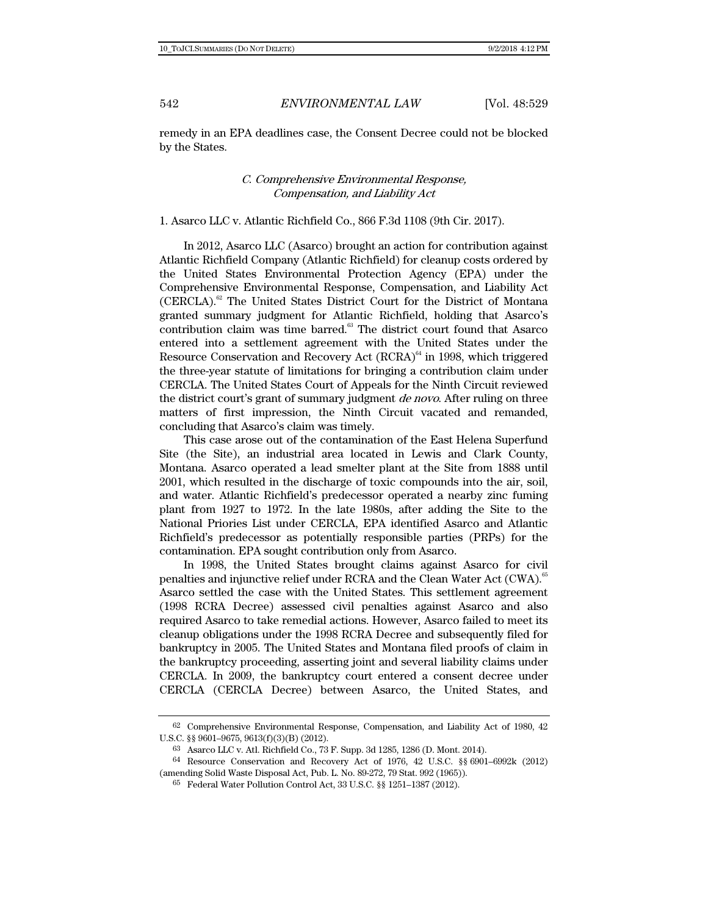remedy in an EPA deadlines case, the Consent Decree could not be blocked by the States.

### *C. Comprehensive Environmental Response, Compensation, and Liability Act*

1. Asarco LLC v. Atlantic Richfield Co., 866 F.3d 1108 (9th Cir. 2017).

In 2012, Asarco LLC (Asarco) brought an action for contribution against Atlantic Richfield Company (Atlantic Richfield) for cleanup costs ordered by the United States Environmental Protection Agency (EPA) under the Comprehensive Environmental Response, Compensation, and Liability Act (CERCLA).[62] The United States District Court for the District of Montana granted summary judgment for Atlantic Richfield, holding that Asarco's contribution claim was time barred.[63] The district court found that Asarco entered into a settlement agreement with the United States under the Resource Conservation and Recovery Act (RCRA)[64] in 1998, which triggered the three-year statute of limitations for bringing a contribution claim under CERCLA. The United States Court of Appeals for the Ninth Circuit reviewed the district court's grant of summary judgment *de novo*. After ruling on three matters of first impression, the Ninth Circuit vacated and remanded, concluding that Asarco's claim was timely.

This case arose out of the contamination of the East Helena Superfund Site (the Site), an industrial area located in Lewis and Clark County, Montana. Asarco operated a lead smelter plant at the Site from 1888 until 2001, which resulted in the discharge of toxic compounds into the air, soil, and water. Atlantic Richfield's predecessor operated a nearby zinc fuming plant from 1927 to 1972. In the late 1980s, after adding the Site to the National Priories List under CERCLA, EPA identified Asarco and Atlantic Richfield's predecessor as potentially responsible parties (PRPs) for the contamination. EPA sought contribution only from Asarco.

In 1998, the United States brought claims against Asarco for civil penalties and injunctive relief under RCRA and the Clean Water Act (CWA).[65] Asarco settled the case with the United States. This settlement agreement (1998 RCRA Decree) assessed civil penalties against Asarco and also required Asarco to take remedial actions. However, Asarco failed to meet its cleanup obligations under the 1998 RCRA Decree and subsequently filed for bankruptcy in 2005. The United States and Montana filed proofs of claim in the bankruptcy proceeding, asserting joint and several liability claims under CERCLA. In 2009, the bankruptcy court entered a consent decree under CERCLA (CERCLA Decree) between Asarco, the United States, and

---

[62] Comprehensive Environmental Response, Compensation, and Liability Act of 1980, 42 U.S.C. §§ 9601–9675, 9613(f)(3)(B) (2012).

[63] Asarco LLC v. Atl. Richfield Co., 73 F. Supp. 3d 1285, 1286 (D. Mont. 2014).

[64] Resource Conservation and Recovery Act of 1976, 42 U.S.C. §§ 6901–6992k (2012) (amending Solid Waste Disposal Act, Pub. L. No. 89-272, 79 Stat. 992 (1965)).

[65] Federal Water Pollution Control Act, 33 U.S.C. §§ 1251–1387 (2012).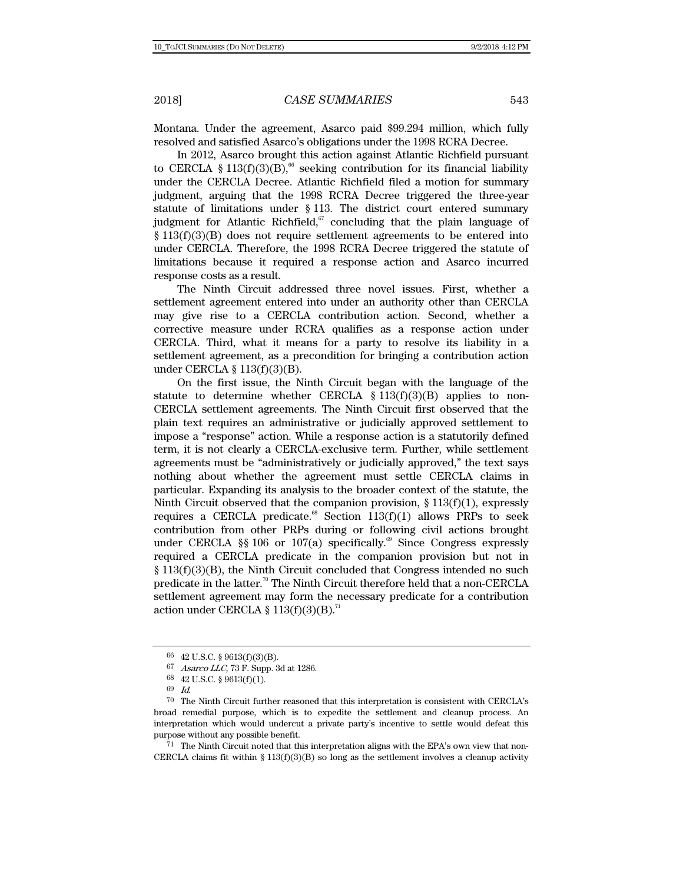Montana. Under the agreement, Asarco paid $99.294 million, which fully resolved and satisfied Asarco's obligations under the 1998 RCRA Decree.

In 2012, Asarco brought this action against Atlantic Richfield pursuant to CERCLA § 113(f)(3)(B),[66] seeking contribution for its financial liability under the CERCLA Decree. Atlantic Richfield filed a motion for summary judgment, arguing that the 1998 RCRA Decree triggered the three-year statute of limitations under § 113. The district court entered summary judgment for Atlantic Richfield,[67] concluding that the plain language of § 113(f)(3)(B) does not require settlement agreements to be entered into under CERCLA. Therefore, the 1998 RCRA Decree triggered the statute of limitations because it required a response action and Asarco incurred response costs as a result.

The Ninth Circuit addressed three novel issues. First, whether a settlement agreement entered into under an authority other than CERCLA may give rise to a CERCLA contribution action. Second, whether a corrective measure under RCRA qualifies as a response action under CERCLA. Third, what it means for a party to resolve its liability in a settlement agreement, as a precondition for bringing a contribution action under CERCLA § 113(f)(3)(B).

On the first issue, the Ninth Circuit began with the language of the statute to determine whether CERCLA § 113(f)(3)(B) applies to non-CERCLA settlement agreements. The Ninth Circuit first observed that the plain text requires an administrative or judicially approved settlement to impose a "response" action. While a response action is a statutorily defined term, it is not clearly a CERCLA-exclusive term. Further, while settlement agreements must be "administratively or judicially approved," the text says nothing about whether the agreement must settle CERCLA claims in particular. Expanding its analysis to the broader context of the statute, the Ninth Circuit observed that the companion provision, § 113(f)(1), expressly requires a CERCLA predicate.[68] Section 113(f)(1) allows PRPs to seek contribution from other PRPs during or following civil actions brought under CERCLA §§ 106 or 107(a) specifically.[69] Since Congress expressly required a CERCLA predicate in the companion provision but not in § 113(f)(3)(B), the Ninth Circuit concluded that Congress intended no such predicate in the latter.[70] The Ninth Circuit therefore held that a non-CERCLA settlement agreement may form the necessary predicate for a contribution action under CERCLA § 113(f)(3)(B).[71]

---

66 42 U.S.C. § 9613(f)(3)(B).

67 *Asarco LLC*, 73 F. Supp. 3d at 1286.

68 42 U.S.C. § 9613(f)(1).

69 *Id.*

70 The Ninth Circuit further reasoned that this interpretation is consistent with CERCLA's broad remedial purpose, which is to expedite the settlement and cleanup process. An interpretation which would undercut a private party's incentive to settle would defeat this purpose without any possible benefit.

71 The Ninth Circuit noted that this interpretation aligns with the EPA's own view that non-CERCLA claims fit within § 113(f)(3)(B) so long as the settlement involves a cleanup activity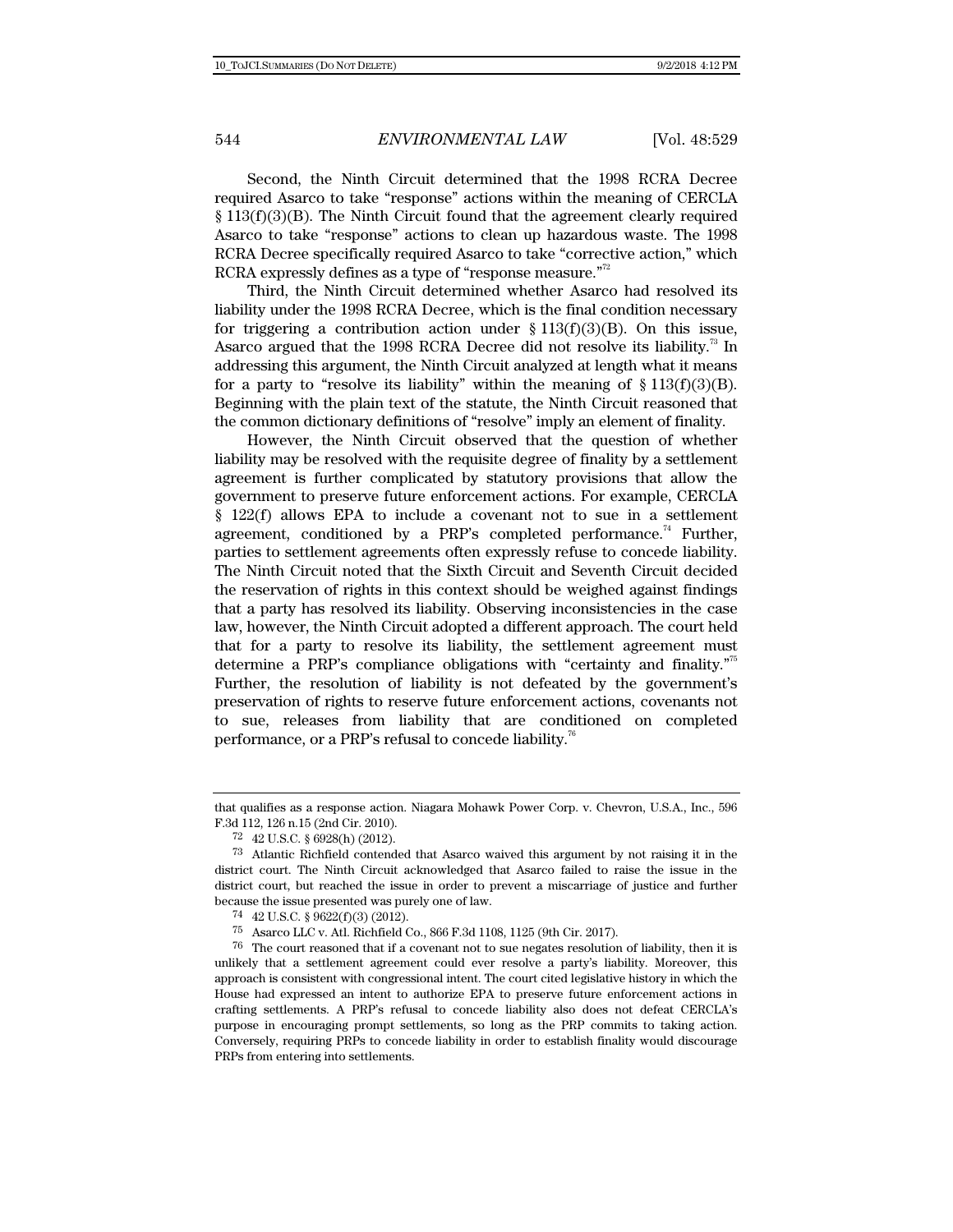Second, the Ninth Circuit determined that the 1998 RCRA Decree required Asarco to take "response" actions within the meaning of CERCLA § 113(f)(3)(B). The Ninth Circuit found that the agreement clearly required Asarco to take "response" actions to clean up hazardous waste. The 1998 RCRA Decree specifically required Asarco to take "corrective action," which RCRA expressly defines as a type of "response measure."[72]

Third, the Ninth Circuit determined whether Asarco had resolved its liability under the 1998 RCRA Decree, which is the final condition necessary for triggering a contribution action under § 113(f)(3)(B). On this issue, Asarco argued that the 1998 RCRA Decree did not resolve its liability.[73] In addressing this argument, the Ninth Circuit analyzed at length what it means for a party to "resolve its liability" within the meaning of § 113(f)(3)(B). Beginning with the plain text of the statute, the Ninth Circuit reasoned that the common dictionary definitions of "resolve" imply an element of finality.

However, the Ninth Circuit observed that the question of whether liability may be resolved with the requisite degree of finality by a settlement agreement is further complicated by statutory provisions that allow the government to preserve future enforcement actions. For example, CERCLA § 122(f) allows EPA to include a covenant not to sue in a settlement agreement, conditioned by a PRP's completed performance.[74] Further, parties to settlement agreements often expressly refuse to concede liability. The Ninth Circuit noted that the Sixth Circuit and Seventh Circuit decided the reservation of rights in this context should be weighed against findings that a party has resolved its liability. Observing inconsistencies in the case law, however, the Ninth Circuit adopted a different approach. The court held that for a party to resolve its liability, the settlement agreement must determine a PRP's compliance obligations with "certainty and finality."[75] Further, the resolution of liability is not defeated by the government's preservation of rights to reserve future enforcement actions, covenants not to sue, releases from liability that are conditioned on completed performance, or a PRP's refusal to concede liability.[76]

---

that qualifies as a response action. Niagara Mohawk Power Corp. v. Chevron, U.S.A., Inc., 596 F.3d 112, 126 n.15 (2nd Cir. 2010).

72 42 U.S.C. § 6928(h) (2012).

73 Atlantic Richfield contended that Asarco waived this argument by not raising it in the district court. The Ninth Circuit acknowledged that Asarco failed to raise the issue in the district court, but reached the issue in order to prevent a miscarriage of justice and further because the issue presented was purely one of law.

74 42 U.S.C. § 9622(f)(3) (2012).

75 Asarco LLC v. Atl. Richfield Co., 866 F.3d 1108, 1125 (9th Cir. 2017).

76 The court reasoned that if a covenant not to sue negates resolution of liability, then it is unlikely that a settlement agreement could ever resolve a party's liability. Moreover, this approach is consistent with congressional intent. The court cited legislative history in which the House had expressed an intent to authorize EPA to preserve future enforcement actions in crafting settlements. A PRP's refusal to concede liability also does not defeat CERCLA's purpose in encouraging prompt settlements, so long as the PRP commits to taking action. Conversely, requiring PRPs to concede liability in order to establish finality would discourage PRPs from entering into settlements.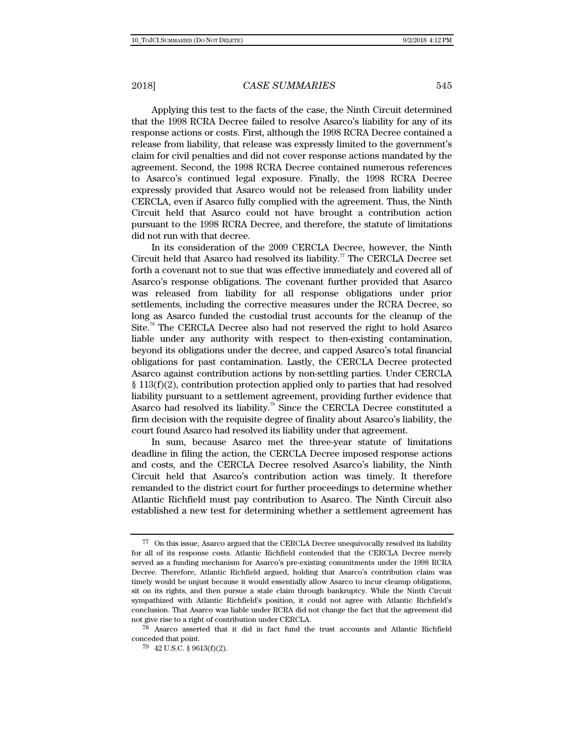Applying this test to the facts of the case, the Ninth Circuit determined that the 1998 RCRA Decree failed to resolve Asarco's liability for any of its response actions or costs. First, although the 1998 RCRA Decree contained a release from liability, that release was expressly limited to the government's claim for civil penalties and did not cover response actions mandated by the agreement. Second, the 1998 RCRA Decree contained numerous references to Asarco's continued legal exposure. Finally, the 1998 RCRA Decree expressly provided that Asarco would not be released from liability under CERCLA, even if Asarco fully complied with the agreement. Thus, the Ninth Circuit held that Asarco could not have brought a contribution action pursuant to the 1998 RCRA Decree, and therefore, the statute of limitations did not run with that decree.

In its consideration of the 2009 CERCLA Decree, however, the Ninth Circuit held that Asarco had resolved its liability.[77] The CERCLA Decree set forth a covenant not to sue that was effective immediately and covered all of Asarco's response obligations. The covenant further provided that Asarco was released from liability for all response obligations under prior settlements, including the corrective measures under the RCRA Decree, so long as Asarco funded the custodial trust accounts for the cleanup of the Site.[78] The CERCLA Decree also had not reserved the right to hold Asarco liable under any authority with respect to then-existing contamination, beyond its obligations under the decree, and capped Asarco's total financial obligations for past contamination. Lastly, the CERCLA Decree protected Asarco against contribution actions by non-settling parties. Under CERCLA § 113(f)(2), contribution protection applied only to parties that had resolved liability pursuant to a settlement agreement, providing further evidence that Asarco had resolved its liability.[79] Since the CERCLA Decree constituted a firm decision with the requisite degree of finality about Asarco's liability, the court found Asarco had resolved its liability under that agreement.

In sum, because Asarco met the three-year statute of limitations deadline in filing the action, the CERCLA Decree imposed response actions and costs, and the CERCLA Decree resolved Asarco's liability, the Ninth Circuit held that Asarco's contribution action was timely. It therefore remanded to the district court for further proceedings to determine whether Atlantic Richfield must pay contribution to Asarco. The Ninth Circuit also established a new test for determining whether a settlement agreement has

---

77 On this issue, Asarco argued that the CERCLA Decree unequivocally resolved its liability for all of its response costs. Atlantic Richfield contended that the CERCLA Decree merely served as a funding mechanism for Asarco's pre-existing commitments under the 1998 RCRA Decree. Therefore, Atlantic Richfield argued, holding that Asarco's contribution claim was timely would be unjust because it would essentially allow Asarco to incur cleanup obligations, sit on its rights, and then pursue a stale claim through bankruptcy. While the Ninth Circuit sympathized with Atlantic Richfield's position, it could not agree with Atlantic Richfield's conclusion. That Asarco was liable under RCRA did not change the fact that the agreement did not give rise to a right of contribution under CERCLA.

78 Asarco asserted that it did in fact fund the trust accounts and Atlantic Richfield conceded that point.

79 42 U.S.C. § 9613(f)(2).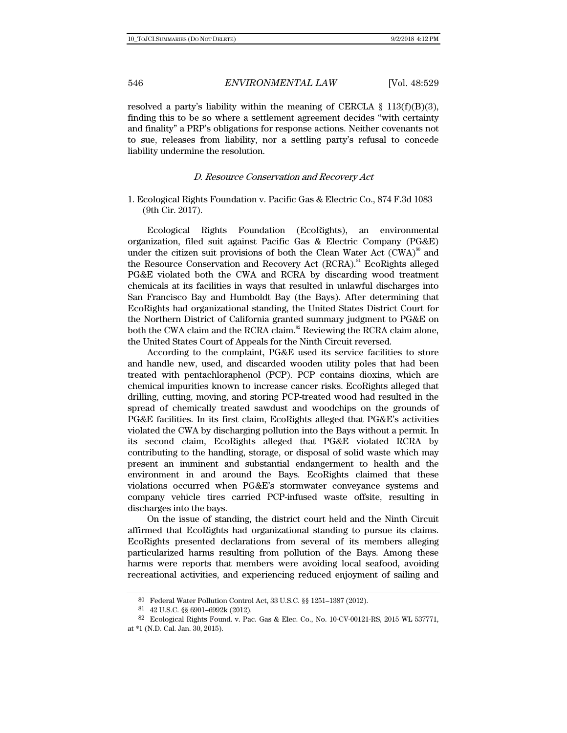resolved a party's liability within the meaning of CERCLA § 113(f)(B)(3), finding this to be so where a settlement agreement decides "with certainty and finality" a PRP's obligations for response actions. Neither covenants not to sue, releases from liability, nor a settling party's refusal to concede liability undermine the resolution.

### *D. Resource Conservation and Recovery Act*

1. Ecological Rights Foundation v. Pacific Gas & Electric Co., 874 F.3d 1083 (9th Cir. 2017).

Ecological Rights Foundation (EcoRights), an environmental organization, filed suit against Pacific Gas & Electric Company (PG&E) under the citizen suit provisions of both the Clean Water Act (CWA)[80] and the Resource Conservation and Recovery Act (RCRA).[81] EcoRights alleged PG&E violated both the CWA and RCRA by discarding wood treatment chemicals at its facilities in ways that resulted in unlawful discharges into San Francisco Bay and Humboldt Bay (the Bays). After determining that EcoRights had organizational standing, the United States District Court for the Northern District of California granted summary judgment to PG&E on both the CWA claim and the RCRA claim.[82] Reviewing the RCRA claim alone, the United States Court of Appeals for the Ninth Circuit reversed.

According to the complaint, PG&E used its service facilities to store and handle new, used, and discarded wooden utility poles that had been treated with pentachloraphenol (PCP). PCP contains dioxins, which are chemical impurities known to increase cancer risks. EcoRights alleged that drilling, cutting, moving, and storing PCP-treated wood had resulted in the spread of chemically treated sawdust and woodchips on the grounds of PG&E facilities. In its first claim, EcoRights alleged that PG&E's activities violated the CWA by discharging pollution into the Bays without a permit. In its second claim, EcoRights alleged that PG&E violated RCRA by contributing to the handling, storage, or disposal of solid waste which may present an imminent and substantial endangerment to health and the environment in and around the Bays. EcoRights claimed that these violations occurred when PG&E's stormwater conveyance systems and company vehicle tires carried PCP-infused waste offsite, resulting in discharges into the bays.

On the issue of standing, the district court held and the Ninth Circuit affirmed that EcoRights had organizational standing to pursue its claims. EcoRights presented declarations from several of its members alleging particularized harms resulting from pollution of the Bays. Among these harms were reports that members were avoiding local seafood, avoiding recreational activities, and experiencing reduced enjoyment of sailing and

---

[80] Federal Water Pollution Control Act, 33 U.S.C. §§ 1251–1387 (2012).

[81] 42 U.S.C. §§ 6901–6992k (2012).

[82] Ecological Rights Found. v. Pac. Gas & Elec. Co., No. 10-CV-00121-RS, 2015 WL 537771, at *1 (N.D. Cal. Jan. 30, 2015).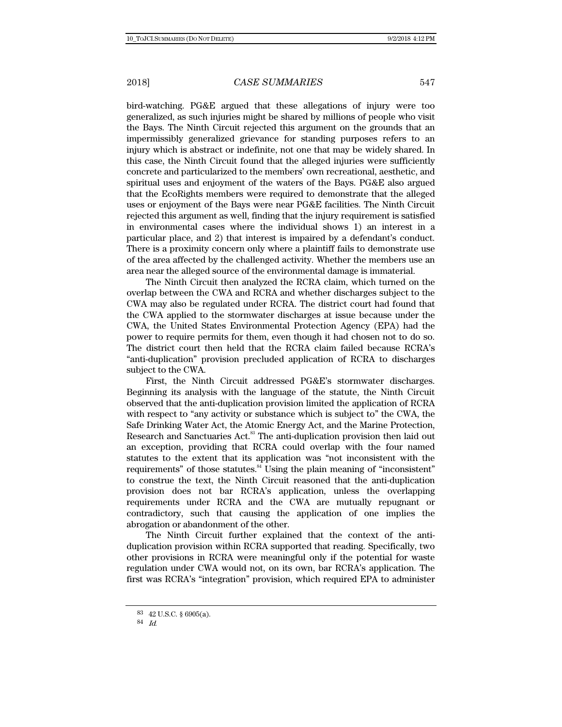bird-watching. PG&E argued that these allegations of injury were too generalized, as such injuries might be shared by millions of people who visit the Bays. The Ninth Circuit rejected this argument on the grounds that an impermissibly generalized grievance for standing purposes refers to an injury which is abstract or indefinite, not one that may be widely shared. In this case, the Ninth Circuit found that the alleged injuries were sufficiently concrete and particularized to the members' own recreational, aesthetic, and spiritual uses and enjoyment of the waters of the Bays. PG&E also argued that the EcoRights members were required to demonstrate that the alleged uses or enjoyment of the Bays were near PG&E facilities. The Ninth Circuit rejected this argument as well, finding that the injury requirement is satisfied in environmental cases where the individual shows 1) an interest in a particular place, and 2) that interest is impaired by a defendant's conduct. There is a proximity concern only where a plaintiff fails to demonstrate use of the area affected by the challenged activity. Whether the members use an area near the alleged source of the environmental damage is immaterial.

The Ninth Circuit then analyzed the RCRA claim, which turned on the overlap between the CWA and RCRA and whether discharges subject to the CWA may also be regulated under RCRA. The district court had found that the CWA applied to the stormwater discharges at issue because under the CWA, the United States Environmental Protection Agency (EPA) had the power to require permits for them, even though it had chosen not to do so. The district court then held that the RCRA claim failed because RCRA's "anti-duplication" provision precluded application of RCRA to discharges subject to the CWA.

First, the Ninth Circuit addressed PG&E's stormwater discharges. Beginning its analysis with the language of the statute, the Ninth Circuit observed that the anti-duplication provision limited the application of RCRA with respect to "any activity or substance which is subject to" the CWA, the Safe Drinking Water Act, the Atomic Energy Act, and the Marine Protection, Research and Sanctuaries Act.[83] The anti-duplication provision then laid out an exception, providing that RCRA could overlap with the four named statutes to the extent that its application was "not inconsistent with the requirements" of those statutes.[84] Using the plain meaning of "inconsistent" to construe the text, the Ninth Circuit reasoned that the anti-duplication provision does not bar RCRA's application, unless the overlapping requirements under RCRA and the CWA are mutually repugnant or contradictory, such that causing the application of one implies the abrogation or abandonment of the other.

The Ninth Circuit further explained that the context of the anti-duplication provision within RCRA supported that reading. Specifically, two other provisions in RCRA were meaningful only if the potential for waste regulation under CWA would not, on its own, bar RCRA's application. The first was RCRA's "integration" provision, which required EPA to administer

---

[83] 42 U.S.C. § 6905(a).

[84] *Id.*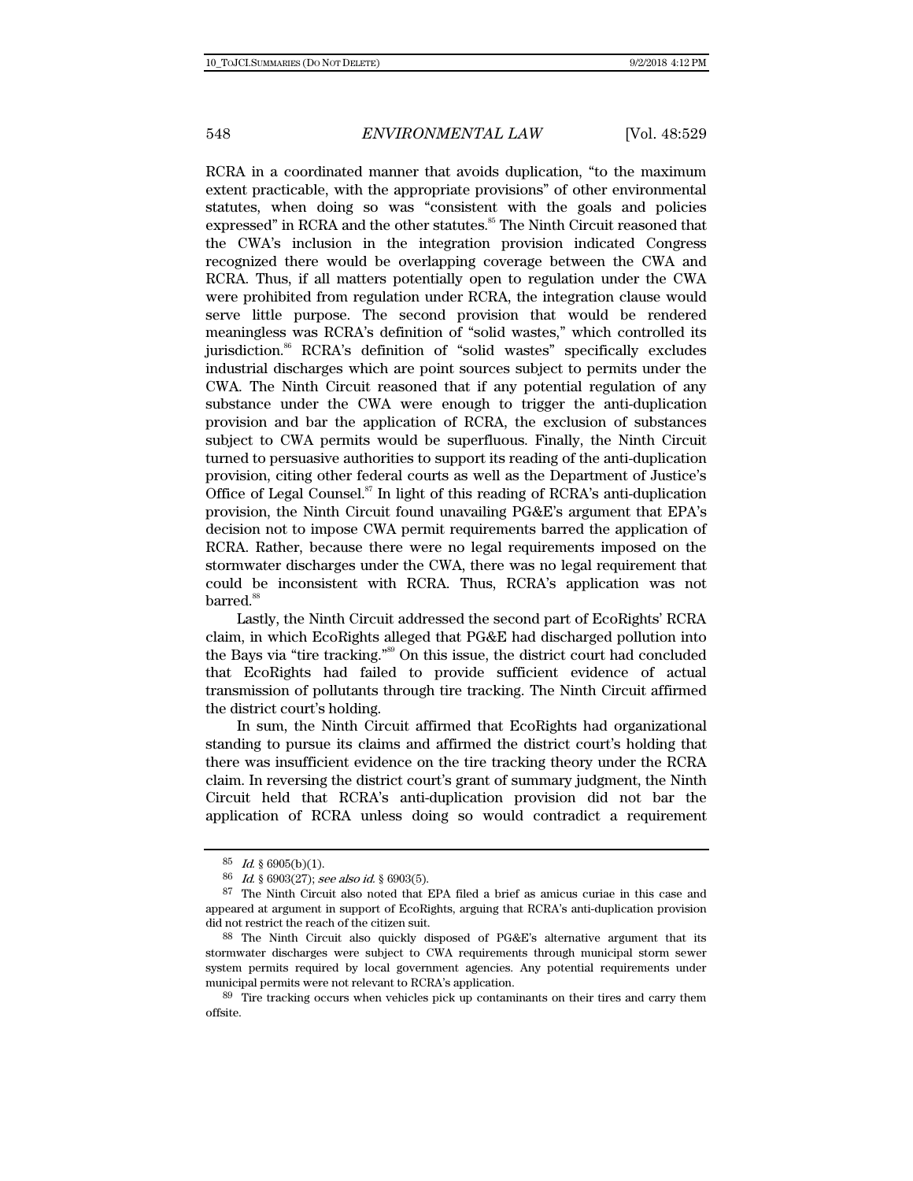RCRA in a coordinated manner that avoids duplication, "to the maximum extent practicable, with the appropriate provisions" of other environmental statutes, when doing so was "consistent with the goals and policies expressed" in RCRA and the other statutes.[85] The Ninth Circuit reasoned that the CWA's inclusion in the integration provision indicated Congress recognized there would be overlapping coverage between the CWA and RCRA. Thus, if all matters potentially open to regulation under the CWA were prohibited from regulation under RCRA, the integration clause would serve little purpose. The second provision that would be rendered meaningless was RCRA's definition of "solid wastes," which controlled its jurisdiction.[86] RCRA's definition of "solid wastes" specifically excludes industrial discharges which are point sources subject to permits under the CWA. The Ninth Circuit reasoned that if any potential regulation of any substance under the CWA were enough to trigger the anti-duplication provision and bar the application of RCRA, the exclusion of substances subject to CWA permits would be superfluous. Finally, the Ninth Circuit turned to persuasive authorities to support its reading of the anti-duplication provision, citing other federal courts as well as the Department of Justice's Office of Legal Counsel.[87] In light of this reading of RCRA's anti-duplication provision, the Ninth Circuit found unavailing PG&E's argument that EPA's decision not to impose CWA permit requirements barred the application of RCRA. Rather, because there were no legal requirements imposed on the stormwater discharges under the CWA, there was no legal requirement that could be inconsistent with RCRA. Thus, RCRA's application was not barred.[88]

Lastly, the Ninth Circuit addressed the second part of EcoRights' RCRA claim, in which EcoRights alleged that PG&E had discharged pollution into the Bays via "tire tracking."[89] On this issue, the district court had concluded that EcoRights had failed to provide sufficient evidence of actual transmission of pollutants through tire tracking. The Ninth Circuit affirmed the district court's holding.

In sum, the Ninth Circuit affirmed that EcoRights had organizational standing to pursue its claims and affirmed the district court's holding that there was insufficient evidence on the tire tracking theory under the RCRA claim. In reversing the district court's grant of summary judgment, the Ninth Circuit held that RCRA's anti-duplication provision did not bar the application of RCRA unless doing so would contradict a requirement

---

85 *Id.* § 6905(b)(1).

86 *Id.* § 6903(27); *see also id.* § 6903(5).

87 The Ninth Circuit also noted that EPA filed a brief as amicus curiae in this case and appeared at argument in support of EcoRights, arguing that RCRA's anti-duplication provision did not restrict the reach of the citizen suit.

88 The Ninth Circuit also quickly disposed of PG&E's alternative argument that its stormwater discharges were subject to CWA requirements through municipal storm sewer system permits required by local government agencies. Any potential requirements under municipal permits were not relevant to RCRA's application.

89 Tire tracking occurs when vehicles pick up contaminants on their tires and carry them offsite.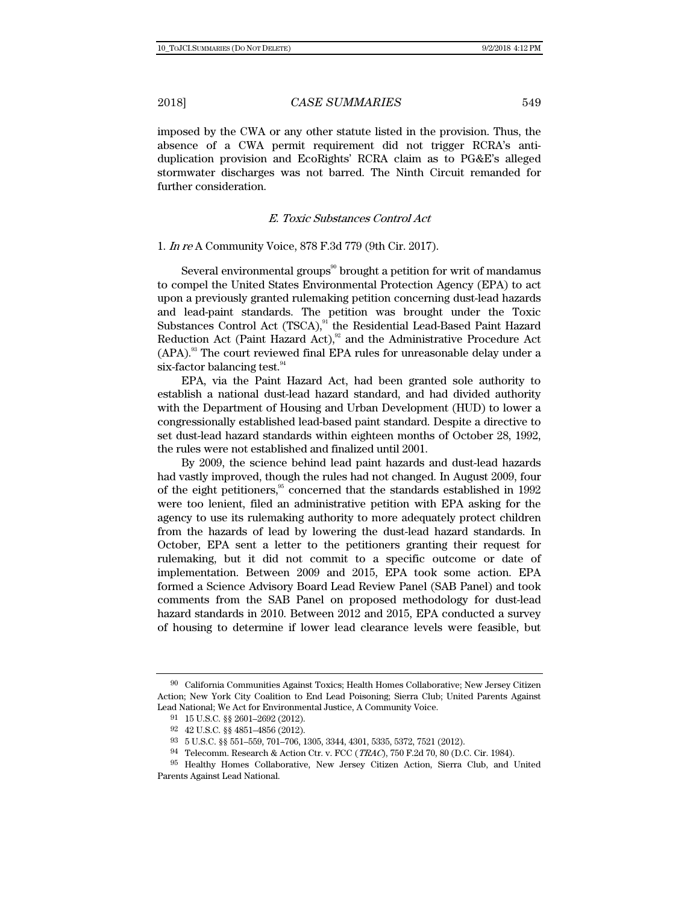imposed by the CWA or any other statute listed in the provision. Thus, the absence of a CWA permit requirement did not trigger RCRA's anti-duplication provision and EcoRights' RCRA claim as to PG&E's alleged stormwater discharges was not barred. The Ninth Circuit remanded for further consideration.

### *E. Toxic Substances Control Act*

1. *In re* A Community Voice, 878 F.3d 779 (9th Cir. 2017).

Several environmental groups[90] brought a petition for writ of mandamus to compel the United States Environmental Protection Agency (EPA) to act upon a previously granted rulemaking petition concerning dust-lead hazards and lead-paint standards. The petition was brought under the Toxic Substances Control Act (TSCA),[91] the Residential Lead-Based Paint Hazard Reduction Act (Paint Hazard Act),[92] and the Administrative Procedure Act (APA).[93] The court reviewed final EPA rules for unreasonable delay under a six-factor balancing test.[94]

EPA, via the Paint Hazard Act, had been granted sole authority to establish a national dust-lead hazard standard, and had divided authority with the Department of Housing and Urban Development (HUD) to lower a congressionally established lead-based paint standard. Despite a directive to set dust-lead hazard standards within eighteen months of October 28, 1992, the rules were not established and finalized until 2001.

By 2009, the science behind lead paint hazards and dust-lead hazards had vastly improved, though the rules had not changed. In August 2009, four of the eight petitioners,[95] concerned that the standards established in 1992 were too lenient, filed an administrative petition with EPA asking for the agency to use its rulemaking authority to more adequately protect children from the hazards of lead by lowering the dust-lead hazard standards. In October, EPA sent a letter to the petitioners granting their request for rulemaking, but it did not commit to a specific outcome or date of implementation. Between 2009 and 2015, EPA took some action. EPA formed a Science Advisory Board Lead Review Panel (SAB Panel) and took comments from the SAB Panel on proposed methodology for dust-lead hazard standards in 2010. Between 2012 and 2015, EPA conducted a survey of housing to determine if lower lead clearance levels were feasible, but

---

90 California Communities Against Toxics; Health Homes Collaborative; New Jersey Citizen Action; New York City Coalition to End Lead Poisoning; Sierra Club; United Parents Against Lead National; We Act for Environmental Justice, A Community Voice.

91 15 U.S.C. §§ 2601–2692 (2012).

92 42 U.S.C. §§ 4851–4856 (2012).

93 5 U.S.C. §§ 551–559, 701–706, 1305, 3344, 4301, 5335, 5372, 7521 (2012).

94 Telecomm. Research & Action Ctr. v. FCC (*TRAC*), 750 F.2d 70, 80 (D.C. Cir. 1984).

95 Healthy Homes Collaborative, New Jersey Citizen Action, Sierra Club, and United Parents Against Lead National.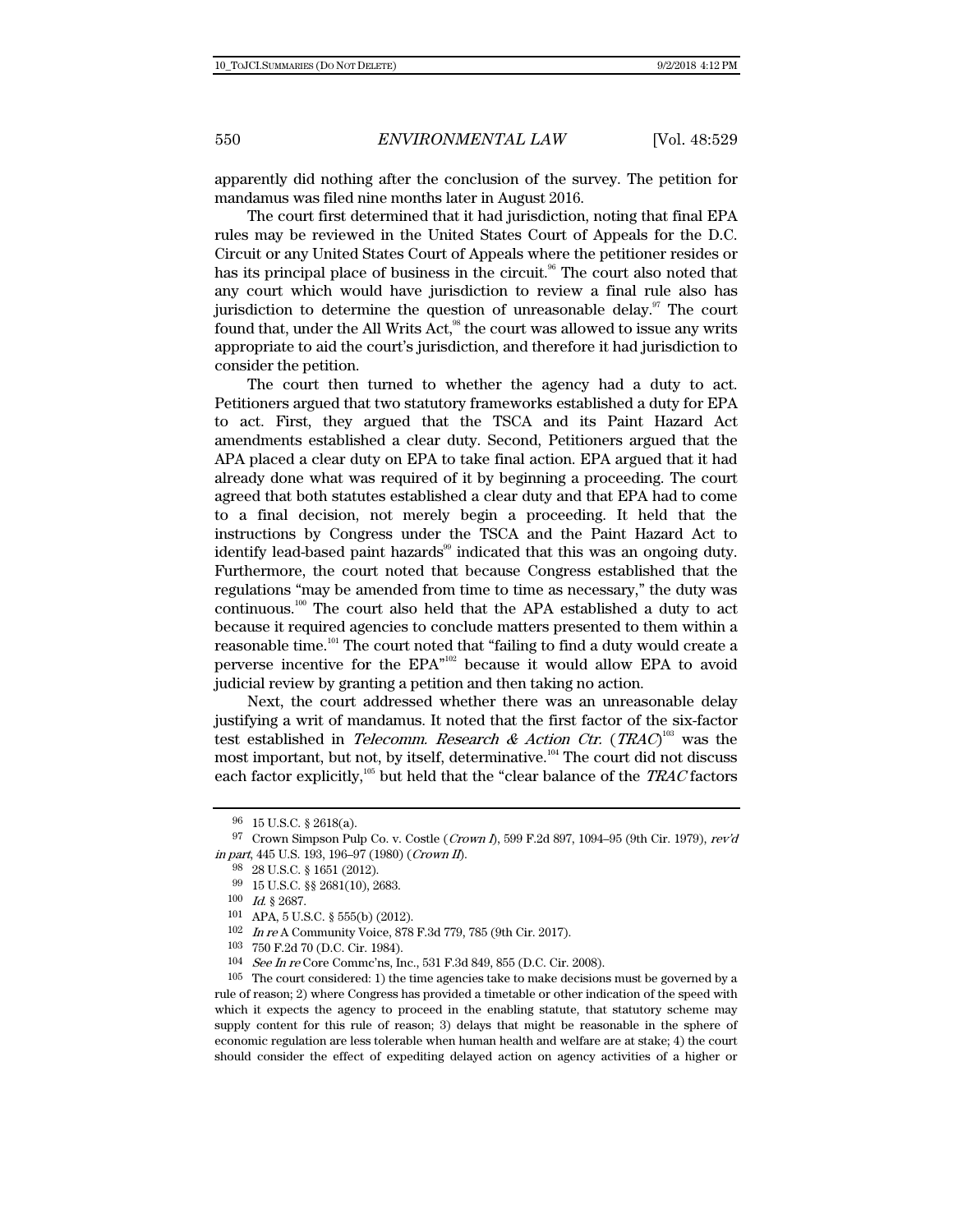apparently did nothing after the conclusion of the survey. The petition for mandamus was filed nine months later in August 2016.

The court first determined that it had jurisdiction, noting that final EPA rules may be reviewed in the United States Court of Appeals for the D.C. Circuit or any United States Court of Appeals where the petitioner resides or has its principal place of business in the circuit.[96] The court also noted that any court which would have jurisdiction to review a final rule also has jurisdiction to determine the question of unreasonable delay.[97] The court found that, under the All Writs Act,[98] the court was allowed to issue any writs appropriate to aid the court's jurisdiction, and therefore it had jurisdiction to consider the petition.

The court then turned to whether the agency had a duty to act. Petitioners argued that two statutory frameworks established a duty for EPA to act. First, they argued that the TSCA and its Paint Hazard Act amendments established a clear duty. Second, Petitioners argued that the APA placed a clear duty on EPA to take final action. EPA argued that it had already done what was required of it by beginning a proceeding. The court agreed that both statutes established a clear duty and that EPA had to come to a final decision, not merely begin a proceeding. It held that the instructions by Congress under the TSCA and the Paint Hazard Act to identify lead-based paint hazards[99] indicated that this was an ongoing duty. Furthermore, the court noted that because Congress established that the regulations "may be amended from time to time as necessary," the duty was continuous.[100] The court also held that the APA established a duty to act because it required agencies to conclude matters presented to them within a reasonable time.[101] The court noted that "failing to find a duty would create a perverse incentive for the EPA"[102] because it would allow EPA to avoid judicial review by granting a petition and then taking no action.

Next, the court addressed whether there was an unreasonable delay justifying a writ of mandamus. It noted that the first factor of the six-factor test established in *Telecomm. Research & Action Ctr.* (*TRAC*)[103] was the most important, but not, by itself, determinative.[104] The court did not discuss each factor explicitly,[105] but held that the "clear balance of the *TRAC* factors

---

96 15 U.S.C. § 2618(a).

97 Crown Simpson Pulp Co. v. Costle (*Crown I*), 599 F.2d 897, 1094–95 (9th Cir. 1979), *rev'd in part*, 445 U.S. 193, 196–97 (1980) (*Crown II*).

98 28 U.S.C. § 1651 (2012).

99 15 U.S.C. §§ 2681(10), 2683.

100 *Id.* § 2687.

101 APA, 5 U.S.C. § 555(b) (2012).

102 *In re* A Community Voice, 878 F.3d 779, 785 (9th Cir. 2017).

103 750 F.2d 70 (D.C. Cir. 1984).

104 *See In re* Core Commc'ns, Inc., 531 F.3d 849, 855 (D.C. Cir. 2008).

105 The court considered: 1) the time agencies take to make decisions must be governed by a rule of reason; 2) where Congress has provided a timetable or other indication of the speed with which it expects the agency to proceed in the enabling statute, that statutory scheme may supply content for this rule of reason; 3) delays that might be reasonable in the sphere of economic regulation are less tolerable when human health and welfare are at stake; 4) the court should consider the effect of expediting delayed action on agency activities of a higher or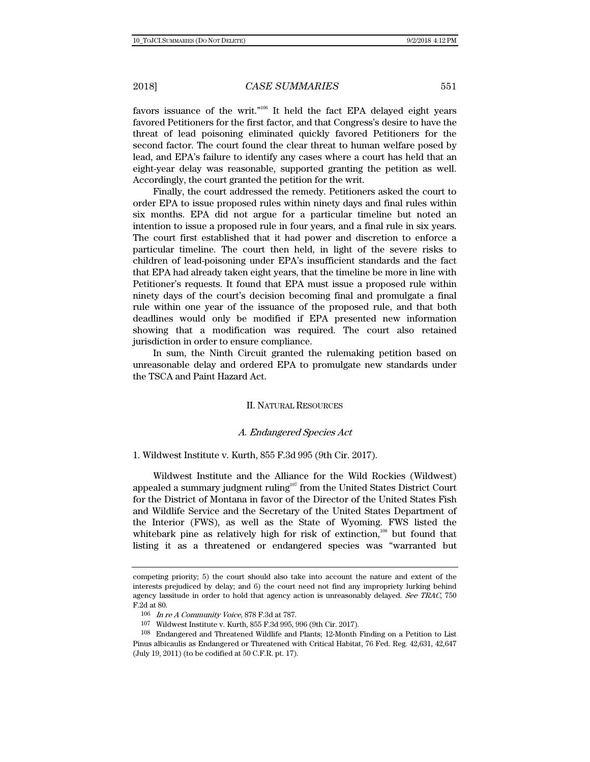favors issuance of the writ."[106] It held the fact EPA delayed eight years favored Petitioners for the first factor, and that Congress's desire to have the threat of lead poisoning eliminated quickly favored Petitioners for the second factor. The court found the clear threat to human welfare posed by lead, and EPA's failure to identify any cases where a court has held that an eight-year delay was reasonable, supported granting the petition as well. Accordingly, the court granted the petition for the writ.

Finally, the court addressed the remedy. Petitioners asked the court to order EPA to issue proposed rules within ninety days and final rules within six months. EPA did not argue for a particular timeline but noted an intention to issue a proposed rule in four years, and a final rule in six years. The court first established that it had power and discretion to enforce a particular timeline. The court then held, in light of the severe risks to children of lead-poisoning under EPA's insufficient standards and the fact that EPA had already taken eight years, that the timeline be more in line with Petitioner's requests. It found that EPA must issue a proposed rule within ninety days of the court's decision becoming final and promulgate a final rule within one year of the issuance of the proposed rule, and that both deadlines would only be modified if EPA presented new information showing that a modification was required. The court also retained jurisdiction in order to ensure compliance.

In sum, the Ninth Circuit granted the rulemaking petition based on unreasonable delay and ordered EPA to promulgate new standards under the TSCA and Paint Hazard Act.

## II. NATURAL RESOURCES

### *A. Endangered Species Act*

1. Wildwest Institute v. Kurth, 855 F.3d 995 (9th Cir. 2017).

Wildwest Institute and the Alliance for the Wild Rockies (Wildwest) appealed a summary judgment ruling[107] from the United States District Court for the District of Montana in favor of the Director of the United States Fish and Wildlife Service and the Secretary of the United States Department of the Interior (FWS), as well as the State of Wyoming. FWS listed the whitebark pine as relatively high for risk of extinction,[108] but found that listing it as a threatened or endangered species was "warranted but

---

competing priority; 5) the court should also take into account the nature and extent of the interests prejudiced by delay; and 6) the court need not find any impropriety lurking behind agency lassitude in order to hold that agency action is unreasonably delayed. *See TRAC*, 750 F.2d at 80.

106 *In re A Community Voice*, 878 F.3d at 787.

107 Wildwest Institute v. Kurth, 855 F.3d 995, 996 (9th Cir. 2017).

108 Endangered and Threatened Wildlife and Plants; 12-Month Finding on a Petition to List Pinus albicaulis as Endangered or Threatened with Critical Habitat, 76 Fed. Reg. 42,631, 42,647 (July 19, 2011) (to be codified at 50 C.F.R. pt. 17).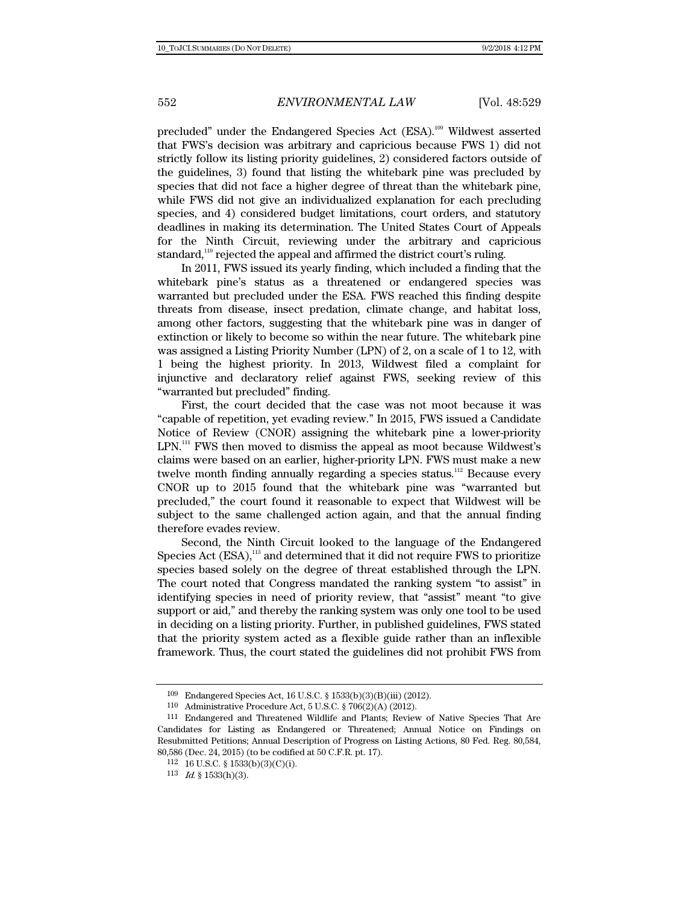precluded" under the Endangered Species Act (ESA).[109] Wildwest asserted that FWS's decision was arbitrary and capricious because FWS 1) did not strictly follow its listing priority guidelines, 2) considered factors outside of the guidelines, 3) found that listing the whitebark pine was precluded by species that did not face a higher degree of threat than the whitebark pine, while FWS did not give an individualized explanation for each precluding species, and 4) considered budget limitations, court orders, and statutory deadlines in making its determination. The United States Court of Appeals for the Ninth Circuit, reviewing under the arbitrary and capricious standard,[110] rejected the appeal and affirmed the district court's ruling.

In 2011, FWS issued its yearly finding, which included a finding that the whitebark pine's status as a threatened or endangered species was warranted but precluded under the ESA. FWS reached this finding despite threats from disease, insect predation, climate change, and habitat loss, among other factors, suggesting that the whitebark pine was in danger of extinction or likely to become so within the near future. The whitebark pine was assigned a Listing Priority Number (LPN) of 2, on a scale of 1 to 12, with 1 being the highest priority. In 2013, Wildwest filed a complaint for injunctive and declaratory relief against FWS, seeking review of this "warranted but precluded" finding.

First, the court decided that the case was not moot because it was "capable of repetition, yet evading review." In 2015, FWS issued a Candidate Notice of Review (CNOR) assigning the whitebark pine a lower-priority LPN.[111] FWS then moved to dismiss the appeal as moot because Wildwest's claims were based on an earlier, higher-priority LPN. FWS must make a new twelve month finding annually regarding a species status.[112] Because every CNOR up to 2015 found that the whitebark pine was "warranted but precluded," the court found it reasonable to expect that Wildwest will be subject to the same challenged action again, and that the annual finding therefore evades review.

Second, the Ninth Circuit looked to the language of the Endangered Species Act (ESA),[113] and determined that it did not require FWS to prioritize species based solely on the degree of threat established through the LPN. The court noted that Congress mandated the ranking system "to assist" in identifying species in need of priority review, that "assist" meant "to give support or aid," and thereby the ranking system was only one tool to be used in deciding on a listing priority. Further, in published guidelines, FWS stated that the priority system acted as a flexible guide rather than an inflexible framework. Thus, the court stated the guidelines did not prohibit FWS from

---

109 Endangered Species Act, 16 U.S.C. § 1533(b)(3)(B)(iii) (2012).

110 Administrative Procedure Act, 5 U.S.C. § 706(2)(A) (2012).

111 Endangered and Threatened Wildlife and Plants; Review of Native Species That Are Candidates for Listing as Endangered or Threatened; Annual Notice on Findings on Resubmitted Petitions; Annual Description of Progress on Listing Actions, 80 Fed. Reg. 80,584, 80,586 (Dec. 24, 2015) (to be codified at 50 C.F.R. pt. 17).

112 16 U.S.C. § 1533(b)(3)(C)(i).

113 *Id.* § 1533(h)(3).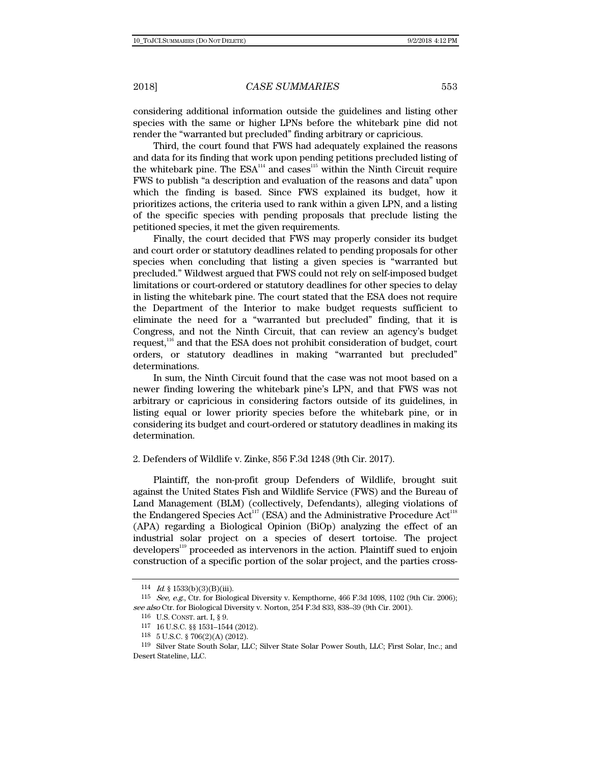considering additional information outside the guidelines and listing other species with the same or higher LPNs before the whitebark pine did not render the "warranted but precluded" finding arbitrary or capricious.

Third, the court found that FWS had adequately explained the reasons and data for its finding that work upon pending petitions precluded listing of the whitebark pine. The ESA[114] and cases[115] within the Ninth Circuit require FWS to publish "a description and evaluation of the reasons and data" upon which the finding is based. Since FWS explained its budget, how it prioritizes actions, the criteria used to rank within a given LPN, and a listing of the specific species with pending proposals that preclude listing the petitioned species, it met the given requirements.

Finally, the court decided that FWS may properly consider its budget and court order or statutory deadlines related to pending proposals for other species when concluding that listing a given species is "warranted but precluded." Wildwest argued that FWS could not rely on self-imposed budget limitations or court-ordered or statutory deadlines for other species to delay in listing the whitebark pine. The court stated that the ESA does not require the Department of the Interior to make budget requests sufficient to eliminate the need for a "warranted but precluded" finding, that it is Congress, and not the Ninth Circuit, that can review an agency's budget request,[116] and that the ESA does not prohibit consideration of budget, court orders, or statutory deadlines in making "warranted but precluded" determinations.

In sum, the Ninth Circuit found that the case was not moot based on a newer finding lowering the whitebark pine's LPN, and that FWS was not arbitrary or capricious in considering factors outside of its guidelines, in listing equal or lower priority species before the whitebark pine, or in considering its budget and court-ordered or statutory deadlines in making its determination.

2. Defenders of Wildlife v. Zinke, 856 F.3d 1248 (9th Cir. 2017).

Plaintiff, the non-profit group Defenders of Wildlife, brought suit against the United States Fish and Wildlife Service (FWS) and the Bureau of Land Management (BLM) (collectively, Defendants), alleging violations of the Endangered Species Act[117] (ESA) and the Administrative Procedure Act[118] (APA) regarding a Biological Opinion (BiOp) analyzing the effect of an industrial solar project on a species of desert tortoise. The project developers[119] proceeded as intervenors in the action. Plaintiff sued to enjoin construction of a specific portion of the solar project, and the parties cross-

---

114 *Id.* § 1533(b)(3)(B)(iii).

115 *See, e.g.*, Ctr. for Biological Diversity v. Kempthorne, 466 F.3d 1098, 1102 (9th Cir. 2006); *see also* Ctr. for Biological Diversity v. Norton, 254 F.3d 833, 838–39 (9th Cir. 2001).

116 U.S. CONST. art. I, § 9.

117 16 U.S.C. §§ 1531–1544 (2012).

118 5 U.S.C. § 706(2)(A) (2012).

119 Silver State South Solar, LLC; Silver State Solar Power South, LLC; First Solar, Inc.; and Desert Stateline, LLC.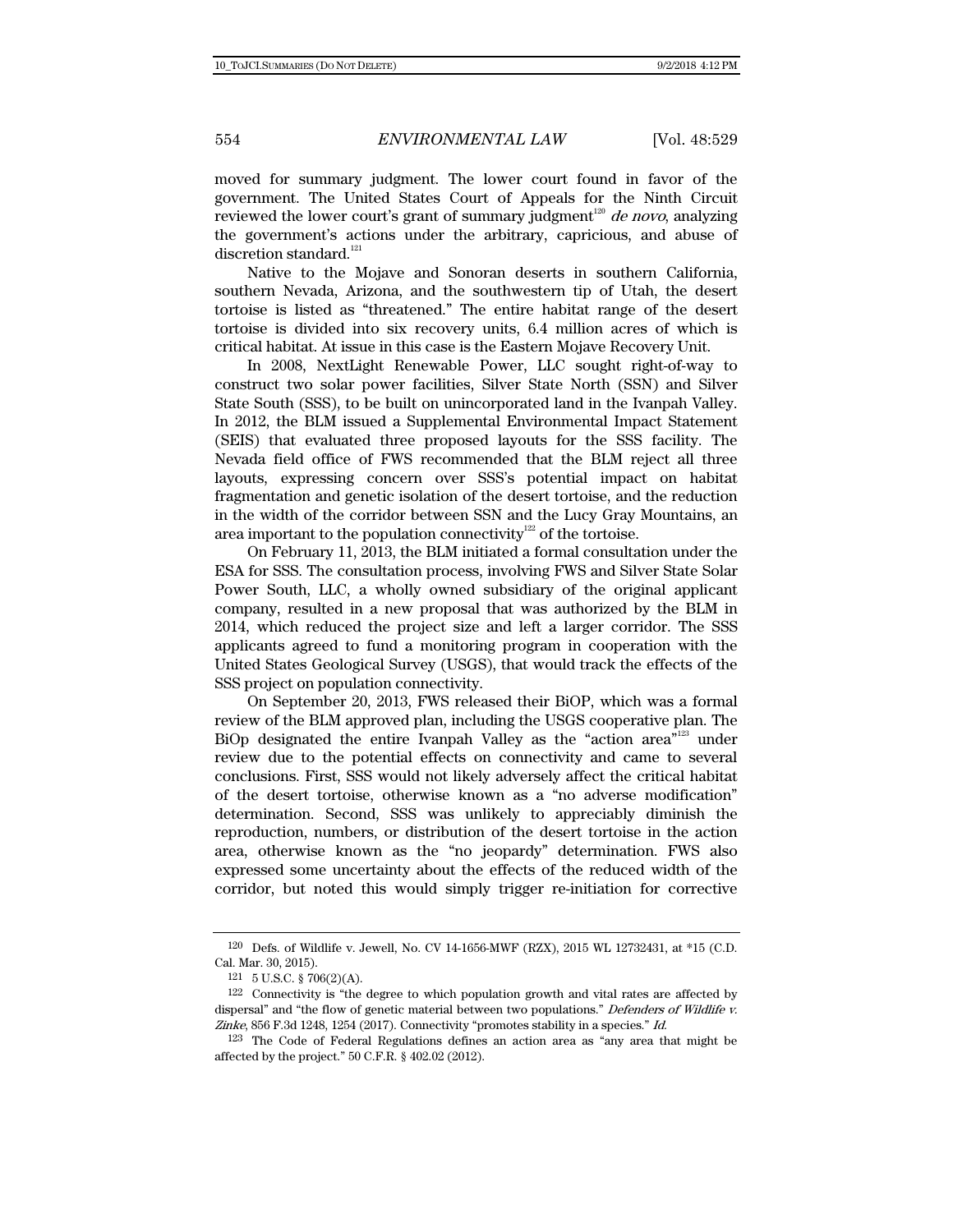moved for summary judgment. The lower court found in favor of the government. The United States Court of Appeals for the Ninth Circuit reviewed the lower court's grant of summary judgment[120] *de novo*, analyzing the government's actions under the arbitrary, capricious, and abuse of discretion standard.[121]

Native to the Mojave and Sonoran deserts in southern California, southern Nevada, Arizona, and the southwestern tip of Utah, the desert tortoise is listed as "threatened." The entire habitat range of the desert tortoise is divided into six recovery units, 6.4 million acres of which is critical habitat. At issue in this case is the Eastern Mojave Recovery Unit.

In 2008, NextLight Renewable Power, LLC sought right-of-way to construct two solar power facilities, Silver State North (SSN) and Silver State South (SSS), to be built on unincorporated land in the Ivanpah Valley. In 2012, the BLM issued a Supplemental Environmental Impact Statement (SEIS) that evaluated three proposed layouts for the SSS facility. The Nevada field office of FWS recommended that the BLM reject all three layouts, expressing concern over SSS's potential impact on habitat fragmentation and genetic isolation of the desert tortoise, and the reduction in the width of the corridor between SSN and the Lucy Gray Mountains, an area important to the population connectivity[122] of the tortoise.

On February 11, 2013, the BLM initiated a formal consultation under the ESA for SSS. The consultation process, involving FWS and Silver State Solar Power South, LLC, a wholly owned subsidiary of the original applicant company, resulted in a new proposal that was authorized by the BLM in 2014, which reduced the project size and left a larger corridor. The SSS applicants agreed to fund a monitoring program in cooperation with the United States Geological Survey (USGS), that would track the effects of the SSS project on population connectivity.

On September 20, 2013, FWS released their BiOP, which was a formal review of the BLM approved plan, including the USGS cooperative plan. The BiOp designated the entire Ivanpah Valley as the "action area"[123] under review due to the potential effects on connectivity and came to several conclusions. First, SSS would not likely adversely affect the critical habitat of the desert tortoise, otherwise known as a "no adverse modification" determination. Second, SSS was unlikely to appreciably diminish the reproduction, numbers, or distribution of the desert tortoise in the action area, otherwise known as the "no jeopardy" determination. FWS also expressed some uncertainty about the effects of the reduced width of the corridor, but noted this would simply trigger re-initiation for corrective

---

[120] Defs. of Wildlife v. Jewell, No. CV 14-1656-MWF (RZX), 2015 WL 12732431, at *15 (C.D. Cal. Mar. 30, 2015).

[121] 5 U.S.C. § 706(2)(A).

[122] Connectivity is "the degree to which population growth and vital rates are affected by dispersal" and "the flow of genetic material between two populations." *Defenders of Wildlife v. Zinke*, 856 F.3d 1248, 1254 (2017). Connectivity "promotes stability in a species." *Id.*

[123] The Code of Federal Regulations defines an action area as "any area that might be affected by the project." 50 C.F.R. § 402.02 (2012).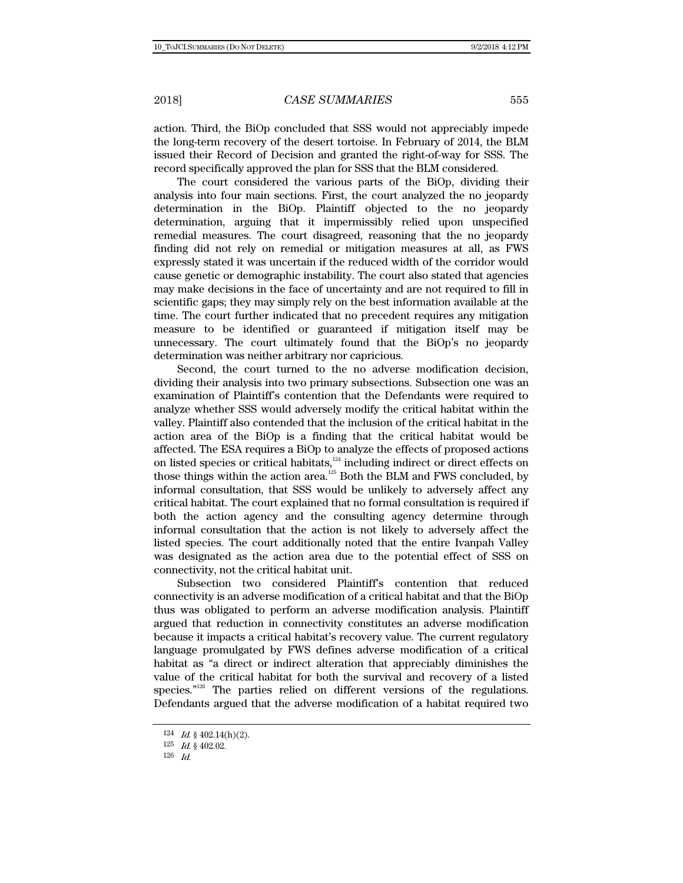action. Third, the BiOp concluded that SSS would not appreciably impede the long-term recovery of the desert tortoise. In February of 2014, the BLM issued their Record of Decision and granted the right-of-way for SSS. The record specifically approved the plan for SSS that the BLM considered.

The court considered the various parts of the BiOp, dividing their analysis into four main sections. First, the court analyzed the no jeopardy determination in the BiOp. Plaintiff objected to the no jeopardy determination, arguing that it impermissibly relied upon unspecified remedial measures. The court disagreed, reasoning that the no jeopardy finding did not rely on remedial or mitigation measures at all, as FWS expressly stated it was uncertain if the reduced width of the corridor would cause genetic or demographic instability. The court also stated that agencies may make decisions in the face of uncertainty and are not required to fill in scientific gaps; they may simply rely on the best information available at the time. The court further indicated that no precedent requires any mitigation measure to be identified or guaranteed if mitigation itself may be unnecessary. The court ultimately found that the BiOp's no jeopardy determination was neither arbitrary nor capricious.

Second, the court turned to the no adverse modification decision, dividing their analysis into two primary subsections. Subsection one was an examination of Plaintiff's contention that the Defendants were required to analyze whether SSS would adversely modify the critical habitat within the valley. Plaintiff also contended that the inclusion of the critical habitat in the action area of the BiOp is a finding that the critical habitat would be affected. The ESA requires a BiOp to analyze the effects of proposed actions on listed species or critical habitats,[124] including indirect or direct effects on those things within the action area.[125] Both the BLM and FWS concluded, by informal consultation, that SSS would be unlikely to adversely affect any critical habitat. The court explained that no formal consultation is required if both the action agency and the consulting agency determine through informal consultation that the action is not likely to adversely affect the listed species. The court additionally noted that the entire Ivanpah Valley was designated as the action area due to the potential effect of SSS on connectivity, not the critical habitat unit.

Subsection two considered Plaintiff's contention that reduced connectivity is an adverse modification of a critical habitat and that the BiOp thus was obligated to perform an adverse modification analysis. Plaintiff argued that reduction in connectivity constitutes an adverse modification because it impacts a critical habitat's recovery value. The current regulatory language promulgated by FWS defines adverse modification of a critical habitat as "a direct or indirect alteration that appreciably diminishes the value of the critical habitat for both the survival and recovery of a listed species."[126] The parties relied on different versions of the regulations. Defendants argued that the adverse modification of a habitat required two

---

[124] *Id.* § 402.14(h)(2).

[125] *Id.* § 402.02.

[126] *Id.*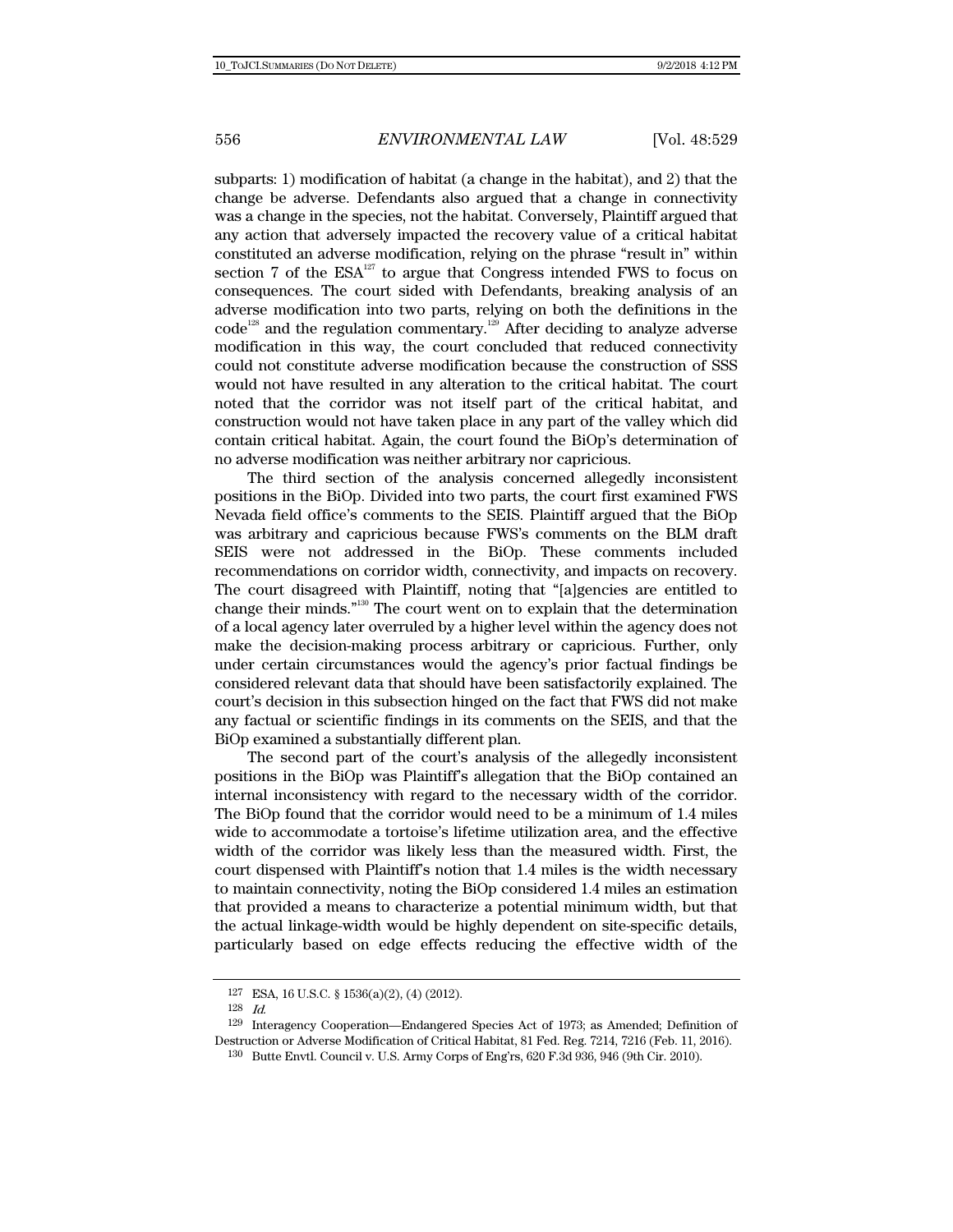subparts: 1) modification of habitat (a change in the habitat), and 2) that the change be adverse. Defendants also argued that a change in connectivity was a change in the species, not the habitat. Conversely, Plaintiff argued that any action that adversely impacted the recovery value of a critical habitat constituted an adverse modification, relying on the phrase "result in" within section 7 of the ESA[127] to argue that Congress intended FWS to focus on consequences. The court sided with Defendants, breaking analysis of an adverse modification into two parts, relying on both the definitions in the code[128] and the regulation commentary.[129] After deciding to analyze adverse modification in this way, the court concluded that reduced connectivity could not constitute adverse modification because the construction of SSS would not have resulted in any alteration to the critical habitat. The court noted that the corridor was not itself part of the critical habitat, and construction would not have taken place in any part of the valley which did contain critical habitat. Again, the court found the BiOp's determination of no adverse modification was neither arbitrary nor capricious.

The third section of the analysis concerned allegedly inconsistent positions in the BiOp. Divided into two parts, the court first examined FWS Nevada field office's comments to the SEIS. Plaintiff argued that the BiOp was arbitrary and capricious because FWS's comments on the BLM draft SEIS were not addressed in the BiOp. These comments included recommendations on corridor width, connectivity, and impacts on recovery. The court disagreed with Plaintiff, noting that "[a]gencies are entitled to change their minds."[130] The court went on to explain that the determination of a local agency later overruled by a higher level within the agency does not make the decision-making process arbitrary or capricious. Further, only under certain circumstances would the agency's prior factual findings be considered relevant data that should have been satisfactorily explained. The court's decision in this subsection hinged on the fact that FWS did not make any factual or scientific findings in its comments on the SEIS, and that the BiOp examined a substantially different plan.

The second part of the court's analysis of the allegedly inconsistent positions in the BiOp was Plaintiff's allegation that the BiOp contained an internal inconsistency with regard to the necessary width of the corridor. The BiOp found that the corridor would need to be a minimum of 1.4 miles wide to accommodate a tortoise's lifetime utilization area, and the effective width of the corridor was likely less than the measured width. First, the court dispensed with Plaintiff's notion that 1.4 miles is the width necessary to maintain connectivity, noting the BiOp considered 1.4 miles an estimation that provided a means to characterize a potential minimum width, but that the actual linkage-width would be highly dependent on site-specific details, particularly based on edge effects reducing the effective width of the

---

[127] ESA, 16 U.S.C. § 1536(a)(2), (4) (2012).

[128] *Id.*

[129] Interagency Cooperation—Endangered Species Act of 1973; as Amended; Definition of Destruction or Adverse Modification of Critical Habitat, 81 Fed. Reg. 7214, 7216 (Feb. 11, 2016).

[130] Butte Envtl. Council v. U.S. Army Corps of Eng'rs, 620 F.3d 936, 946 (9th Cir. 2010).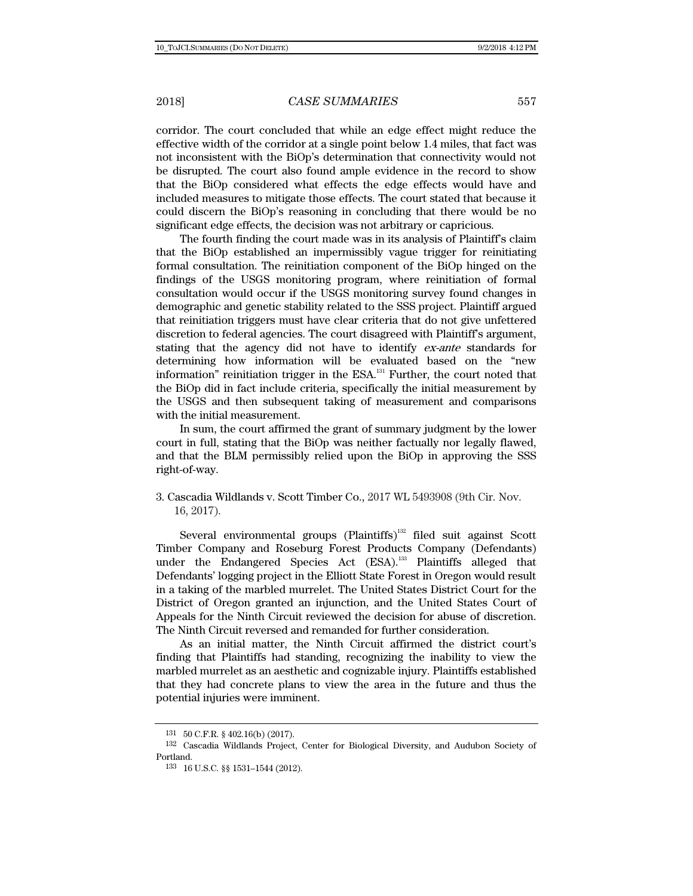corridor. The court concluded that while an edge effect might reduce the effective width of the corridor at a single point below 1.4 miles, that fact was not inconsistent with the BiOp's determination that connectivity would not be disrupted. The court also found ample evidence in the record to show that the BiOp considered what effects the edge effects would have and included measures to mitigate those effects. The court stated that because it could discern the BiOp's reasoning in concluding that there would be no significant edge effects, the decision was not arbitrary or capricious.

The fourth finding the court made was in its analysis of Plaintiff's claim that the BiOp established an impermissibly vague trigger for reinitiating formal consultation. The reinitiation component of the BiOp hinged on the findings of the USGS monitoring program, where reinitiation of formal consultation would occur if the USGS monitoring survey found changes in demographic and genetic stability related to the SSS project. Plaintiff argued that reinitiation triggers must have clear criteria that do not give unfettered discretion to federal agencies. The court disagreed with Plaintiff's argument, stating that the agency did not have to identify *ex-ante* standards for determining how information will be evaluated based on the "new information" reinitiation trigger in the ESA.[131] Further, the court noted that the BiOp did in fact include criteria, specifically the initial measurement by the USGS and then subsequent taking of measurement and comparisons with the initial measurement.

In sum, the court affirmed the grant of summary judgment by the lower court in full, stating that the BiOp was neither factually nor legally flawed, and that the BLM permissibly relied upon the BiOp in approving the SSS right-of-way.

3. Cascadia Wildlands v. Scott Timber Co., 2017 WL 5493908 (9th Cir. Nov. 16, 2017).

Several environmental groups (Plaintiffs)[132] filed suit against Scott Timber Company and Roseburg Forest Products Company (Defendants) under the Endangered Species Act (ESA).[133] Plaintiffs alleged that Defendants' logging project in the Elliott State Forest in Oregon would result in a taking of the marbled murrelet. The United States District Court for the District of Oregon granted an injunction, and the United States Court of Appeals for the Ninth Circuit reviewed the decision for abuse of discretion. The Ninth Circuit reversed and remanded for further consideration.

As an initial matter, the Ninth Circuit affirmed the district court's finding that Plaintiffs had standing, recognizing the inability to view the marbled murrelet as an aesthetic and cognizable injury. Plaintiffs established that they had concrete plans to view the area in the future and thus the potential injuries were imminent.

---

[131] 50 C.F.R. § 402.16(b) (2017).

[132] Cascadia Wildlands Project, Center for Biological Diversity, and Audubon Society of Portland.

[133] 16 U.S.C. §§ 1531–1544 (2012).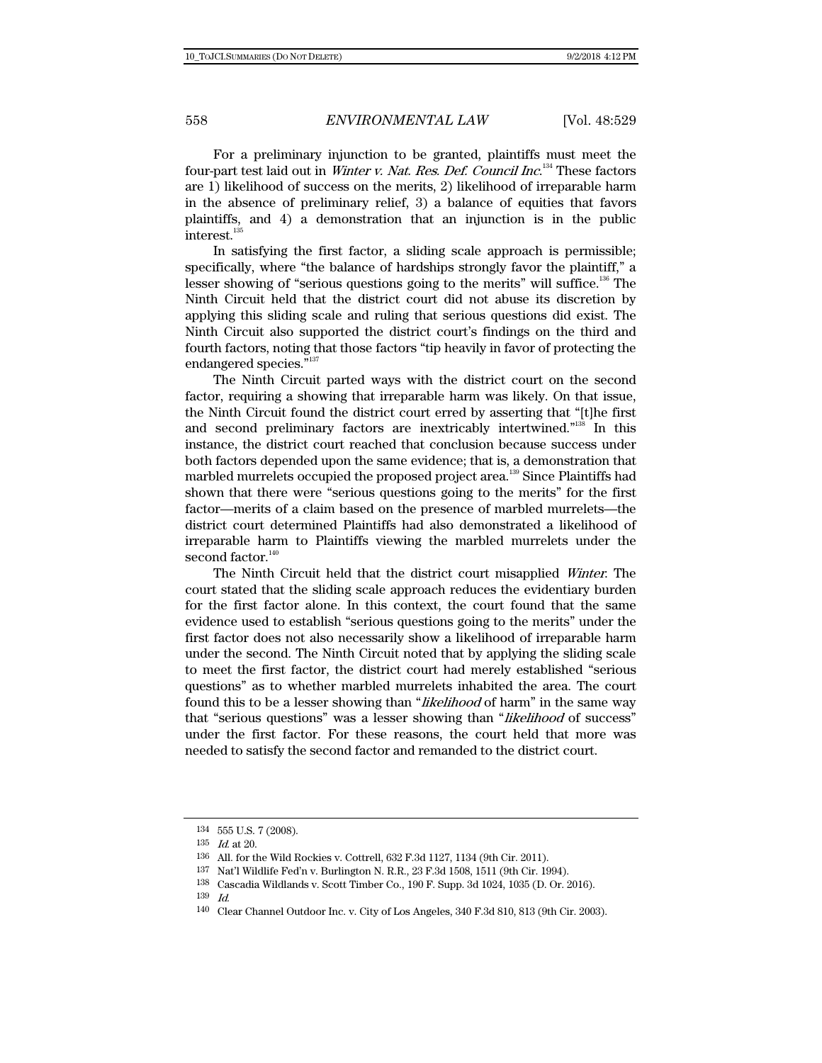For a preliminary injunction to be granted, plaintiffs must meet the four-part test laid out in *Winter v. Nat. Res. Def. Council Inc.*[134] These factors are 1) likelihood of success on the merits, 2) likelihood of irreparable harm in the absence of preliminary relief, 3) a balance of equities that favors plaintiffs, and 4) a demonstration that an injunction is in the public interest.[135]

In satisfying the first factor, a sliding scale approach is permissible; specifically, where "the balance of hardships strongly favor the plaintiff," a lesser showing of "serious questions going to the merits" will suffice.[136] The Ninth Circuit held that the district court did not abuse its discretion by applying this sliding scale and ruling that serious questions did exist. The Ninth Circuit also supported the district court's findings on the third and fourth factors, noting that those factors "tip heavily in favor of protecting the endangered species."[137]

The Ninth Circuit parted ways with the district court on the second factor, requiring a showing that irreparable harm was likely. On that issue, the Ninth Circuit found the district court erred by asserting that "[t]he first and second preliminary factors are inextricably intertwined."[138] In this instance, the district court reached that conclusion because success under both factors depended upon the same evidence; that is, a demonstration that marbled murrelets occupied the proposed project area.[139] Since Plaintiffs had shown that there were "serious questions going to the merits" for the first factor—merits of a claim based on the presence of marbled murrelets—the district court determined Plaintiffs had also demonstrated a likelihood of irreparable harm to Plaintiffs viewing the marbled murrelets under the second factor.[140]

The Ninth Circuit held that the district court misapplied *Winter*. The court stated that the sliding scale approach reduces the evidentiary burden for the first factor alone. In this context, the court found that the same evidence used to establish "serious questions going to the merits" under the first factor does not also necessarily show a likelihood of irreparable harm under the second. The Ninth Circuit noted that by applying the sliding scale to meet the first factor, the district court had merely established "serious questions" as to whether marbled murrelets inhabited the area. The court found this to be a lesser showing than "*likelihood* of harm" in the same way that "serious questions" was a lesser showing than "*likelihood* of success" under the first factor. For these reasons, the court held that more was needed to satisfy the second factor and remanded to the district court.

---

134 555 U.S. 7 (2008).

135 *Id.* at 20.

136 All. for the Wild Rockies v. Cottrell, 632 F.3d 1127, 1134 (9th Cir. 2011).

137 Nat'l Wildlife Fed'n v. Burlington N. R.R., 23 F.3d 1508, 1511 (9th Cir. 1994).

138 Cascadia Wildlands v. Scott Timber Co., 190 F. Supp. 3d 1024, 1035 (D. Or. 2016).

139 *Id.*

140 Clear Channel Outdoor Inc. v. City of Los Angeles, 340 F.3d 810, 813 (9th Cir. 2003).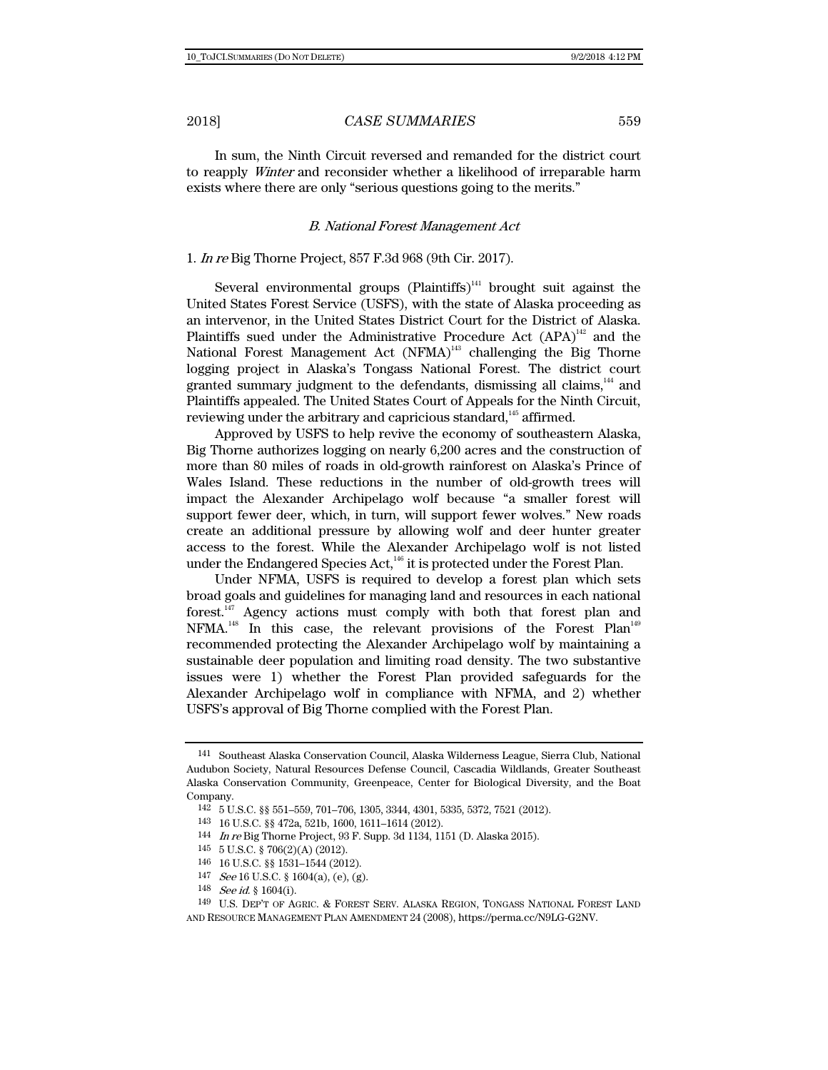In sum, the Ninth Circuit reversed and remanded for the district court to reapply *Winter* and reconsider whether a likelihood of irreparable harm exists where there are only "serious questions going to the merits."

### *B. National Forest Management Act*

1. *In re* Big Thorne Project, 857 F.3d 968 (9th Cir. 2017).

Several environmental groups (Plaintiffs)[141] brought suit against the United States Forest Service (USFS), with the state of Alaska proceeding as an intervenor, in the United States District Court for the District of Alaska. Plaintiffs sued under the Administrative Procedure Act (APA)[142] and the National Forest Management Act (NFMA)[143] challenging the Big Thorne logging project in Alaska's Tongass National Forest. The district court granted summary judgment to the defendants, dismissing all claims,[144] and Plaintiffs appealed. The United States Court of Appeals for the Ninth Circuit, reviewing under the arbitrary and capricious standard,[145] affirmed.

Approved by USFS to help revive the economy of southeastern Alaska, Big Thorne authorizes logging on nearly 6,200 acres and the construction of more than 80 miles of roads in old-growth rainforest on Alaska's Prince of Wales Island. These reductions in the number of old-growth trees will impact the Alexander Archipelago wolf because "a smaller forest will support fewer deer, which, in turn, will support fewer wolves." New roads create an additional pressure by allowing wolf and deer hunter greater access to the forest. While the Alexander Archipelago wolf is not listed under the Endangered Species Act,[146] it is protected under the Forest Plan.

Under NFMA, USFS is required to develop a forest plan which sets broad goals and guidelines for managing land and resources in each national forest.[147] Agency actions must comply with both that forest plan and NFMA.[148] In this case, the relevant provisions of the Forest Plan[149] recommended protecting the Alexander Archipelago wolf by maintaining a sustainable deer population and limiting road density. The two substantive issues were 1) whether the Forest Plan provided safeguards for the Alexander Archipelago wolf in compliance with NFMA, and 2) whether USFS's approval of Big Thorne complied with the Forest Plan.

---

141 Southeast Alaska Conservation Council, Alaska Wilderness League, Sierra Club, National Audubon Society, Natural Resources Defense Council, Cascadia Wildlands, Greater Southeast Alaska Conservation Community, Greenpeace, Center for Biological Diversity, and the Boat Company.

142 5 U.S.C. §§ 551–559, 701–706, 1305, 3344, 4301, 5335, 5372, 7521 (2012).

143 16 U.S.C. §§ 472a, 521b, 1600, 1611–1614 (2012).

144 *In re* Big Thorne Project, 93 F. Supp. 3d 1134, 1151 (D. Alaska 2015).

145 5 U.S.C. § 706(2)(A) (2012).

146 16 U.S.C. §§ 1531–1544 (2012).

147 *See* 16 U.S.C. § 1604(a), (e), (g).

148 *See id.* § 1604(i).

149 U.S. DEP'T OF AGRIC. & FOREST SERV. ALASKA REGION, TONGASS NATIONAL FOREST LAND AND RESOURCE MANAGEMENT PLAN AMENDMENT 24 (2008), https://perma.cc/N9LG-G2NV.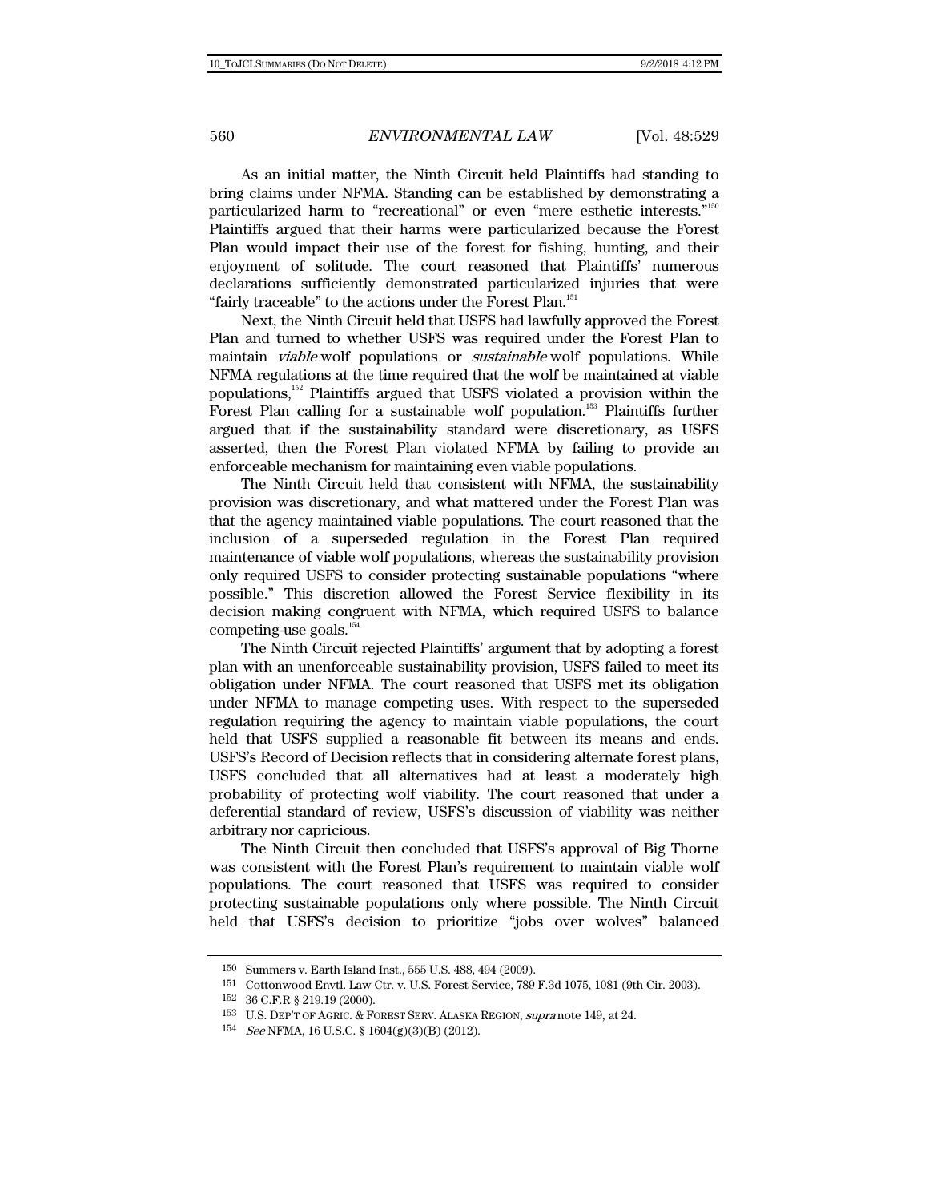As an initial matter, the Ninth Circuit held Plaintiffs had standing to bring claims under NFMA. Standing can be established by demonstrating a particularized harm to "recreational" or even "mere esthetic interests."[150] Plaintiffs argued that their harms were particularized because the Forest Plan would impact their use of the forest for fishing, hunting, and their enjoyment of solitude. The court reasoned that Plaintiffs' numerous declarations sufficiently demonstrated particularized injuries that were "fairly traceable" to the actions under the Forest Plan.[151]

Next, the Ninth Circuit held that USFS had lawfully approved the Forest Plan and turned to whether USFS was required under the Forest Plan to maintain *viable* wolf populations or *sustainable* wolf populations. While NFMA regulations at the time required that the wolf be maintained at viable populations,[152] Plaintiffs argued that USFS violated a provision within the Forest Plan calling for a sustainable wolf population.[153] Plaintiffs further argued that if the sustainability standard were discretionary, as USFS asserted, then the Forest Plan violated NFMA by failing to provide an enforceable mechanism for maintaining even viable populations.

The Ninth Circuit held that consistent with NFMA, the sustainability provision was discretionary, and what mattered under the Forest Plan was that the agency maintained viable populations. The court reasoned that the inclusion of a superseded regulation in the Forest Plan required maintenance of viable wolf populations, whereas the sustainability provision only required USFS to consider protecting sustainable populations "where possible." This discretion allowed the Forest Service flexibility in its decision making congruent with NFMA, which required USFS to balance competing-use goals.[154]

The Ninth Circuit rejected Plaintiffs' argument that by adopting a forest plan with an unenforceable sustainability provision, USFS failed to meet its obligation under NFMA. The court reasoned that USFS met its obligation under NFMA to manage competing uses. With respect to the superseded regulation requiring the agency to maintain viable populations, the court held that USFS supplied a reasonable fit between its means and ends. USFS's Record of Decision reflects that in considering alternate forest plans, USFS concluded that all alternatives had at least a moderately high probability of protecting wolf viability. The court reasoned that under a deferential standard of review, USFS's discussion of viability was neither arbitrary nor capricious.

The Ninth Circuit then concluded that USFS's approval of Big Thorne was consistent with the Forest Plan's requirement to maintain viable wolf populations. The court reasoned that USFS was required to consider protecting sustainable populations only where possible. The Ninth Circuit held that USFS's decision to prioritize "jobs over wolves" balanced

---

150 Summers v. Earth Island Inst., 555 U.S. 488, 494 (2009).

151 Cottonwood Envtl. Law Ctr. v. U.S. Forest Service, 789 F.3d 1075, 1081 (9th Cir. 2003).

152 36 C.F.R § 219.19 (2000).

153 U.S. DEP'T OF AGRIC. & FOREST SERV. ALASKA REGION, *supra* note 149, at 24.

154 *See* NFMA, 16 U.S.C. § 1604(g)(3)(B) (2012).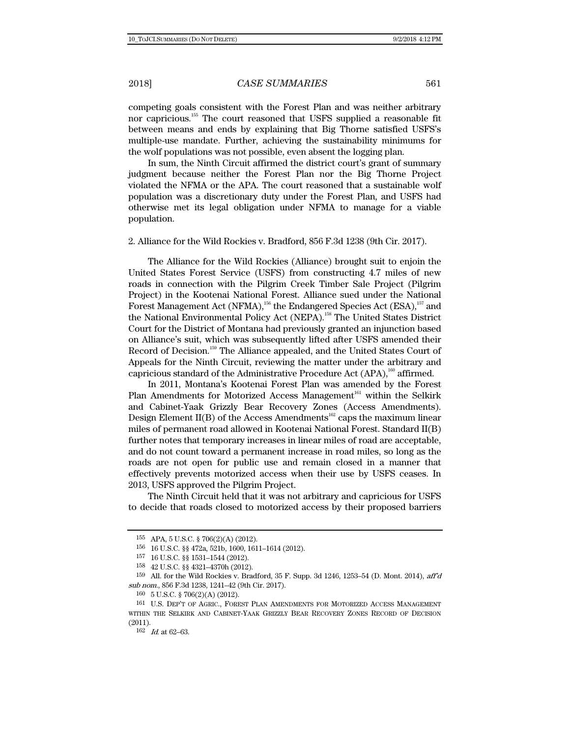competing goals consistent with the Forest Plan and was neither arbitrary nor capricious.[155] The court reasoned that USFS supplied a reasonable fit between means and ends by explaining that Big Thorne satisfied USFS's multiple-use mandate. Further, achieving the sustainability minimums for the wolf populations was not possible, even absent the logging plan.

In sum, the Ninth Circuit affirmed the district court's grant of summary judgment because neither the Forest Plan nor the Big Thorne Project violated the NFMA or the APA. The court reasoned that a sustainable wolf population was a discretionary duty under the Forest Plan, and USFS had otherwise met its legal obligation under NFMA to manage for a viable population.

2. Alliance for the Wild Rockies v. Bradford, 856 F.3d 1238 (9th Cir. 2017).

The Alliance for the Wild Rockies (Alliance) brought suit to enjoin the United States Forest Service (USFS) from constructing 4.7 miles of new roads in connection with the Pilgrim Creek Timber Sale Project (Pilgrim Project) in the Kootenai National Forest. Alliance sued under the National Forest Management Act (NFMA),[156] the Endangered Species Act (ESA),[157] and the National Environmental Policy Act (NEPA).[158] The United States District Court for the District of Montana had previously granted an injunction based on Alliance's suit, which was subsequently lifted after USFS amended their Record of Decision.[159] The Alliance appealed, and the United States Court of Appeals for the Ninth Circuit, reviewing the matter under the arbitrary and capricious standard of the Administrative Procedure Act (APA),[160] affirmed.

In 2011, Montana's Kootenai Forest Plan was amended by the Forest Plan Amendments for Motorized Access Management[161] within the Selkirk and Cabinet-Yaak Grizzly Bear Recovery Zones (Access Amendments). Design Element II(B) of the Access Amendments[162] caps the maximum linear miles of permanent road allowed in Kootenai National Forest. Standard II(B) further notes that temporary increases in linear miles of road are acceptable, and do not count toward a permanent increase in road miles, so long as the roads are not open for public use and remain closed in a manner that effectively prevents motorized access when their use by USFS ceases. In 2013, USFS approved the Pilgrim Project.

The Ninth Circuit held that it was not arbitrary and capricious for USFS to decide that roads closed to motorized access by their proposed barriers

---

155 APA, 5 U.S.C. § 706(2)(A) (2012).

156 16 U.S.C. §§ 472a, 521b, 1600, 1611–1614 (2012).

157 16 U.S.C. §§ 1531–1544 (2012).

158 42 U.S.C. §§ 4321–4370h (2012).

159 All. for the Wild Rockies v. Bradford, 35 F. Supp. 3d 1246, 1253–54 (D. Mont. 2014), *aff'd sub nom.*, 856 F.3d 1238, 1241–42 (9th Cir. 2017).

160 5 U.S.C. § 706(2)(A) (2012).

161 U.S. DEP'T OF AGRIC., FOREST PLAN AMENDMENTS FOR MOTORIZED ACCESS MANAGEMENT WITHIN THE SELKIRK AND CABINET-YAAK GRIZZLY BEAR RECOVERY ZONES RECORD OF DECISION (2011).

162 *Id.* at 62–63.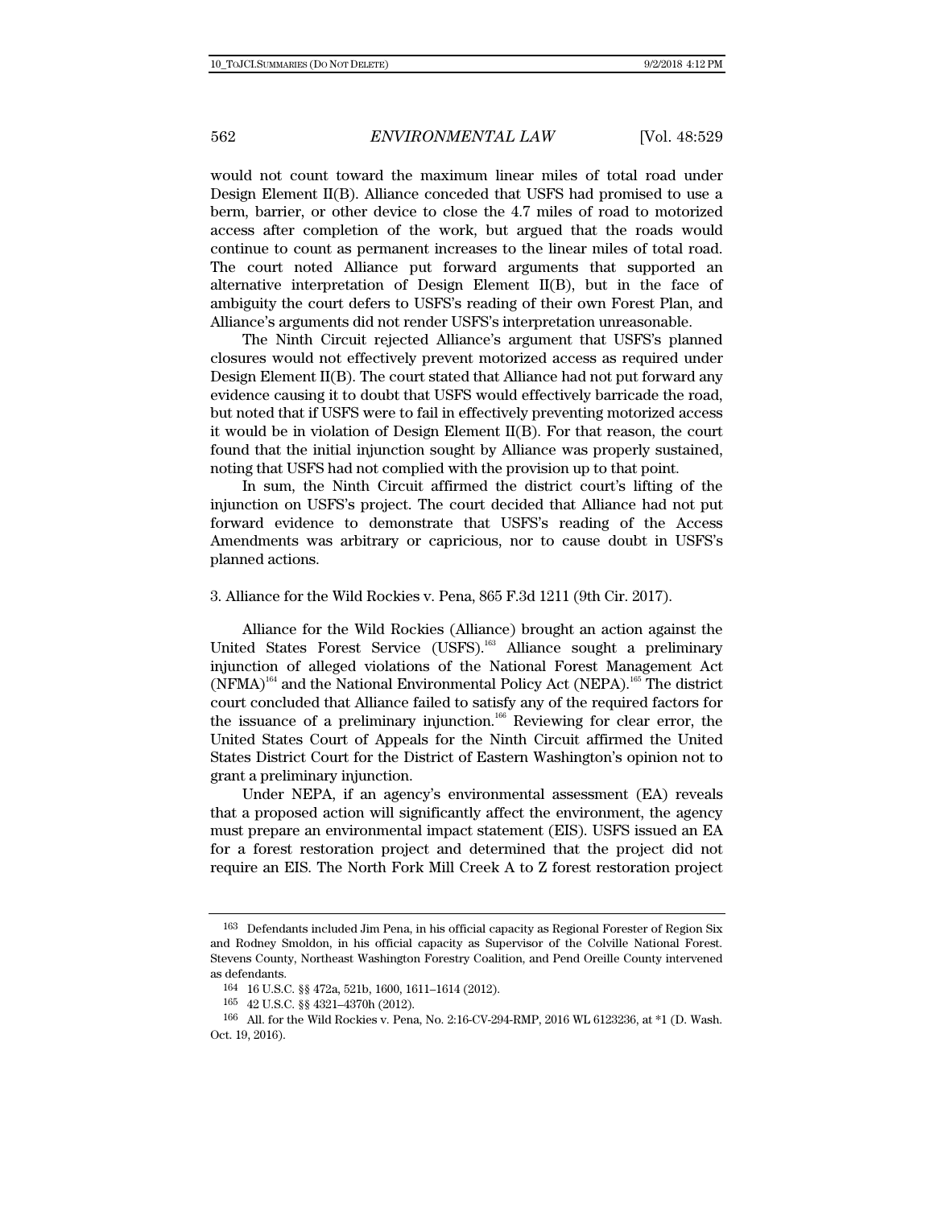would not count toward the maximum linear miles of total road under Design Element II(B). Alliance conceded that USFS had promised to use a berm, barrier, or other device to close the 4.7 miles of road to motorized access after completion of the work, but argued that the roads would continue to count as permanent increases to the linear miles of total road. The court noted Alliance put forward arguments that supported an alternative interpretation of Design Element II(B), but in the face of ambiguity the court defers to USFS's reading of their own Forest Plan, and Alliance's arguments did not render USFS's interpretation unreasonable.

The Ninth Circuit rejected Alliance's argument that USFS's planned closures would not effectively prevent motorized access as required under Design Element II(B). The court stated that Alliance had not put forward any evidence causing it to doubt that USFS would effectively barricade the road, but noted that if USFS were to fail in effectively preventing motorized access it would be in violation of Design Element II(B). For that reason, the court found that the initial injunction sought by Alliance was properly sustained, noting that USFS had not complied with the provision up to that point.

In sum, the Ninth Circuit affirmed the district court's lifting of the injunction on USFS's project. The court decided that Alliance had not put forward evidence to demonstrate that USFS's reading of the Access Amendments was arbitrary or capricious, nor to cause doubt in USFS's planned actions.

3. Alliance for the Wild Rockies v. Pena, 865 F.3d 1211 (9th Cir. 2017).

Alliance for the Wild Rockies (Alliance) brought an action against the United States Forest Service (USFS).[163] Alliance sought a preliminary injunction of alleged violations of the National Forest Management Act (NFMA)[164] and the National Environmental Policy Act (NEPA).[165] The district court concluded that Alliance failed to satisfy any of the required factors for the issuance of a preliminary injunction.[166] Reviewing for clear error, the United States Court of Appeals for the Ninth Circuit affirmed the United States District Court for the District of Eastern Washington's opinion not to grant a preliminary injunction.

Under NEPA, if an agency's environmental assessment (EA) reveals that a proposed action will significantly affect the environment, the agency must prepare an environmental impact statement (EIS). USFS issued an EA for a forest restoration project and determined that the project did not require an EIS. The North Fork Mill Creek A to Z forest restoration project

---

163 Defendants included Jim Pena, in his official capacity as Regional Forester of Region Six and Rodney Smoldon, in his official capacity as Supervisor of the Colville National Forest. Stevens County, Northeast Washington Forestry Coalition, and Pend Oreille County intervened as defendants.

164 16 U.S.C. §§ 472a, 521b, 1600, 1611–1614 (2012).

165 42 U.S.C. §§ 4321–4370h (2012).

166 All. for the Wild Rockies v. Pena, No. 2:16-CV-294-RMP, 2016 WL 6123236, at *1 (D. Wash. Oct. 19, 2016).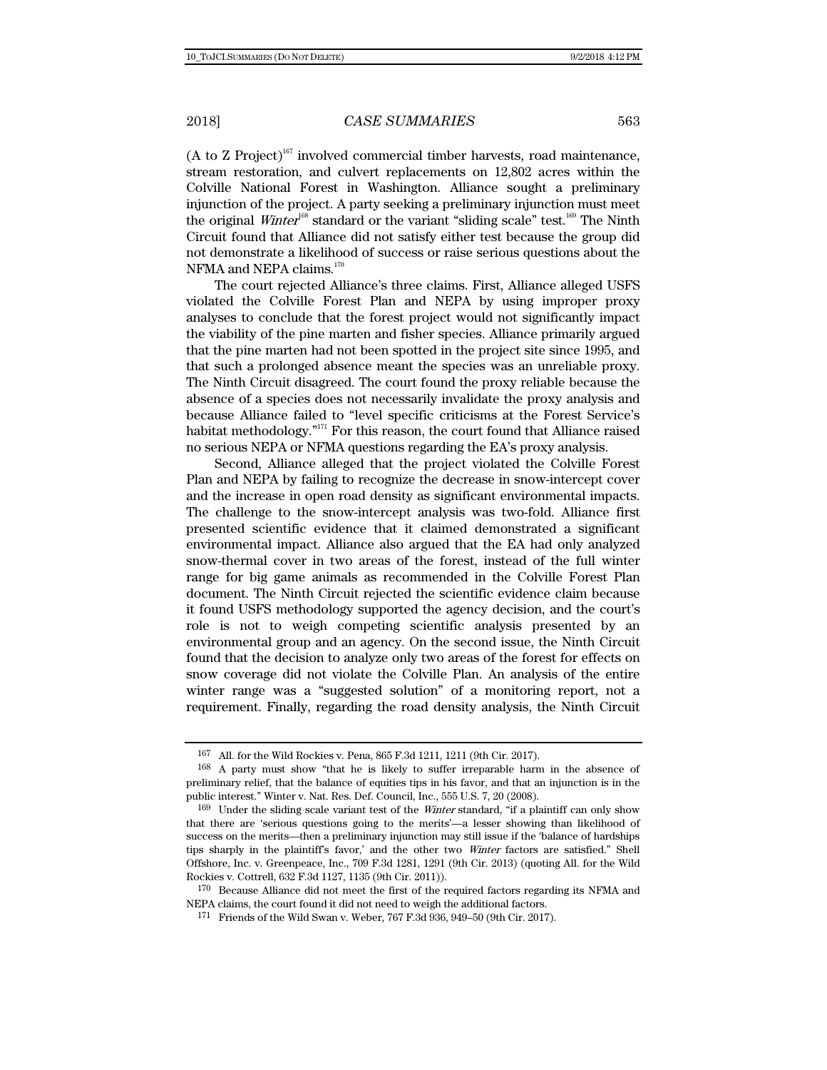(A to Z Project)[167] involved commercial timber harvests, road maintenance, stream restoration, and culvert replacements on 12,802 acres within the Colville National Forest in Washington. Alliance sought a preliminary injunction of the project. A party seeking a preliminary injunction must meet the original *Winter*[168] standard or the variant "sliding scale" test.[169] The Ninth Circuit found that Alliance did not satisfy either test because the group did not demonstrate a likelihood of success or raise serious questions about the NFMA and NEPA claims.[170]

The court rejected Alliance's three claims. First, Alliance alleged USFS violated the Colville Forest Plan and NEPA by using improper proxy analyses to conclude that the forest project would not significantly impact the viability of the pine marten and fisher species. Alliance primarily argued that the pine marten had not been spotted in the project site since 1995, and that such a prolonged absence meant the species was an unreliable proxy. The Ninth Circuit disagreed. The court found the proxy reliable because the absence of a species does not necessarily invalidate the proxy analysis and because Alliance failed to "level specific criticisms at the Forest Service's habitat methodology."[171] For this reason, the court found that Alliance raised no serious NEPA or NFMA questions regarding the EA's proxy analysis.

Second, Alliance alleged that the project violated the Colville Forest Plan and NEPA by failing to recognize the decrease in snow-intercept cover and the increase in open road density as significant environmental impacts. The challenge to the snow-intercept analysis was two-fold. Alliance first presented scientific evidence that it claimed demonstrated a significant environmental impact. Alliance also argued that the EA had only analyzed snow-thermal cover in two areas of the forest, instead of the full winter range for big game animals as recommended in the Colville Forest Plan document. The Ninth Circuit rejected the scientific evidence claim because it found USFS methodology supported the agency decision, and the court's role is not to weigh competing scientific analysis presented by an environmental group and an agency. On the second issue, the Ninth Circuit found that the decision to analyze only two areas of the forest for effects on snow coverage did not violate the Colville Plan. An analysis of the entire winter range was a "suggested solution" of a monitoring report, not a requirement. Finally, regarding the road density analysis, the Ninth Circuit

---

167 All. for the Wild Rockies v. Pena, 865 F.3d 1211, 1211 (9th Cir. 2017).

168 A party must show "that he is likely to suffer irreparable harm in the absence of preliminary relief, that the balance of equities tips in his favor, and that an injunction is in the public interest." Winter v. Nat. Res. Def. Council, Inc., 555 U.S. 7, 20 (2008).

169 Under the sliding scale variant test of the *Winter* standard, "if a plaintiff can only show that there are 'serious questions going to the merits'—a lesser showing than likelihood of success on the merits—then a preliminary injunction may still issue if the 'balance of hardships tips sharply in the plaintiff's favor,' and the other two *Winter* factors are satisfied." Shell Offshore, Inc. v. Greenpeace, Inc., 709 F.3d 1281, 1291 (9th Cir. 2013) (quoting All. for the Wild Rockies v. Cottrell, 632 F.3d 1127, 1135 (9th Cir. 2011)).

170 Because Alliance did not meet the first of the required factors regarding its NFMA and NEPA claims, the court found it did not need to weigh the additional factors.

171 Friends of the Wild Swan v. Weber, 767 F.3d 936, 949–50 (9th Cir. 2017).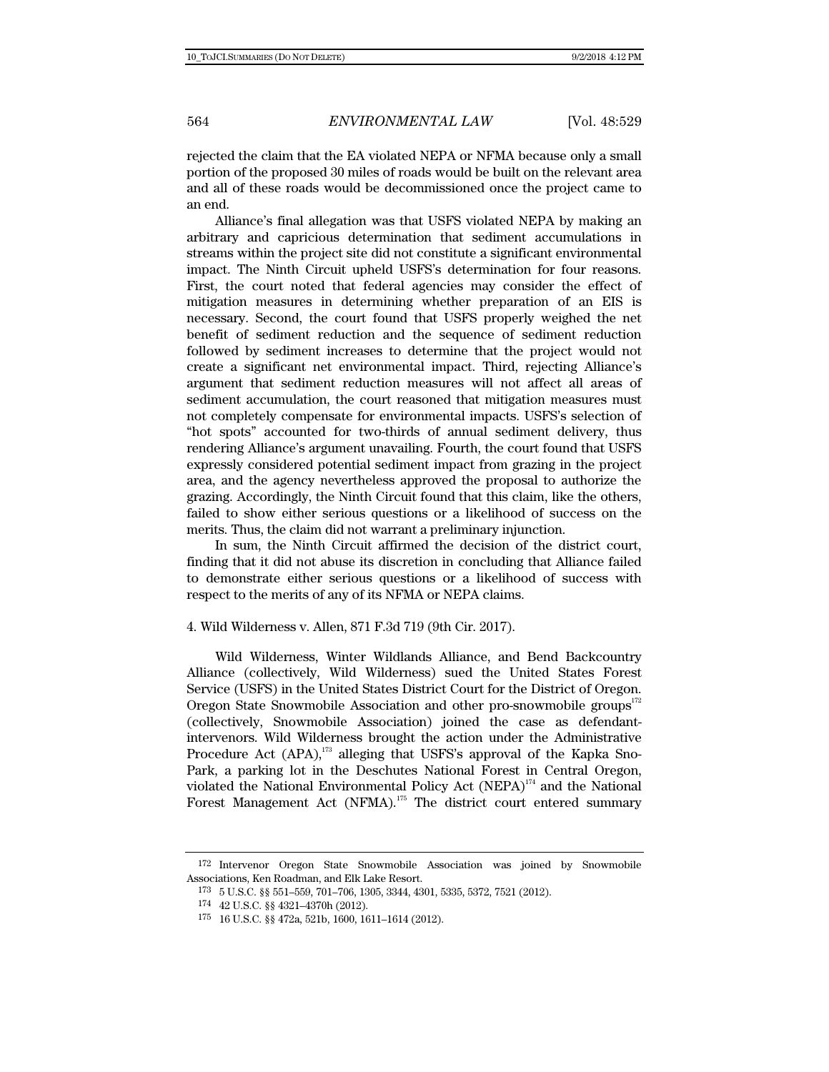rejected the claim that the EA violated NEPA or NFMA because only a small portion of the proposed 30 miles of roads would be built on the relevant area and all of these roads would be decommissioned once the project came to an end.

Alliance's final allegation was that USFS violated NEPA by making an arbitrary and capricious determination that sediment accumulations in streams within the project site did not constitute a significant environmental impact. The Ninth Circuit upheld USFS's determination for four reasons. First, the court noted that federal agencies may consider the effect of mitigation measures in determining whether preparation of an EIS is necessary. Second, the court found that USFS properly weighed the net benefit of sediment reduction and the sequence of sediment reduction followed by sediment increases to determine that the project would not create a significant net environmental impact. Third, rejecting Alliance's argument that sediment reduction measures will not affect all areas of sediment accumulation, the court reasoned that mitigation measures must not completely compensate for environmental impacts. USFS's selection of "hot spots" accounted for two-thirds of annual sediment delivery, thus rendering Alliance's argument unavailing. Fourth, the court found that USFS expressly considered potential sediment impact from grazing in the project area, and the agency nevertheless approved the proposal to authorize the grazing. Accordingly, the Ninth Circuit found that this claim, like the others, failed to show either serious questions or a likelihood of success on the merits. Thus, the claim did not warrant a preliminary injunction.

In sum, the Ninth Circuit affirmed the decision of the district court, finding that it did not abuse its discretion in concluding that Alliance failed to demonstrate either serious questions or a likelihood of success with respect to the merits of any of its NFMA or NEPA claims.

4. Wild Wilderness v. Allen, 871 F.3d 719 (9th Cir. 2017).

Wild Wilderness, Winter Wildlands Alliance, and Bend Backcountry Alliance (collectively, Wild Wilderness) sued the United States Forest Service (USFS) in the United States District Court for the District of Oregon. Oregon State Snowmobile Association and other pro-snowmobile groups[172] (collectively, Snowmobile Association) joined the case as defendant-intervenors. Wild Wilderness brought the action under the Administrative Procedure Act (APA),[173] alleging that USFS's approval of the Kapka Sno-Park, a parking lot in the Deschutes National Forest in Central Oregon, violated the National Environmental Policy Act (NEPA)[174] and the National Forest Management Act (NFMA).[175] The district court entered summary

---

172 Intervenor Oregon State Snowmobile Association was joined by Snowmobile Associations, Ken Roadman, and Elk Lake Resort.

173 5 U.S.C. §§ 551–559, 701–706, 1305, 3344, 4301, 5335, 5372, 7521 (2012).

174 42 U.S.C. §§ 4321–4370h (2012).

175 16 U.S.C. §§ 472a, 521b, 1600, 1611–1614 (2012).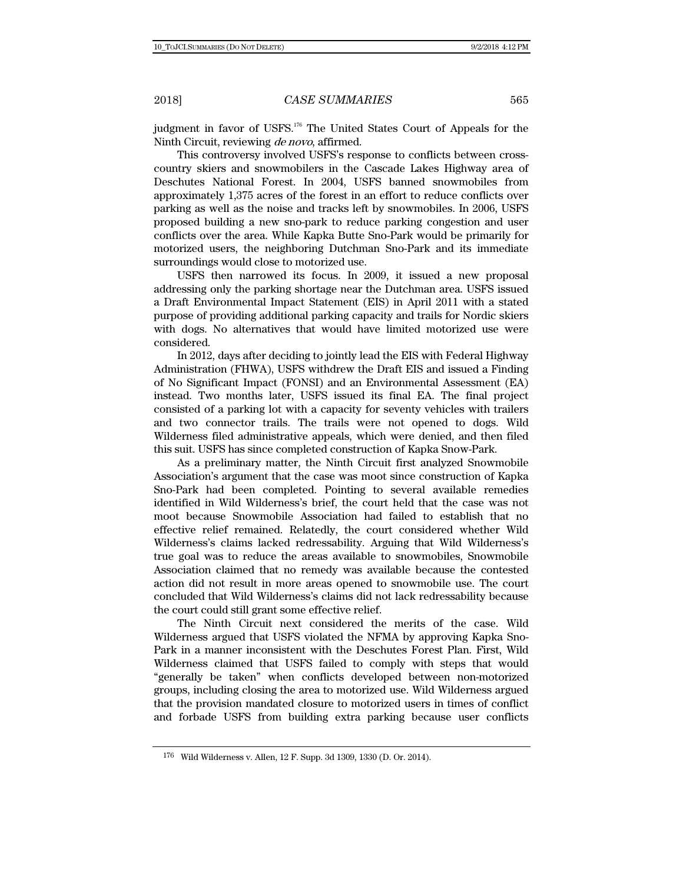judgment in favor of USFS.[176] The United States Court of Appeals for the Ninth Circuit, reviewing *de novo*, affirmed.

This controversy involved USFS's response to conflicts between cross-country skiers and snowmobilers in the Cascade Lakes Highway area of Deschutes National Forest. In 2004, USFS banned snowmobiles from approximately 1,375 acres of the forest in an effort to reduce conflicts over parking as well as the noise and tracks left by snowmobiles. In 2006, USFS proposed building a new sno-park to reduce parking congestion and user conflicts over the area. While Kapka Butte Sno-Park would be primarily for motorized users, the neighboring Dutchman Sno-Park and its immediate surroundings would close to motorized use.

USFS then narrowed its focus. In 2009, it issued a new proposal addressing only the parking shortage near the Dutchman area. USFS issued a Draft Environmental Impact Statement (EIS) in April 2011 with a stated purpose of providing additional parking capacity and trails for Nordic skiers with dogs. No alternatives that would have limited motorized use were considered.

In 2012, days after deciding to jointly lead the EIS with Federal Highway Administration (FHWA), USFS withdrew the Draft EIS and issued a Finding of No Significant Impact (FONSI) and an Environmental Assessment (EA) instead. Two months later, USFS issued its final EA. The final project consisted of a parking lot with a capacity for seventy vehicles with trailers and two connector trails. The trails were not opened to dogs. Wild Wilderness filed administrative appeals, which were denied, and then filed this suit. USFS has since completed construction of Kapka Snow-Park.

As a preliminary matter, the Ninth Circuit first analyzed Snowmobile Association's argument that the case was moot since construction of Kapka Sno-Park had been completed. Pointing to several available remedies identified in Wild Wilderness's brief, the court held that the case was not moot because Snowmobile Association had failed to establish that no effective relief remained. Relatedly, the court considered whether Wild Wilderness's claims lacked redressability. Arguing that Wild Wilderness's true goal was to reduce the areas available to snowmobiles, Snowmobile Association claimed that no remedy was available because the contested action did not result in more areas opened to snowmobile use. The court concluded that Wild Wilderness's claims did not lack redressability because the court could still grant some effective relief.

The Ninth Circuit next considered the merits of the case. Wild Wilderness argued that USFS violated the NFMA by approving Kapka Sno-Park in a manner inconsistent with the Deschutes Forest Plan. First, Wild Wilderness claimed that USFS failed to comply with steps that would "generally be taken" when conflicts developed between non-motorized groups, including closing the area to motorized use. Wild Wilderness argued that the provision mandated closure to motorized users in times of conflict and forbade USFS from building extra parking because user conflicts

[176] Wild Wilderness v. Allen, 12 F. Supp. 3d 1309, 1330 (D. Or. 2014).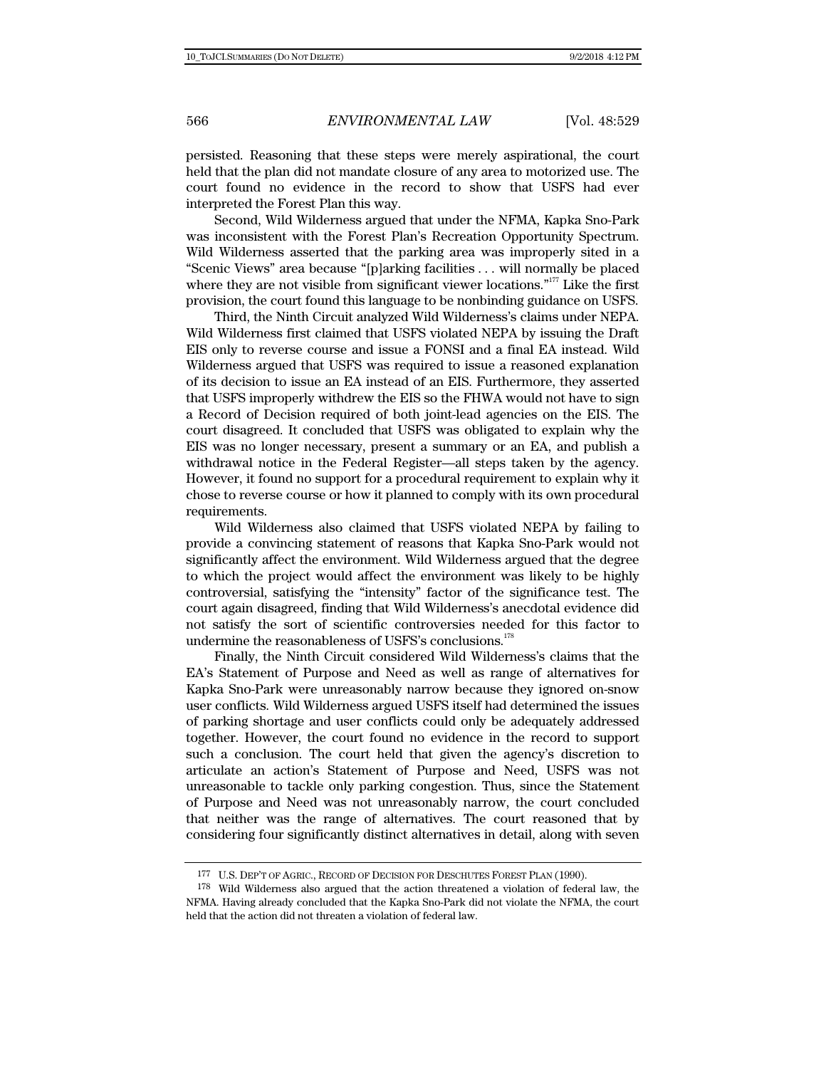persisted. Reasoning that these steps were merely aspirational, the court held that the plan did not mandate closure of any area to motorized use. The court found no evidence in the record to show that USFS had ever interpreted the Forest Plan this way.

Second, Wild Wilderness argued that under the NFMA, Kapka Sno-Park was inconsistent with the Forest Plan's Recreation Opportunity Spectrum. Wild Wilderness asserted that the parking area was improperly sited in a "Scenic Views" area because "[p]arking facilities . . . will normally be placed where they are not visible from significant viewer locations."[177] Like the first provision, the court found this language to be nonbinding guidance on USFS.

Third, the Ninth Circuit analyzed Wild Wilderness's claims under NEPA. Wild Wilderness first claimed that USFS violated NEPA by issuing the Draft EIS only to reverse course and issue a FONSI and a final EA instead. Wild Wilderness argued that USFS was required to issue a reasoned explanation of its decision to issue an EA instead of an EIS. Furthermore, they asserted that USFS improperly withdrew the EIS so the FHWA would not have to sign a Record of Decision required of both joint-lead agencies on the EIS. The court disagreed. It concluded that USFS was obligated to explain why the EIS was no longer necessary, present a summary or an EA, and publish a withdrawal notice in the Federal Register—all steps taken by the agency. However, it found no support for a procedural requirement to explain why it chose to reverse course or how it planned to comply with its own procedural requirements.

Wild Wilderness also claimed that USFS violated NEPA by failing to provide a convincing statement of reasons that Kapka Sno-Park would not significantly affect the environment. Wild Wilderness argued that the degree to which the project would affect the environment was likely to be highly controversial, satisfying the "intensity" factor of the significance test. The court again disagreed, finding that Wild Wilderness's anecdotal evidence did not satisfy the sort of scientific controversies needed for this factor to undermine the reasonableness of USFS's conclusions.[178]

Finally, the Ninth Circuit considered Wild Wilderness's claims that the EA's Statement of Purpose and Need as well as range of alternatives for Kapka Sno-Park were unreasonably narrow because they ignored on-snow user conflicts. Wild Wilderness argued USFS itself had determined the issues of parking shortage and user conflicts could only be adequately addressed together. However, the court found no evidence in the record to support such a conclusion. The court held that given the agency's discretion to articulate an action's Statement of Purpose and Need, USFS was not unreasonable to tackle only parking congestion. Thus, since the Statement of Purpose and Need was not unreasonably narrow, the court concluded that neither was the range of alternatives. The court reasoned that by considering four significantly distinct alternatives in detail, along with seven

---

[177] U.S. DEP'T OF AGRIC., RECORD OF DECISION FOR DESCHUTES FOREST PLAN (1990).

[178] Wild Wilderness also argued that the action threatened a violation of federal law, the NFMA. Having already concluded that the Kapka Sno-Park did not violate the NFMA, the court held that the action did not threaten a violation of federal law.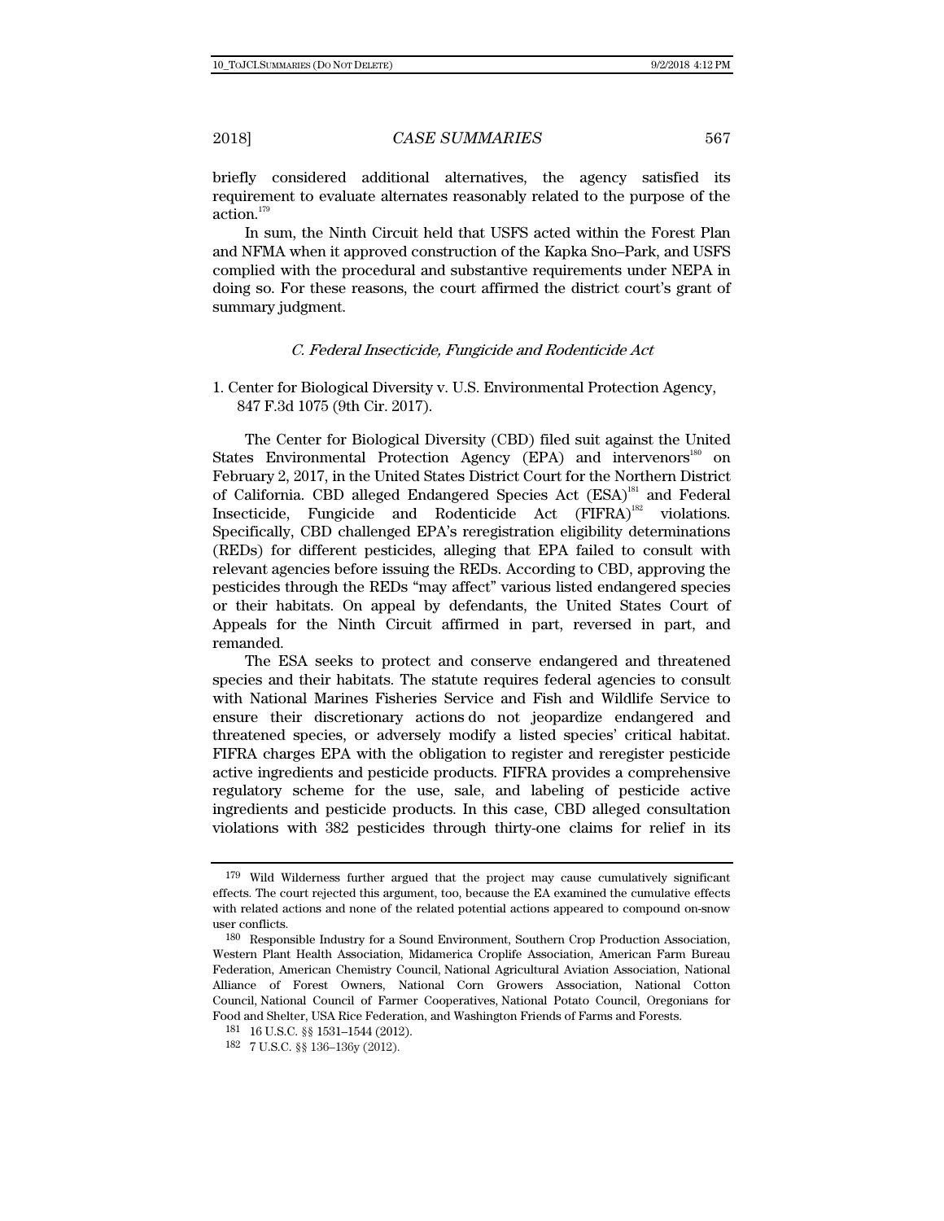briefly considered additional alternatives, the agency satisfied its requirement to evaluate alternates reasonably related to the purpose of the action.[179]

In sum, the Ninth Circuit held that USFS acted within the Forest Plan and NFMA when it approved construction of the Kapka Sno–Park, and USFS complied with the procedural and substantive requirements under NEPA in doing so. For these reasons, the court affirmed the district court's grant of summary judgment.

### *C. Federal Insecticide, Fungicide and Rodenticide Act*

#### 1. Center for Biological Diversity v. U.S. Environmental Protection Agency, 847 F.3d 1075 (9th Cir. 2017).

The Center for Biological Diversity (CBD) filed suit against the United States Environmental Protection Agency (EPA) and intervenors[180] on February 2, 2017, in the United States District Court for the Northern District of California. CBD alleged Endangered Species Act (ESA)[181] and Federal Insecticide, Fungicide and Rodenticide Act (FIFRA)[182] violations. Specifically, CBD challenged EPA's reregistration eligibility determinations (REDs) for different pesticides, alleging that EPA failed to consult with relevant agencies before issuing the REDs. According to CBD, approving the pesticides through the REDs "may affect" various listed endangered species or their habitats. On appeal by defendants, the United States Court of Appeals for the Ninth Circuit affirmed in part, reversed in part, and remanded.

The ESA seeks to protect and conserve endangered and threatened species and their habitats. The statute requires federal agencies to consult with National Marines Fisheries Service and Fish and Wildlife Service to ensure their discretionary actions do not jeopardize endangered and threatened species, or adversely modify a listed species' critical habitat. FIFRA charges EPA with the obligation to register and reregister pesticide active ingredients and pesticide products. FIFRA provides a comprehensive regulatory scheme for the use, sale, and labeling of pesticide active ingredients and pesticide products. In this case, CBD alleged consultation violations with 382 pesticides through thirty-one claims for relief in its

---

[179] Wild Wilderness further argued that the project may cause cumulatively significant effects. The court rejected this argument, too, because the EA examined the cumulative effects with related actions and none of the related potential actions appeared to compound on-snow user conflicts.

[180] Responsible Industry for a Sound Environment, Southern Crop Production Association, Western Plant Health Association, Midamerica Croplife Association, American Farm Bureau Federation, American Chemistry Council, National Agricultural Aviation Association, National Alliance of Forest Owners, National Corn Growers Association, National Cotton Council, National Council of Farmer Cooperatives, National Potato Council, Oregonians for Food and Shelter, USA Rice Federation, and Washington Friends of Farms and Forests.

[181] 16 U.S.C. §§ 1531–1544 (2012).

[182] 7 U.S.C. §§ 136–136y (2012).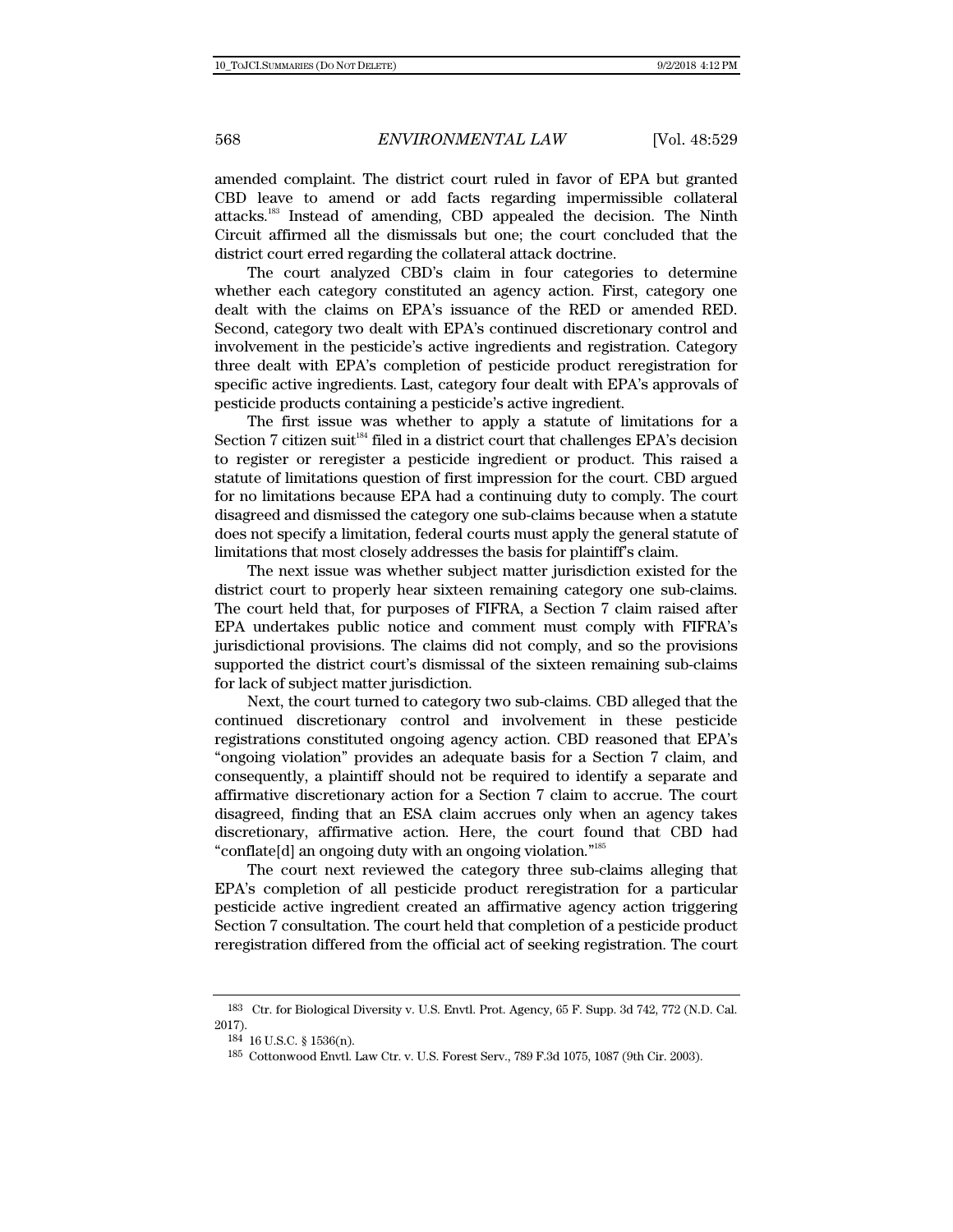amended complaint. The district court ruled in favor of EPA but granted CBD leave to amend or add facts regarding impermissible collateral attacks.[183] Instead of amending, CBD appealed the decision. The Ninth Circuit affirmed all the dismissals but one; the court concluded that the district court erred regarding the collateral attack doctrine.

The court analyzed CBD's claim in four categories to determine whether each category constituted an agency action. First, category one dealt with the claims on EPA's issuance of the RED or amended RED. Second, category two dealt with EPA's continued discretionary control and involvement in the pesticide's active ingredients and registration. Category three dealt with EPA's completion of pesticide product reregistration for specific active ingredients. Last, category four dealt with EPA's approvals of pesticide products containing a pesticide's active ingredient.

The first issue was whether to apply a statute of limitations for a Section 7 citizen suit[184] filed in a district court that challenges EPA's decision to register or reregister a pesticide ingredient or product. This raised a statute of limitations question of first impression for the court. CBD argued for no limitations because EPA had a continuing duty to comply. The court disagreed and dismissed the category one sub-claims because when a statute does not specify a limitation, federal courts must apply the general statute of limitations that most closely addresses the basis for plaintiff's claim.

The next issue was whether subject matter jurisdiction existed for the district court to properly hear sixteen remaining category one sub-claims. The court held that, for purposes of FIFRA, a Section 7 claim raised after EPA undertakes public notice and comment must comply with FIFRA's jurisdictional provisions. The claims did not comply, and so the provisions supported the district court's dismissal of the sixteen remaining sub-claims for lack of subject matter jurisdiction.

Next, the court turned to category two sub-claims. CBD alleged that the continued discretionary control and involvement in these pesticide registrations constituted ongoing agency action. CBD reasoned that EPA's "ongoing violation" provides an adequate basis for a Section 7 claim, and consequently, a plaintiff should not be required to identify a separate and affirmative discretionary action for a Section 7 claim to accrue. The court disagreed, finding that an ESA claim accrues only when an agency takes discretionary, affirmative action. Here, the court found that CBD had "conflate[d] an ongoing duty with an ongoing violation."[185]

The court next reviewed the category three sub-claims alleging that EPA's completion of all pesticide product reregistration for a particular pesticide active ingredient created an affirmative agency action triggering Section 7 consultation. The court held that completion of a pesticide product reregistration differed from the official act of seeking registration. The court

---

[183] Ctr. for Biological Diversity v. U.S. Envtl. Prot. Agency, 65 F. Supp. 3d 742, 772 (N.D. Cal. 2017).

[184] 16 U.S.C. § 1536(n).

[185] Cottonwood Envtl. Law Ctr. v. U.S. Forest Serv., 789 F.3d 1075, 1087 (9th Cir. 2003).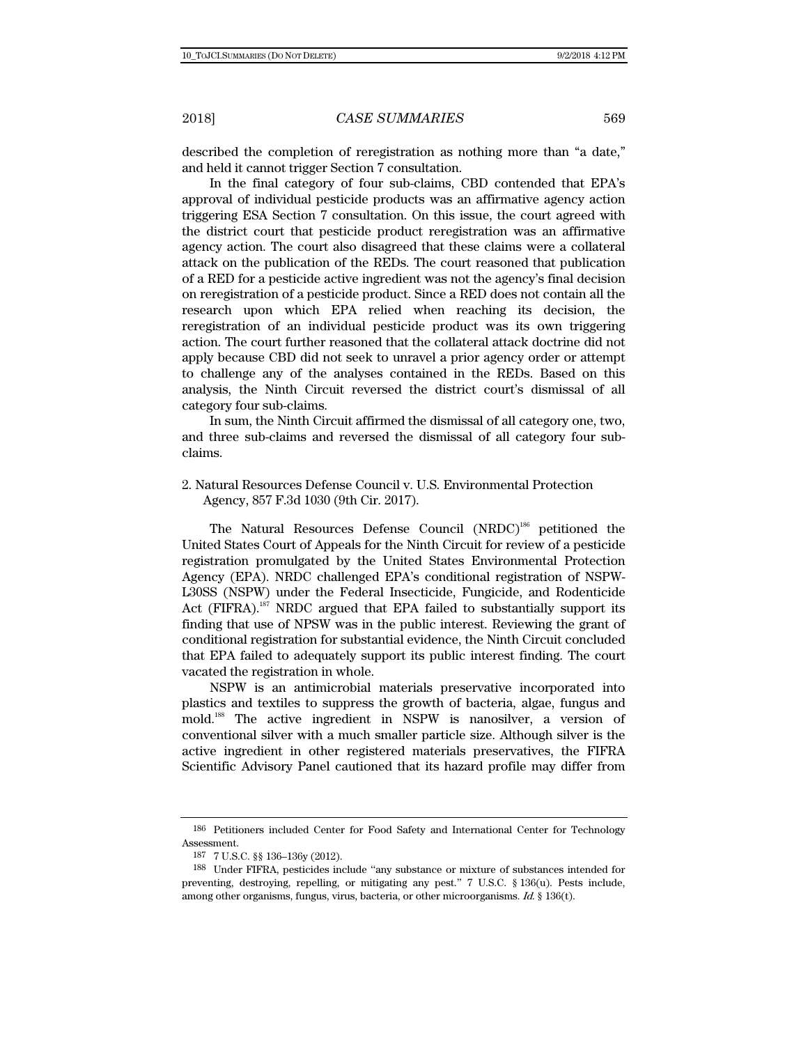described the completion of reregistration as nothing more than "a date," and held it cannot trigger Section 7 consultation.

In the final category of four sub-claims, CBD contended that EPA's approval of individual pesticide products was an affirmative agency action triggering ESA Section 7 consultation. On this issue, the court agreed with the district court that pesticide product reregistration was an affirmative agency action. The court also disagreed that these claims were a collateral attack on the publication of the REDs. The court reasoned that publication of a RED for a pesticide active ingredient was not the agency's final decision on reregistration of a pesticide product. Since a RED does not contain all the research upon which EPA relied when reaching its decision, the reregistration of an individual pesticide product was its own triggering action. The court further reasoned that the collateral attack doctrine did not apply because CBD did not seek to unravel a prior agency order or attempt to challenge any of the analyses contained in the REDs. Based on this analysis, the Ninth Circuit reversed the district court's dismissal of all category four sub-claims.

In sum, the Ninth Circuit affirmed the dismissal of all category one, two, and three sub-claims and reversed the dismissal of all category four sub-claims.

2. Natural Resources Defense Council v. U.S. Environmental Protection Agency, 857 F.3d 1030 (9th Cir. 2017).

The Natural Resources Defense Council (NRDC)[186] petitioned the United States Court of Appeals for the Ninth Circuit for review of a pesticide registration promulgated by the United States Environmental Protection Agency (EPA). NRDC challenged EPA's conditional registration of NSPW-L30SS (NSPW) under the Federal Insecticide, Fungicide, and Rodenticide Act (FIFRA).[187] NRDC argued that EPA failed to substantially support its finding that use of NPSW was in the public interest. Reviewing the grant of conditional registration for substantial evidence, the Ninth Circuit concluded that EPA failed to adequately support its public interest finding. The court vacated the registration in whole.

NSPW is an antimicrobial materials preservative incorporated into plastics and textiles to suppress the growth of bacteria, algae, fungus and mold.[188] The active ingredient in NSPW is nanosilver, a version of conventional silver with a much smaller particle size. Although silver is the active ingredient in other registered materials preservatives, the FIFRA Scientific Advisory Panel cautioned that its hazard profile may differ from

---

186 Petitioners included Center for Food Safety and International Center for Technology Assessment.

187 7 U.S.C. §§ 136–136y (2012).

188 Under FIFRA, pesticides include "any substance or mixture of substances intended for preventing, destroying, repelling, or mitigating any pest." 7 U.S.C. § 136(u). Pests include, among other organisms, fungus, virus, bacteria, or other microorganisms. *Id.* § 136(t).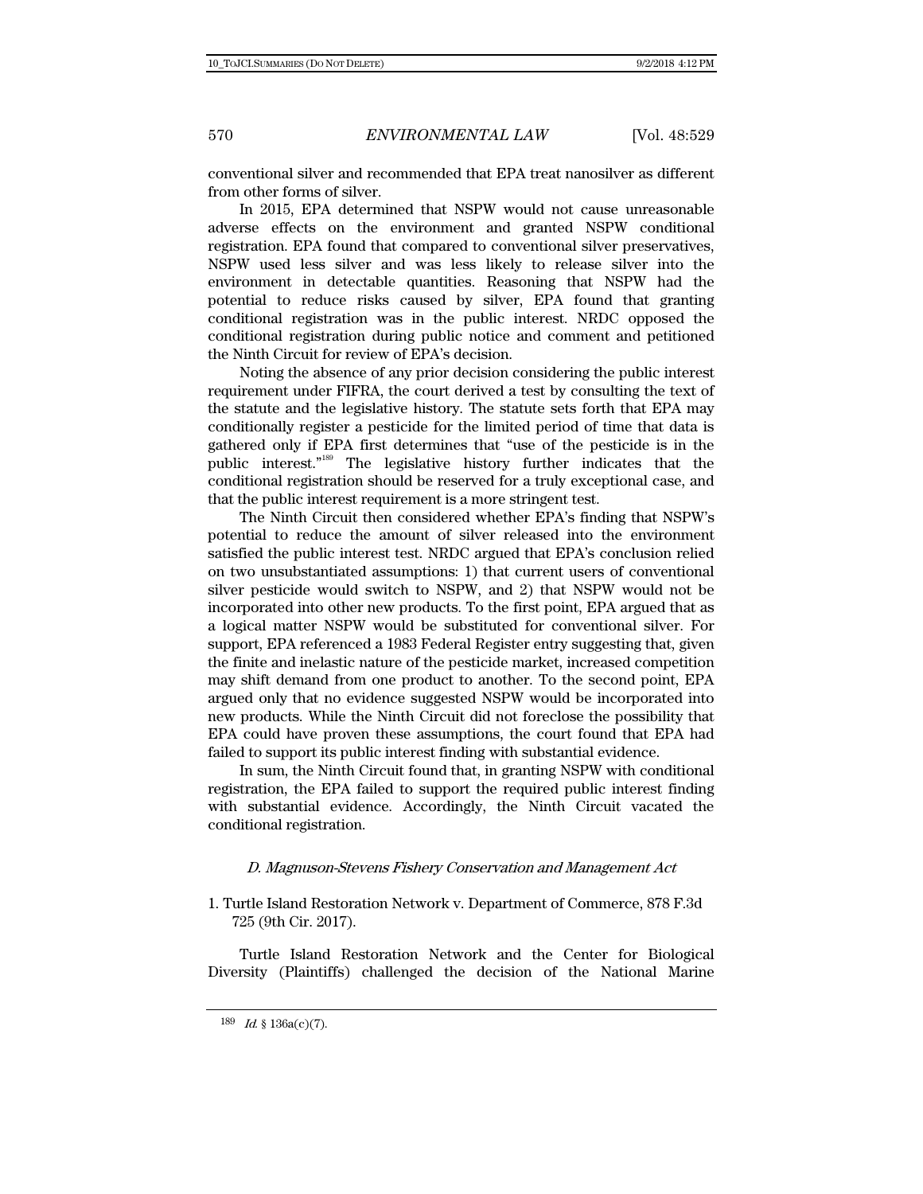conventional silver and recommended that EPA treat nanosilver as different from other forms of silver.

In 2015, EPA determined that NSPW would not cause unreasonable adverse effects on the environment and granted NSPW conditional registration. EPA found that compared to conventional silver preservatives, NSPW used less silver and was less likely to release silver into the environment in detectable quantities. Reasoning that NSPW had the potential to reduce risks caused by silver, EPA found that granting conditional registration was in the public interest. NRDC opposed the conditional registration during public notice and comment and petitioned the Ninth Circuit for review of EPA's decision.

Noting the absence of any prior decision considering the public interest requirement under FIFRA, the court derived a test by consulting the text of the statute and the legislative history. The statute sets forth that EPA may conditionally register a pesticide for the limited period of time that data is gathered only if EPA first determines that "use of the pesticide is in the public interest."[189] The legislative history further indicates that the conditional registration should be reserved for a truly exceptional case, and that the public interest requirement is a more stringent test.

The Ninth Circuit then considered whether EPA's finding that NSPW's potential to reduce the amount of silver released into the environment satisfied the public interest test. NRDC argued that EPA's conclusion relied on two unsubstantiated assumptions: 1) that current users of conventional silver pesticide would switch to NSPW, and 2) that NSPW would not be incorporated into other new products. To the first point, EPA argued that as a logical matter NSPW would be substituted for conventional silver. For support, EPA referenced a 1983 Federal Register entry suggesting that, given the finite and inelastic nature of the pesticide market, increased competition may shift demand from one product to another. To the second point, EPA argued only that no evidence suggested NSPW would be incorporated into new products. While the Ninth Circuit did not foreclose the possibility that EPA could have proven these assumptions, the court found that EPA had failed to support its public interest finding with substantial evidence.

In sum, the Ninth Circuit found that, in granting NSPW with conditional registration, the EPA failed to support the required public interest finding with substantial evidence. Accordingly, the Ninth Circuit vacated the conditional registration.

### *D. Magnuson-Stevens Fishery Conservation and Management Act*

1. Turtle Island Restoration Network v. Department of Commerce, 878 F.3d 725 (9th Cir. 2017).

Turtle Island Restoration Network and the Center for Biological Diversity (Plaintiffs) challenged the decision of the National Marine

[189] *Id.* § 136a(c)(7).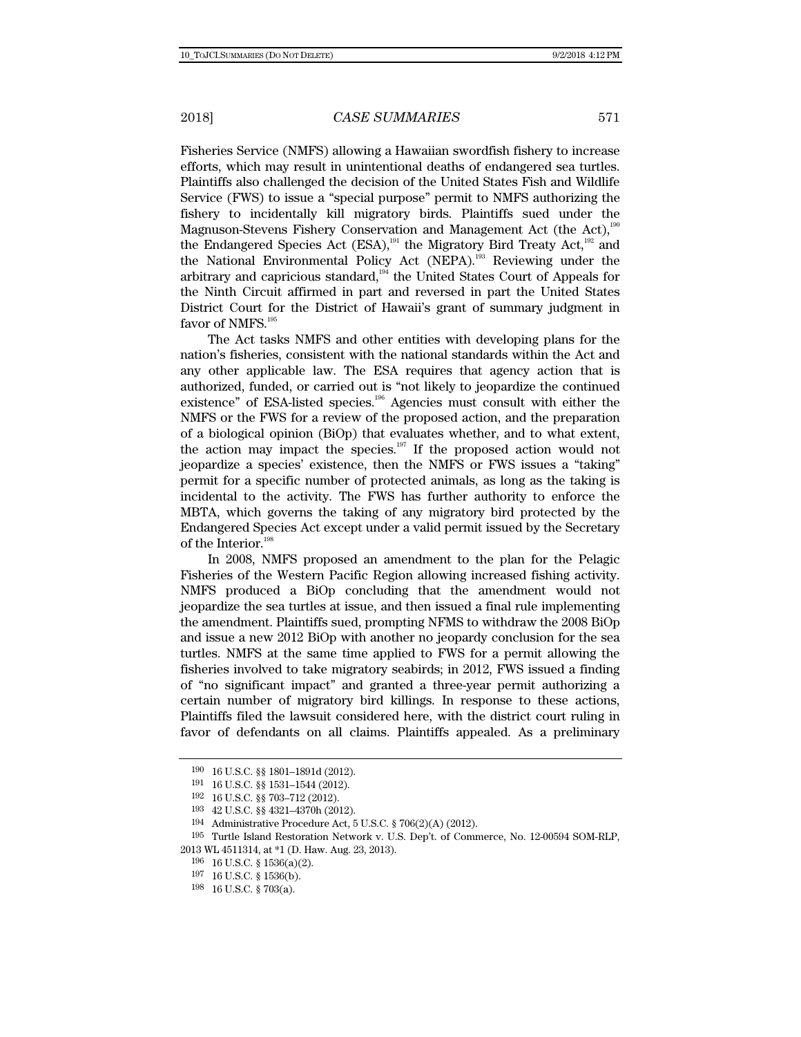Fisheries Service (NMFS) allowing a Hawaiian swordfish fishery to increase efforts, which may result in unintentional deaths of endangered sea turtles. Plaintiffs also challenged the decision of the United States Fish and Wildlife Service (FWS) to issue a "special purpose" permit to NMFS authorizing the fishery to incidentally kill migratory birds. Plaintiffs sued under the Magnuson-Stevens Fishery Conservation and Management Act (the Act),[190] the Endangered Species Act (ESA),[191] the Migratory Bird Treaty Act,[192] and the National Environmental Policy Act (NEPA).[193] Reviewing under the arbitrary and capricious standard,[194] the United States Court of Appeals for the Ninth Circuit affirmed in part and reversed in part the United States District Court for the District of Hawaii's grant of summary judgment in favor of NMFS.[195]

The Act tasks NMFS and other entities with developing plans for the nation's fisheries, consistent with the national standards within the Act and any other applicable law. The ESA requires that agency action that is authorized, funded, or carried out is "not likely to jeopardize the continued existence" of ESA-listed species.[196] Agencies must consult with either the NMFS or the FWS for a review of the proposed action, and the preparation of a biological opinion (BiOp) that evaluates whether, and to what extent, the action may impact the species.[197] If the proposed action would not jeopardize a species' existence, then the NMFS or FWS issues a "taking" permit for a specific number of protected animals, as long as the taking is incidental to the activity. The FWS has further authority to enforce the MBTA, which governs the taking of any migratory bird protected by the Endangered Species Act except under a valid permit issued by the Secretary of the Interior.[198]

In 2008, NMFS proposed an amendment to the plan for the Pelagic Fisheries of the Western Pacific Region allowing increased fishing activity. NMFS produced a BiOp concluding that the amendment would not jeopardize the sea turtles at issue, and then issued a final rule implementing the amendment. Plaintiffs sued, prompting NFMS to withdraw the 2008 BiOp and issue a new 2012 BiOp with another no jeopardy conclusion for the sea turtles. NMFS at the same time applied to FWS for a permit allowing the fisheries involved to take migratory seabirds; in 2012, FWS issued a finding of "no significant impact" and granted a three-year permit authorizing a certain number of migratory bird killings. In response to these actions, Plaintiffs filed the lawsuit considered here, with the district court ruling in favor of defendants on all claims. Plaintiffs appealed. As a preliminary

---

190 16 U.S.C. §§ 1801–1891d (2012).

191 16 U.S.C. §§ 1531–1544 (2012).

192 16 U.S.C. §§ 703–712 (2012).

193 42 U.S.C. §§ 4321–4370h (2012).

194 Administrative Procedure Act, 5 U.S.C. § 706(2)(A) (2012).

195 Turtle Island Restoration Network v. U.S. Dep't. of Commerce, No. 12-00594 SOM-RLP, 2013 WL 4511314, at *1 (D. Haw. Aug. 23, 2013).

196 16 U.S.C. § 1536(a)(2).

197 16 U.S.C. § 1536(b).

198 16 U.S.C. § 703(a).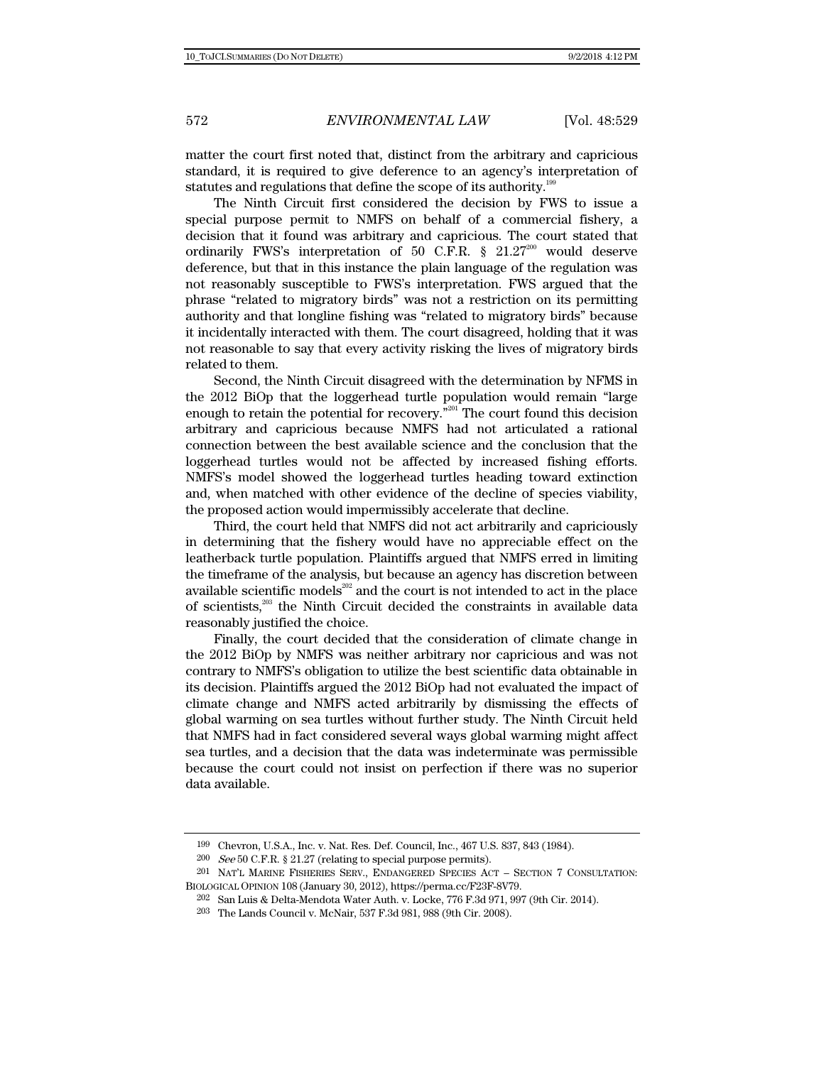matter the court first noted that, distinct from the arbitrary and capricious standard, it is required to give deference to an agency's interpretation of statutes and regulations that define the scope of its authority.[199]

The Ninth Circuit first considered the decision by FWS to issue a special purpose permit to NMFS on behalf of a commercial fishery, a decision that it found was arbitrary and capricious. The court stated that ordinarily FWS's interpretation of 50 C.F.R. § 21.27[200] would deserve deference, but that in this instance the plain language of the regulation was not reasonably susceptible to FWS's interpretation. FWS argued that the phrase "related to migratory birds" was not a restriction on its permitting authority and that longline fishing was "related to migratory birds" because it incidentally interacted with them. The court disagreed, holding that it was not reasonable to say that every activity risking the lives of migratory birds related to them.

Second, the Ninth Circuit disagreed with the determination by NFMS in the 2012 BiOp that the loggerhead turtle population would remain "large enough to retain the potential for recovery."[201] The court found this decision arbitrary and capricious because NMFS had not articulated a rational connection between the best available science and the conclusion that the loggerhead turtles would not be affected by increased fishing efforts. NMFS's model showed the loggerhead turtles heading toward extinction and, when matched with other evidence of the decline of species viability, the proposed action would impermissibly accelerate that decline.

Third, the court held that NMFS did not act arbitrarily and capriciously in determining that the fishery would have no appreciable effect on the leatherback turtle population. Plaintiffs argued that NMFS erred in limiting the timeframe of the analysis, but because an agency has discretion between available scientific models[202] and the court is not intended to act in the place of scientists,[203] the Ninth Circuit decided the constraints in available data reasonably justified the choice.

Finally, the court decided that the consideration of climate change in the 2012 BiOp by NMFS was neither arbitrary nor capricious and was not contrary to NMFS's obligation to utilize the best scientific data obtainable in its decision. Plaintiffs argued the 2012 BiOp had not evaluated the impact of climate change and NMFS acted arbitrarily by dismissing the effects of global warming on sea turtles without further study. The Ninth Circuit held that NMFS had in fact considered several ways global warming might affect sea turtles, and a decision that the data was indeterminate was permissible because the court could not insist on perfection if there was no superior data available.

---

199 Chevron, U.S.A., Inc. v. Nat. Res. Def. Council, Inc., 467 U.S. 837, 843 (1984).

200 *See* 50 C.F.R. § 21.27 (relating to special purpose permits).

201 NAT'L MARINE FISHERIES SERV., ENDANGERED SPECIES ACT – SECTION 7 CONSULTATION: BIOLOGICAL OPINION 108 (January 30, 2012), https://perma.cc/F23F-8V79.

202 San Luis & Delta-Mendota Water Auth. v. Locke, 776 F.3d 971, 997 (9th Cir. 2014).

203 The Lands Council v. McNair, 537 F.3d 981, 988 (9th Cir. 2008).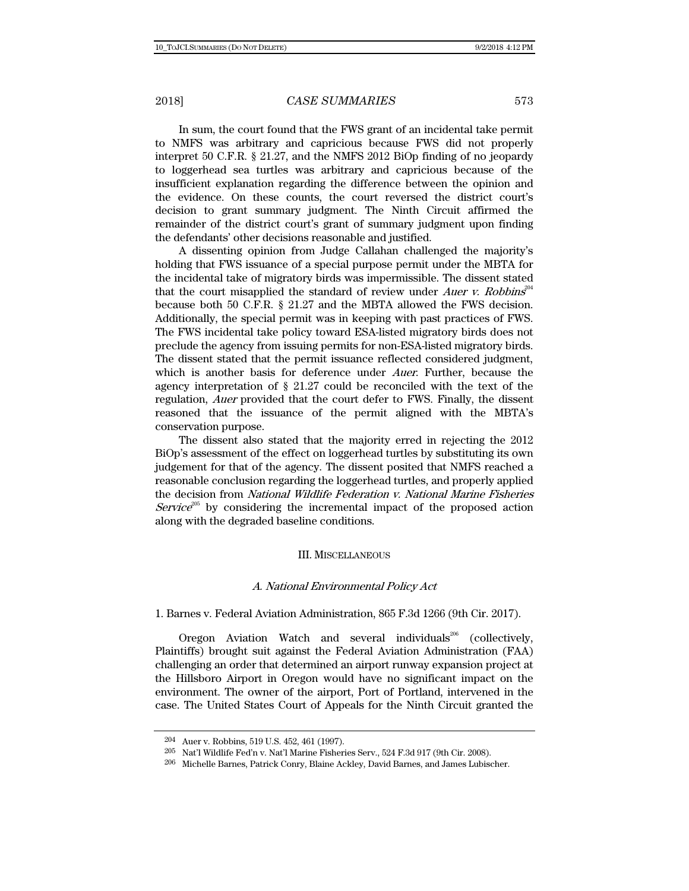In sum, the court found that the FWS grant of an incidental take permit to NMFS was arbitrary and capricious because FWS did not properly interpret 50 C.F.R. § 21.27, and the NMFS 2012 BiOp finding of no jeopardy to loggerhead sea turtles was arbitrary and capricious because of the insufficient explanation regarding the difference between the opinion and the evidence. On these counts, the court reversed the district court's decision to grant summary judgment. The Ninth Circuit affirmed the remainder of the district court's grant of summary judgment upon finding the defendants' other decisions reasonable and justified.

A dissenting opinion from Judge Callahan challenged the majority's holding that FWS issuance of a special purpose permit under the MBTA for the incidental take of migratory birds was impermissible. The dissent stated that the court misapplied the standard of review under *Auer v. Robbins*[204] because both 50 C.F.R. § 21.27 and the MBTA allowed the FWS decision. Additionally, the special permit was in keeping with past practices of FWS. The FWS incidental take policy toward ESA-listed migratory birds does not preclude the agency from issuing permits for non-ESA-listed migratory birds. The dissent stated that the permit issuance reflected considered judgment, which is another basis for deference under *Auer*. Further, because the agency interpretation of § 21.27 could be reconciled with the text of the regulation, *Auer* provided that the court defer to FWS. Finally, the dissent reasoned that the issuance of the permit aligned with the MBTA's conservation purpose.

The dissent also stated that the majority erred in rejecting the 2012 BiOp's assessment of the effect on loggerhead turtles by substituting its own judgement for that of the agency. The dissent posited that NMFS reached a reasonable conclusion regarding the loggerhead turtles, and properly applied the decision from *National Wildlife Federation v. National Marine Fisheries Service*[205] by considering the incremental impact of the proposed action along with the degraded baseline conditions.

## III. MISCELLANEOUS

### *A. National Environmental Policy Act*

1. Barnes v. Federal Aviation Administration, 865 F.3d 1266 (9th Cir. 2017).

Oregon Aviation Watch and several individuals[206] (collectively, Plaintiffs) brought suit against the Federal Aviation Administration (FAA) challenging an order that determined an airport runway expansion project at the Hillsboro Airport in Oregon would have no significant impact on the environment. The owner of the airport, Port of Portland, intervened in the case. The United States Court of Appeals for the Ninth Circuit granted the

---

[204] Auer v. Robbins, 519 U.S. 452, 461 (1997).

[205] Nat'l Wildlife Fed'n v. Nat'l Marine Fisheries Serv., 524 F.3d 917 (9th Cir. 2008).

[206] Michelle Barnes, Patrick Conry, Blaine Ackley, David Barnes, and James Lubischer.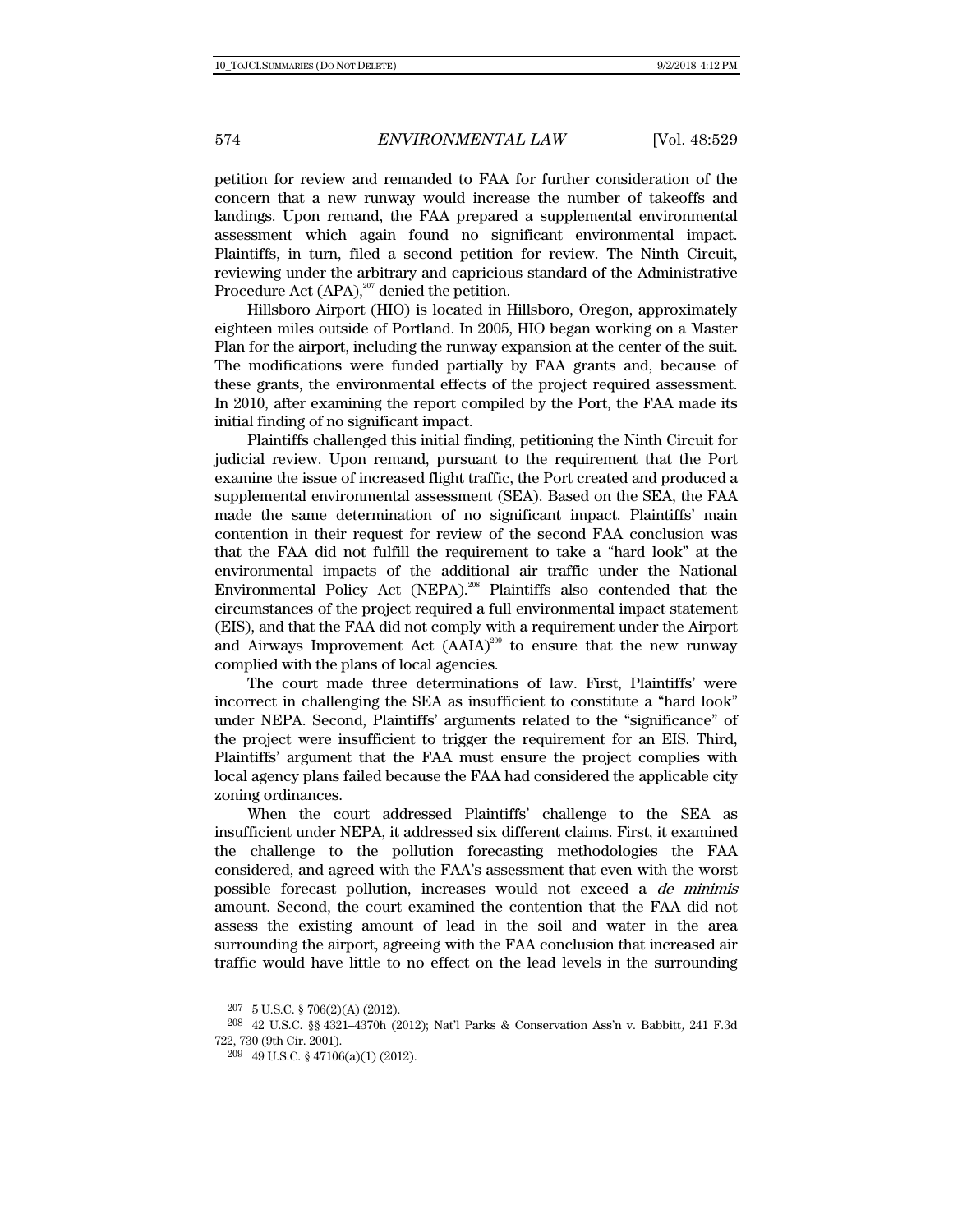petition for review and remanded to FAA for further consideration of the concern that a new runway would increase the number of takeoffs and landings. Upon remand, the FAA prepared a supplemental environmental assessment which again found no significant environmental impact. Plaintiffs, in turn, filed a second petition for review. The Ninth Circuit, reviewing under the arbitrary and capricious standard of the Administrative Procedure Act (APA),[207] denied the petition.

Hillsboro Airport (HIO) is located in Hillsboro, Oregon, approximately eighteen miles outside of Portland. In 2005, HIO began working on a Master Plan for the airport, including the runway expansion at the center of the suit. The modifications were funded partially by FAA grants and, because of these grants, the environmental effects of the project required assessment. In 2010, after examining the report compiled by the Port, the FAA made its initial finding of no significant impact.

Plaintiffs challenged this initial finding, petitioning the Ninth Circuit for judicial review. Upon remand, pursuant to the requirement that the Port examine the issue of increased flight traffic, the Port created and produced a supplemental environmental assessment (SEA). Based on the SEA, the FAA made the same determination of no significant impact. Plaintiffs' main contention in their request for review of the second FAA conclusion was that the FAA did not fulfill the requirement to take a "hard look" at the environmental impacts of the additional air traffic under the National Environmental Policy Act (NEPA).[208] Plaintiffs also contended that the circumstances of the project required a full environmental impact statement (EIS), and that the FAA did not comply with a requirement under the Airport and Airways Improvement Act (AAIA)[209] to ensure that the new runway complied with the plans of local agencies.

The court made three determinations of law. First, Plaintiffs' were incorrect in challenging the SEA as insufficient to constitute a "hard look" under NEPA. Second, Plaintiffs' arguments related to the "significance" of the project were insufficient to trigger the requirement for an EIS. Third, Plaintiffs' argument that the FAA must ensure the project complies with local agency plans failed because the FAA had considered the applicable city zoning ordinances.

When the court addressed Plaintiffs' challenge to the SEA as insufficient under NEPA, it addressed six different claims. First, it examined the challenge to the pollution forecasting methodologies the FAA considered, and agreed with the FAA's assessment that even with the worst possible forecast pollution, increases would not exceed a *de minimis* amount. Second, the court examined the contention that the FAA did not assess the existing amount of lead in the soil and water in the area surrounding the airport, agreeing with the FAA conclusion that increased air traffic would have little to no effect on the lead levels in the surrounding

[207] 5 U.S.C. § 706(2)(A) (2012).

[208] 42 U.S.C. §§ 4321–4370h (2012); Nat'l Parks & Conservation Ass'n v. Babbitt, 241 F.3d 722, 730 (9th Cir. 2001).

[209] 49 U.S.C. § 47106(a)(1) (2012).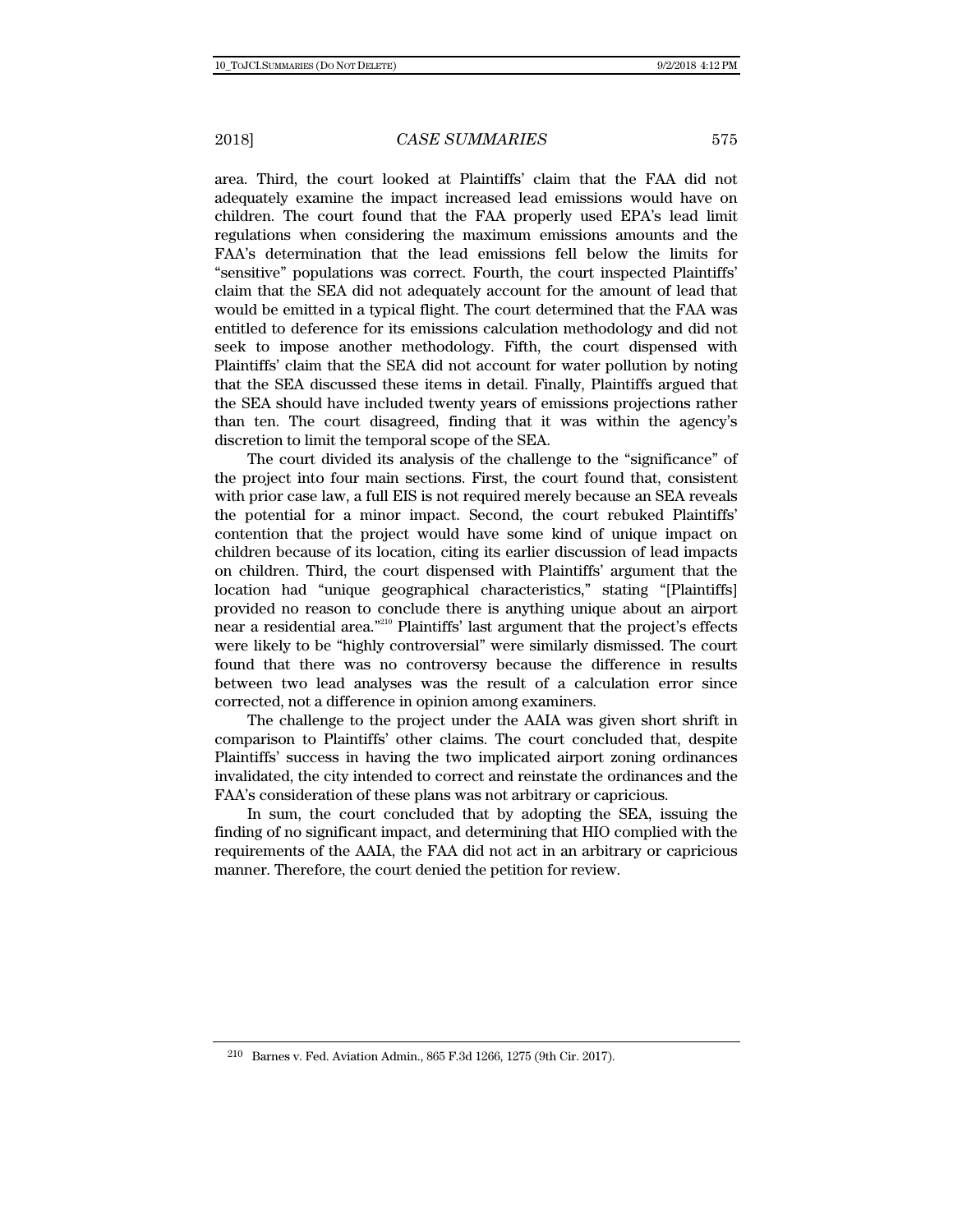area. Third, the court looked at Plaintiffs' claim that the FAA did not adequately examine the impact increased lead emissions would have on children. The court found that the FAA properly used EPA's lead limit regulations when considering the maximum emissions amounts and the FAA's determination that the lead emissions fell below the limits for "sensitive" populations was correct. Fourth, the court inspected Plaintiffs' claim that the SEA did not adequately account for the amount of lead that would be emitted in a typical flight. The court determined that the FAA was entitled to deference for its emissions calculation methodology and did not seek to impose another methodology. Fifth, the court dispensed with Plaintiffs' claim that the SEA did not account for water pollution by noting that the SEA discussed these items in detail. Finally, Plaintiffs argued that the SEA should have included twenty years of emissions projections rather than ten. The court disagreed, finding that it was within the agency's discretion to limit the temporal scope of the SEA.

The court divided its analysis of the challenge to the "significance" of the project into four main sections. First, the court found that, consistent with prior case law, a full EIS is not required merely because an SEA reveals the potential for a minor impact. Second, the court rebuked Plaintiffs' contention that the project would have some kind of unique impact on children because of its location, citing its earlier discussion of lead impacts on children. Third, the court dispensed with Plaintiffs' argument that the location had "unique geographical characteristics," stating "[Plaintiffs] provided no reason to conclude there is anything unique about an airport near a residential area."[210] Plaintiffs' last argument that the project's effects were likely to be "highly controversial" were similarly dismissed. The court found that there was no controversy because the difference in results between two lead analyses was the result of a calculation error since corrected, not a difference in opinion among examiners.

The challenge to the project under the AAIA was given short shrift in comparison to Plaintiffs' other claims. The court concluded that, despite Plaintiffs' success in having the two implicated airport zoning ordinances invalidated, the city intended to correct and reinstate the ordinances and the FAA's consideration of these plans was not arbitrary or capricious.

In sum, the court concluded that by adopting the SEA, issuing the finding of no significant impact, and determining that HIO complied with the requirements of the AAIA, the FAA did not act in an arbitrary or capricious manner. Therefore, the court denied the petition for review.

---

[210] Barnes v. Fed. Aviation Admin., 865 F.3d 1266, 1275 (9th Cir. 2017).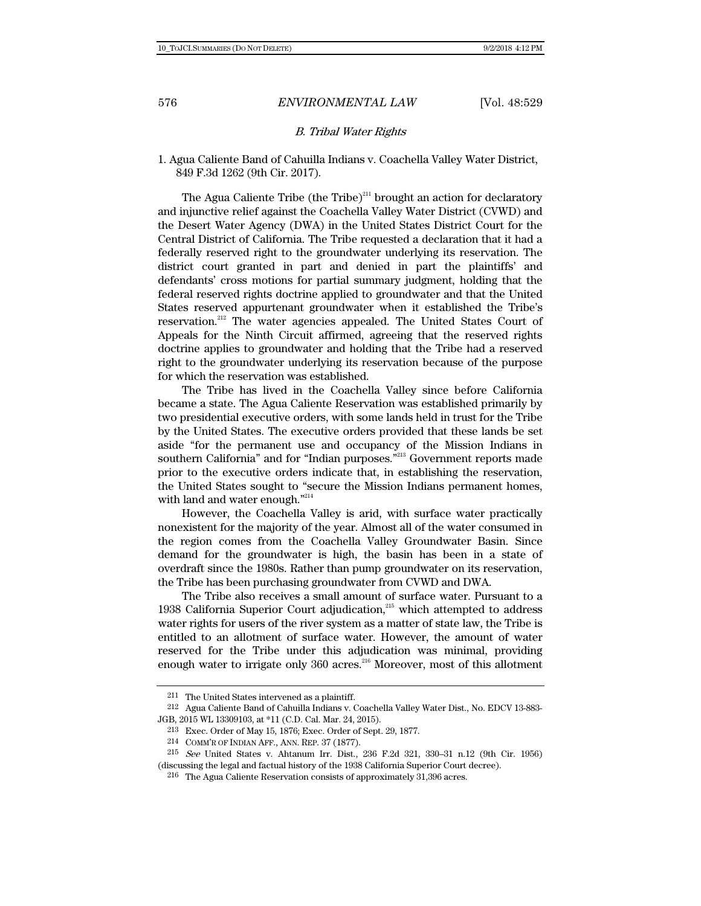### *B. Tribal Water Rights*

1. Agua Caliente Band of Cahuilla Indians v. Coachella Valley Water District, 849 F.3d 1262 (9th Cir. 2017).

The Agua Caliente Tribe (the Tribe)[211] brought an action for declaratory and injunctive relief against the Coachella Valley Water District (CVWD) and the Desert Water Agency (DWA) in the United States District Court for the Central District of California. The Tribe requested a declaration that it had a federally reserved right to the groundwater underlying its reservation. The district court granted in part and denied in part the plaintiffs' and defendants' cross motions for partial summary judgment, holding that the federal reserved rights doctrine applied to groundwater and that the United States reserved appurtenant groundwater when it established the Tribe's reservation.[212] The water agencies appealed. The United States Court of Appeals for the Ninth Circuit affirmed, agreeing that the reserved rights doctrine applies to groundwater and holding that the Tribe had a reserved right to the groundwater underlying its reservation because of the purpose for which the reservation was established.

The Tribe has lived in the Coachella Valley since before California became a state. The Agua Caliente Reservation was established primarily by two presidential executive orders, with some lands held in trust for the Tribe by the United States. The executive orders provided that these lands be set aside "for the permanent use and occupancy of the Mission Indians in southern California" and for "Indian purposes."[213] Government reports made prior to the executive orders indicate that, in establishing the reservation, the United States sought to "secure the Mission Indians permanent homes, with land and water enough."[214]

However, the Coachella Valley is arid, with surface water practically nonexistent for the majority of the year. Almost all of the water consumed in the region comes from the Coachella Valley Groundwater Basin. Since demand for the groundwater is high, the basin has been in a state of overdraft since the 1980s. Rather than pump groundwater on its reservation, the Tribe has been purchasing groundwater from CVWD and DWA.

The Tribe also receives a small amount of surface water. Pursuant to a 1938 California Superior Court adjudication,[215] which attempted to address water rights for users of the river system as a matter of state law, the Tribe is entitled to an allotment of surface water. However, the amount of water reserved for the Tribe under this adjudication was minimal, providing enough water to irrigate only 360 acres.[216] Moreover, most of this allotment

---

211 The United States intervened as a plaintiff.

212 Agua Caliente Band of Cahuilla Indians v. Coachella Valley Water Dist., No. EDCV 13-883-JGB, 2015 WL 13309103, at *11 (C.D. Cal. Mar. 24, 2015).

213 Exec. Order of May 15, 1876; Exec. Order of Sept. 29, 1877.

214 COMM'R OF INDIAN AFF., ANN. REP. 37 (1877).

215 *See* United States v. Ahtanum Irr. Dist., 236 F.2d 321, 330–31 n.12 (9th Cir. 1956) (discussing the legal and factual history of the 1938 California Superior Court decree).

216 The Agua Caliente Reservation consists of approximately 31,396 acres.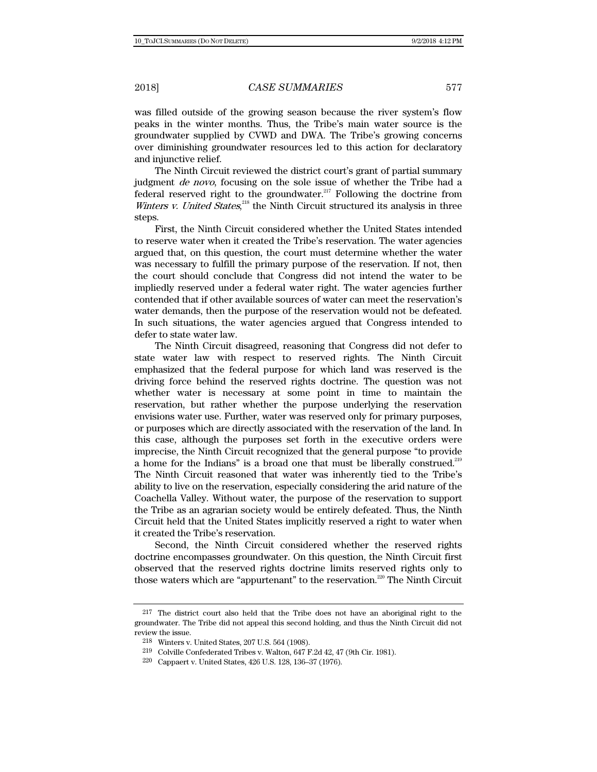was filled outside of the growing season because the river system's flow peaks in the winter months. Thus, the Tribe's main water source is the groundwater supplied by CVWD and DWA. The Tribe's growing concerns over diminishing groundwater resources led to this action for declaratory and injunctive relief.

The Ninth Circuit reviewed the district court's grant of partial summary judgment *de novo*, focusing on the sole issue of whether the Tribe had a federal reserved right to the groundwater.[217] Following the doctrine from *Winters v. United States*,[218] the Ninth Circuit structured its analysis in three steps.

First, the Ninth Circuit considered whether the United States intended to reserve water when it created the Tribe's reservation. The water agencies argued that, on this question, the court must determine whether the water was necessary to fulfill the primary purpose of the reservation. If not, then the court should conclude that Congress did not intend the water to be impliedly reserved under a federal water right. The water agencies further contended that if other available sources of water can meet the reservation's water demands, then the purpose of the reservation would not be defeated. In such situations, the water agencies argued that Congress intended to defer to state water law.

The Ninth Circuit disagreed, reasoning that Congress did not defer to state water law with respect to reserved rights. The Ninth Circuit emphasized that the federal purpose for which land was reserved is the driving force behind the reserved rights doctrine. The question was not whether water is necessary at some point in time to maintain the reservation, but rather whether the purpose underlying the reservation envisions water use. Further, water was reserved only for primary purposes, or purposes which are directly associated with the reservation of the land. In this case, although the purposes set forth in the executive orders were imprecise, the Ninth Circuit recognized that the general purpose "to provide a home for the Indians" is a broad one that must be liberally construed.[219] The Ninth Circuit reasoned that water was inherently tied to the Tribe's ability to live on the reservation, especially considering the arid nature of the Coachella Valley. Without water, the purpose of the reservation to support the Tribe as an agrarian society would be entirely defeated. Thus, the Ninth Circuit held that the United States implicitly reserved a right to water when it created the Tribe's reservation.

Second, the Ninth Circuit considered whether the reserved rights doctrine encompasses groundwater. On this question, the Ninth Circuit first observed that the reserved rights doctrine limits reserved rights only to those waters which are "appurtenant" to the reservation.[220] The Ninth Circuit

---

[217] The district court also held that the Tribe does not have an aboriginal right to the groundwater. The Tribe did not appeal this second holding, and thus the Ninth Circuit did not review the issue.

[218] Winters v. United States, 207 U.S. 564 (1908).

[219] Colville Confederated Tribes v. Walton, 647 F.2d 42, 47 (9th Cir. 1981).

[220] Cappaert v. United States, 426 U.S. 128, 136–37 (1976).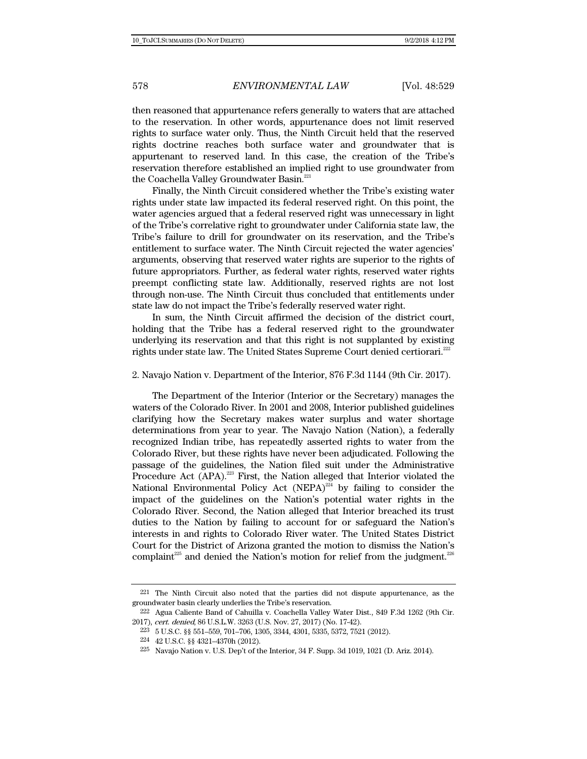then reasoned that appurtenance refers generally to waters that are attached to the reservation. In other words, appurtenance does not limit reserved rights to surface water only. Thus, the Ninth Circuit held that the reserved rights doctrine reaches both surface water and groundwater that is appurtenant to reserved land. In this case, the creation of the Tribe's reservation therefore established an implied right to use groundwater from the Coachella Valley Groundwater Basin.[221]

Finally, the Ninth Circuit considered whether the Tribe's existing water rights under state law impacted its federal reserved right. On this point, the water agencies argued that a federal reserved right was unnecessary in light of the Tribe's correlative right to groundwater under California state law, the Tribe's failure to drill for groundwater on its reservation, and the Tribe's entitlement to surface water. The Ninth Circuit rejected the water agencies' arguments, observing that reserved water rights are superior to the rights of future appropriators. Further, as federal water rights, reserved water rights preempt conflicting state law. Additionally, reserved rights are not lost through non-use. The Ninth Circuit thus concluded that entitlements under state law do not impact the Tribe's federally reserved water right.

In sum, the Ninth Circuit affirmed the decision of the district court, holding that the Tribe has a federal reserved right to the groundwater underlying its reservation and that this right is not supplanted by existing rights under state law. The United States Supreme Court denied certiorari.[222]

2. Navajo Nation v. Department of the Interior, 876 F.3d 1144 (9th Cir. 2017).

The Department of the Interior (Interior or the Secretary) manages the waters of the Colorado River. In 2001 and 2008, Interior published guidelines clarifying how the Secretary makes water surplus and water shortage determinations from year to year. The Navajo Nation (Nation), a federally recognized Indian tribe, has repeatedly asserted rights to water from the Colorado River, but these rights have never been adjudicated. Following the passage of the guidelines, the Nation filed suit under the Administrative Procedure Act (APA).[223] First, the Nation alleged that Interior violated the National Environmental Policy Act (NEPA)[224] by failing to consider the impact of the guidelines on the Nation's potential water rights in the Colorado River. Second, the Nation alleged that Interior breached its trust duties to the Nation by failing to account for or safeguard the Nation's interests in and rights to Colorado River water. The United States District Court for the District of Arizona granted the motion to dismiss the Nation's complaint[225] and denied the Nation's motion for relief from the judgment.[226]

---

221 The Ninth Circuit also noted that the parties did not dispute appurtenance, as the groundwater basin clearly underlies the Tribe's reservation.

222 Agua Caliente Band of Cahuilla v. Coachella Valley Water Dist., 849 F.3d 1262 (9th Cir. 2017), *cert. denied*, 86 U.S.L.W. 3263 (U.S. Nov. 27, 2017) (No. 17-42).

223 5 U.S.C. §§ 551–559, 701–706, 1305, 3344, 4301, 5335, 5372, 7521 (2012).

224 42 U.S.C. §§ 4321–4370h (2012).

225 Navajo Nation v. U.S. Dep't of the Interior, 34 F. Supp. 3d 1019, 1021 (D. Ariz. 2014).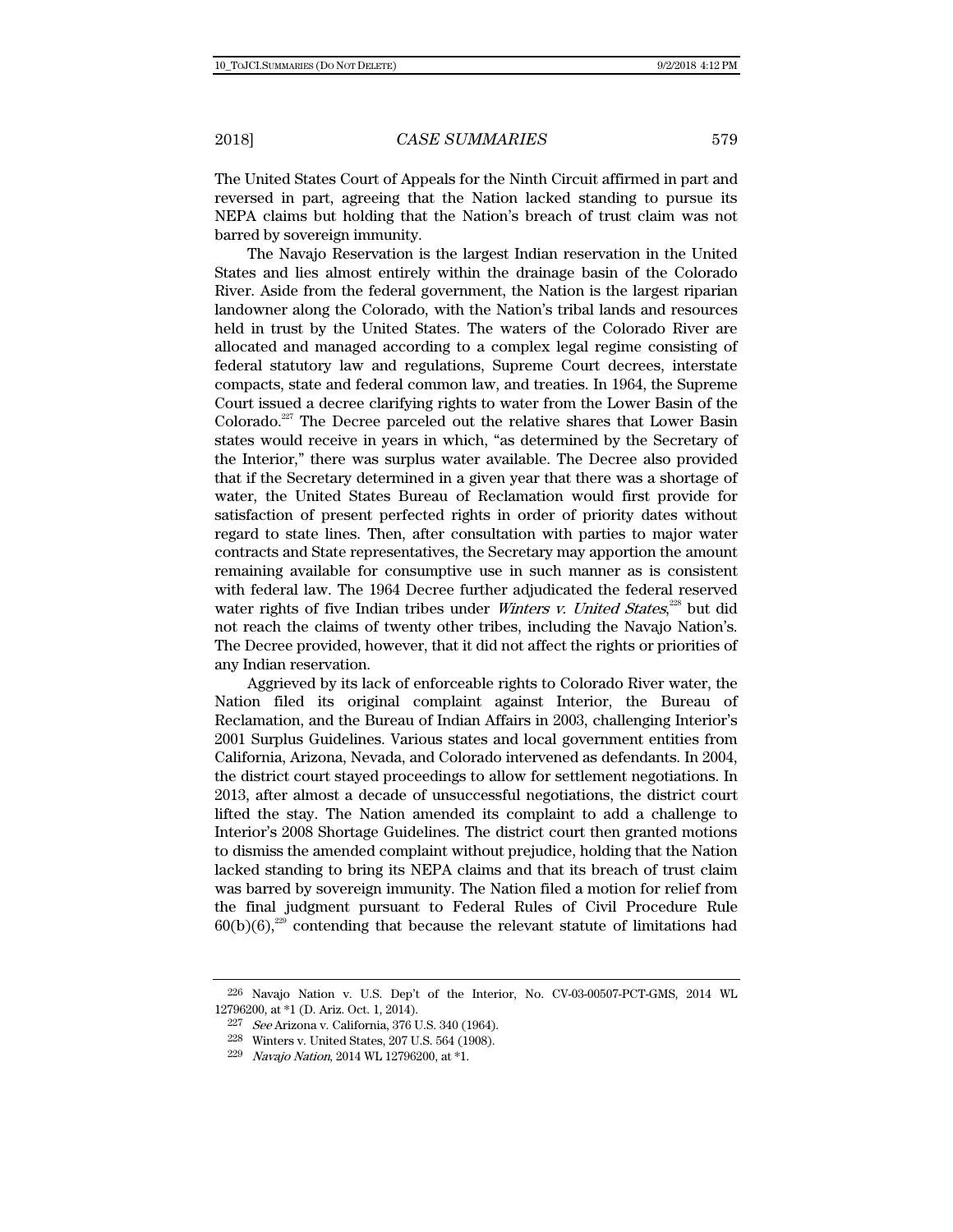The United States Court of Appeals for the Ninth Circuit affirmed in part and reversed in part, agreeing that the Nation lacked standing to pursue its NEPA claims but holding that the Nation's breach of trust claim was not barred by sovereign immunity.

The Navajo Reservation is the largest Indian reservation in the United States and lies almost entirely within the drainage basin of the Colorado River. Aside from the federal government, the Nation is the largest riparian landowner along the Colorado, with the Nation's tribal lands and resources held in trust by the United States. The waters of the Colorado River are allocated and managed according to a complex legal regime consisting of federal statutory law and regulations, Supreme Court decrees, interstate compacts, state and federal common law, and treaties. In 1964, the Supreme Court issued a decree clarifying rights to water from the Lower Basin of the Colorado.[227] The Decree parceled out the relative shares that Lower Basin states would receive in years in which, "as determined by the Secretary of the Interior," there was surplus water available. The Decree also provided that if the Secretary determined in a given year that there was a shortage of water, the United States Bureau of Reclamation would first provide for satisfaction of present perfected rights in order of priority dates without regard to state lines. Then, after consultation with parties to major water contracts and State representatives, the Secretary may apportion the amount remaining available for consumptive use in such manner as is consistent with federal law. The 1964 Decree further adjudicated the federal reserved water rights of five Indian tribes under *Winters v. United States*,[228] but did not reach the claims of twenty other tribes, including the Navajo Nation's. The Decree provided, however, that it did not affect the rights or priorities of any Indian reservation.

Aggrieved by its lack of enforceable rights to Colorado River water, the Nation filed its original complaint against Interior, the Bureau of Reclamation, and the Bureau of Indian Affairs in 2003, challenging Interior's 2001 Surplus Guidelines. Various states and local government entities from California, Arizona, Nevada, and Colorado intervened as defendants. In 2004, the district court stayed proceedings to allow for settlement negotiations. In 2013, after almost a decade of unsuccessful negotiations, the district court lifted the stay. The Nation amended its complaint to add a challenge to Interior's 2008 Shortage Guidelines. The district court then granted motions to dismiss the amended complaint without prejudice, holding that the Nation lacked standing to bring its NEPA claims and that its breach of trust claim was barred by sovereign immunity. The Nation filed a motion for relief from the final judgment pursuant to Federal Rules of Civil Procedure Rule 60(b)(6),[229] contending that because the relevant statute of limitations had

---

226 Navajo Nation v. U.S. Dep't of the Interior, No. CV-03-00507-PCT-GMS, 2014 WL 12796200, at *1 (D. Ariz. Oct. 1, 2014).

227 *See* Arizona v. California, 376 U.S. 340 (1964).

228 Winters v. United States, 207 U.S. 564 (1908).

229 *Navajo Nation*, 2014 WL 12796200, at *1.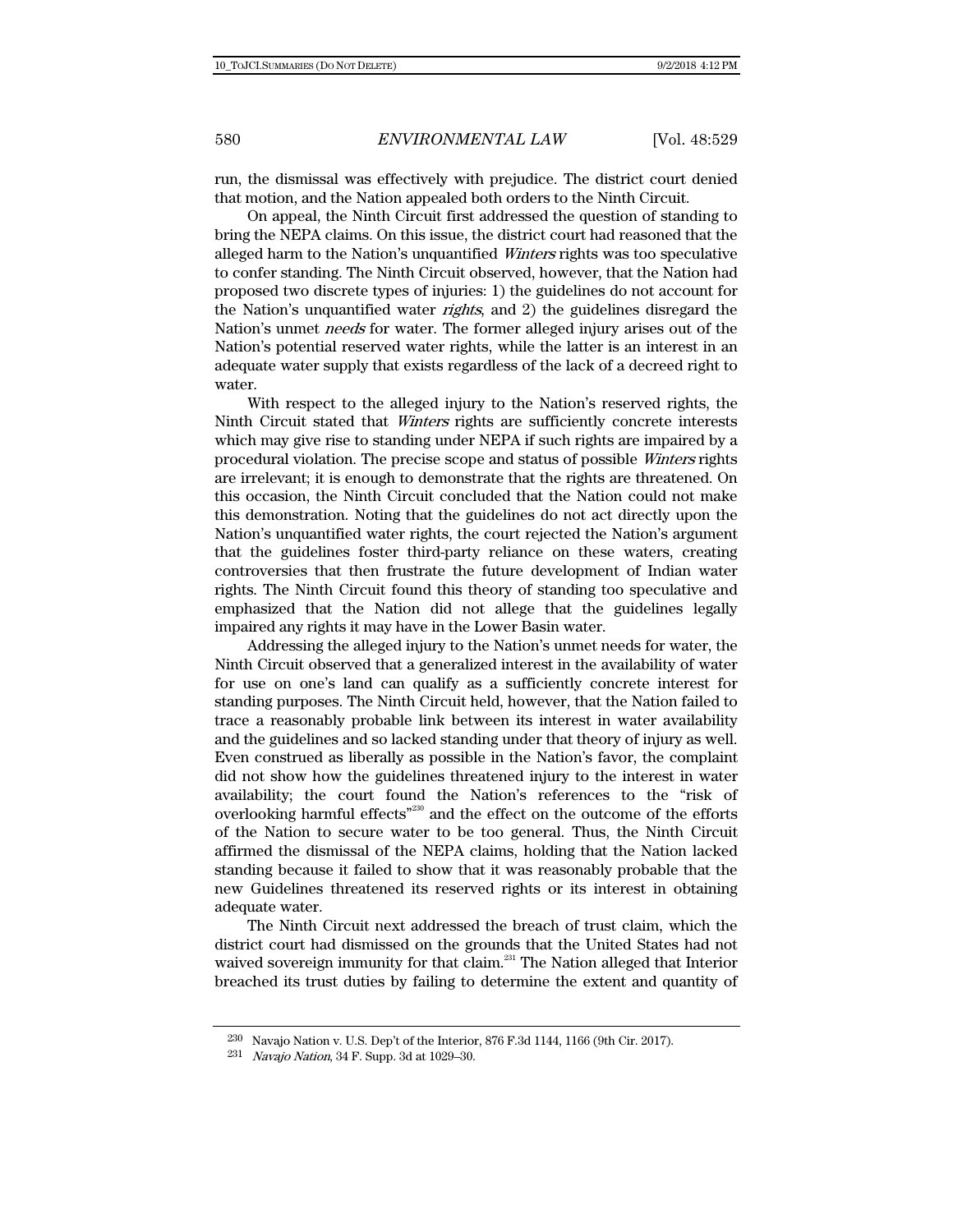run, the dismissal was effectively with prejudice. The district court denied that motion, and the Nation appealed both orders to the Ninth Circuit.

On appeal, the Ninth Circuit first addressed the question of standing to bring the NEPA claims. On this issue, the district court had reasoned that the alleged harm to the Nation's unquantified *Winters* rights was too speculative to confer standing. The Ninth Circuit observed, however, that the Nation had proposed two discrete types of injuries: 1) the guidelines do not account for the Nation's unquantified water *rights*, and 2) the guidelines disregard the Nation's unmet *needs* for water. The former alleged injury arises out of the Nation's potential reserved water rights, while the latter is an interest in an adequate water supply that exists regardless of the lack of a decreed right to water.

With respect to the alleged injury to the Nation's reserved rights, the Ninth Circuit stated that *Winters* rights are sufficiently concrete interests which may give rise to standing under NEPA if such rights are impaired by a procedural violation. The precise scope and status of possible *Winters* rights are irrelevant; it is enough to demonstrate that the rights are threatened. On this occasion, the Ninth Circuit concluded that the Nation could not make this demonstration. Noting that the guidelines do not act directly upon the Nation's unquantified water rights, the court rejected the Nation's argument that the guidelines foster third-party reliance on these waters, creating controversies that then frustrate the future development of Indian water rights. The Ninth Circuit found this theory of standing too speculative and emphasized that the Nation did not allege that the guidelines legally impaired any rights it may have in the Lower Basin water.

Addressing the alleged injury to the Nation's unmet needs for water, the Ninth Circuit observed that a generalized interest in the availability of water for use on one's land can qualify as a sufficiently concrete interest for standing purposes. The Ninth Circuit held, however, that the Nation failed to trace a reasonably probable link between its interest in water availability and the guidelines and so lacked standing under that theory of injury as well. Even construed as liberally as possible in the Nation's favor, the complaint did not show how the guidelines threatened injury to the interest in water availability; the court found the Nation's references to the "risk of overlooking harmful effects"[230] and the effect on the outcome of the efforts of the Nation to secure water to be too general. Thus, the Ninth Circuit affirmed the dismissal of the NEPA claims, holding that the Nation lacked standing because it failed to show that it was reasonably probable that the new Guidelines threatened its reserved rights or its interest in obtaining adequate water.

The Ninth Circuit next addressed the breach of trust claim, which the district court had dismissed on the grounds that the United States had not waived sovereign immunity for that claim.[231] The Nation alleged that Interior breached its trust duties by failing to determine the extent and quantity of

---

[230] Navajo Nation v. U.S. Dep't of the Interior, 876 F.3d 1144, 1166 (9th Cir. 2017).

[231] *Navajo Nation*, 34 F. Supp. 3d at 1029–30.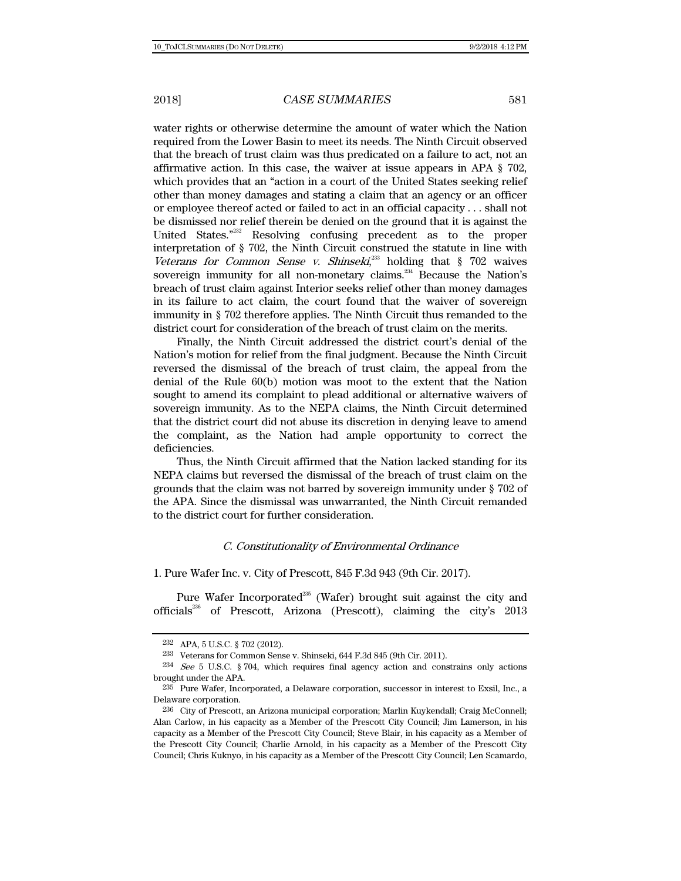water rights or otherwise determine the amount of water which the Nation required from the Lower Basin to meet its needs. The Ninth Circuit observed that the breach of trust claim was thus predicated on a failure to act, not an affirmative action. In this case, the waiver at issue appears in APA § 702, which provides that an "action in a court of the United States seeking relief other than money damages and stating a claim that an agency or an officer or employee thereof acted or failed to act in an official capacity . . . shall not be dismissed nor relief therein be denied on the ground that it is against the United States."[232] Resolving confusing precedent as to the proper interpretation of § 702, the Ninth Circuit construed the statute in line with *Veterans for Common Sense v. Shinseki*,[233] holding that § 702 waives sovereign immunity for all non-monetary claims.[234] Because the Nation's breach of trust claim against Interior seeks relief other than money damages in its failure to act claim, the court found that the waiver of sovereign immunity in § 702 therefore applies. The Ninth Circuit thus remanded to the district court for consideration of the breach of trust claim on the merits.

Finally, the Ninth Circuit addressed the district court's denial of the Nation's motion for relief from the final judgment. Because the Ninth Circuit reversed the dismissal of the breach of trust claim, the appeal from the denial of the Rule 60(b) motion was moot to the extent that the Nation sought to amend its complaint to plead additional or alternative waivers of sovereign immunity. As to the NEPA claims, the Ninth Circuit determined that the district court did not abuse its discretion in denying leave to amend the complaint, as the Nation had ample opportunity to correct the deficiencies.

Thus, the Ninth Circuit affirmed that the Nation lacked standing for its NEPA claims but reversed the dismissal of the breach of trust claim on the grounds that the claim was not barred by sovereign immunity under § 702 of the APA. Since the dismissal was unwarranted, the Ninth Circuit remanded to the district court for further consideration.

### *C. Constitutionality of Environmental Ordinance*

1. Pure Wafer Inc. v. City of Prescott, 845 F.3d 943 (9th Cir. 2017).

Pure Wafer Incorporated[235] (Wafer) brought suit against the city and officials[236] of Prescott, Arizona (Prescott), claiming the city's 2013

---

232 APA, 5 U.S.C. § 702 (2012).

233 Veterans for Common Sense v. Shinseki, 644 F.3d 845 (9th Cir. 2011).

234 *See* 5 U.S.C. § 704, which requires final agency action and constrains only actions brought under the APA.

235 Pure Wafer, Incorporated, a Delaware corporation, successor in interest to Exsil, Inc., a Delaware corporation.

236 City of Prescott, an Arizona municipal corporation; Marlin Kuykendall; Craig McConnell; Alan Carlow, in his capacity as a Member of the Prescott City Council; Jim Lamerson, in his capacity as a Member of the Prescott City Council; Steve Blair, in his capacity as a Member of the Prescott City Council; Charlie Arnold, in his capacity as a Member of the Prescott City Council; Chris Kuknyo, in his capacity as a Member of the Prescott City Council; Len Scamardo,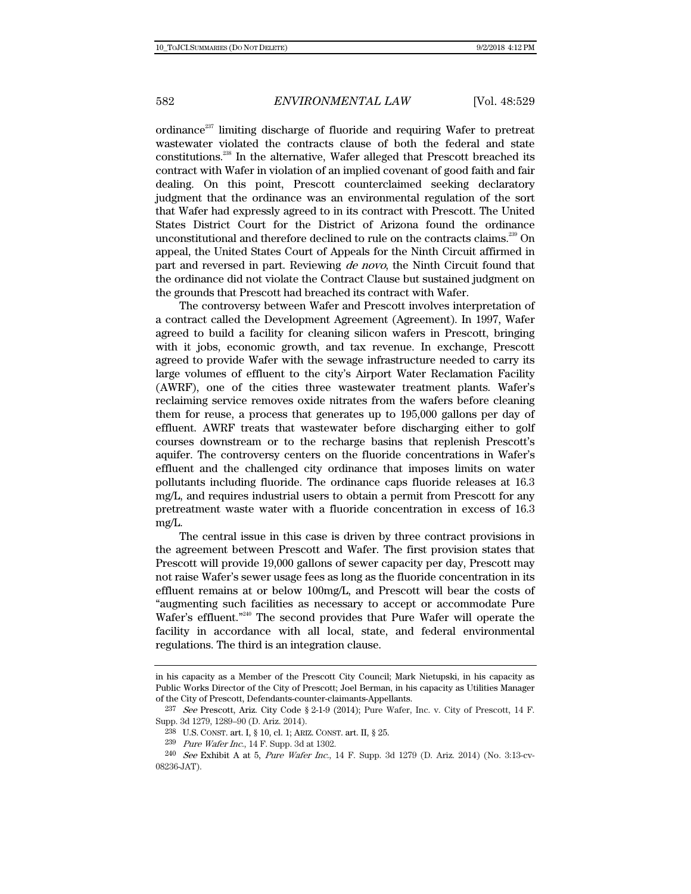ordinance[237] limiting discharge of fluoride and requiring Wafer to pretreat wastewater violated the contracts clause of both the federal and state constitutions.[238] In the alternative, Wafer alleged that Prescott breached its contract with Wafer in violation of an implied covenant of good faith and fair dealing. On this point, Prescott counterclaimed seeking declaratory judgment that the ordinance was an environmental regulation of the sort that Wafer had expressly agreed to in its contract with Prescott. The United States District Court for the District of Arizona found the ordinance unconstitutional and therefore declined to rule on the contracts claims.[239] On appeal, the United States Court of Appeals for the Ninth Circuit affirmed in part and reversed in part. Reviewing *de novo*, the Ninth Circuit found that the ordinance did not violate the Contract Clause but sustained judgment on the grounds that Prescott had breached its contract with Wafer.

The controversy between Wafer and Prescott involves interpretation of a contract called the Development Agreement (Agreement). In 1997, Wafer agreed to build a facility for cleaning silicon wafers in Prescott, bringing with it jobs, economic growth, and tax revenue. In exchange, Prescott agreed to provide Wafer with the sewage infrastructure needed to carry its large volumes of effluent to the city's Airport Water Reclamation Facility (AWRF), one of the cities three wastewater treatment plants. Wafer's reclaiming service removes oxide nitrates from the wafers before cleaning them for reuse, a process that generates up to 195,000 gallons per day of effluent. AWRF treats that wastewater before discharging either to golf courses downstream or to the recharge basins that replenish Prescott's aquifer. The controversy centers on the fluoride concentrations in Wafer's effluent and the challenged city ordinance that imposes limits on water pollutants including fluoride. The ordinance caps fluoride releases at 16.3 mg/L, and requires industrial users to obtain a permit from Prescott for any pretreatment waste water with a fluoride concentration in excess of 16.3 mg/L.

The central issue in this case is driven by three contract provisions in the agreement between Prescott and Wafer. The first provision states that Prescott will provide 19,000 gallons of sewer capacity per day, Prescott may not raise Wafer's sewer usage fees as long as the fluoride concentration in its effluent remains at or below 100mg/L, and Prescott will bear the costs of "augmenting such facilities as necessary to accept or accommodate Pure Wafer's effluent."[240] The second provides that Pure Wafer will operate the facility in accordance with all local, state, and federal environmental regulations. The third is an integration clause.

---

in his capacity as a Member of the Prescott City Council; Mark Nietupski, in his capacity as Public Works Director of the City of Prescott; Joel Berman, in his capacity as Utilities Manager of the City of Prescott, Defendants-counter-claimants-Appellants.

237 *See* Prescott, Ariz. City Code § 2-1-9 (2014); Pure Wafer, Inc. v. City of Prescott, 14 F. Supp. 3d 1279, 1289–90 (D. Ariz. 2014).

238 U.S. CONST. art. I, § 10, cl. 1; ARIZ. CONST. art. II, § 25.

239 *Pure Wafer Inc.*, 14 F. Supp. 3d at 1302.

240 *See* Exhibit A at 5, *Pure Wafer Inc.*, 14 F. Supp. 3d 1279 (D. Ariz. 2014) (No. 3:13-cv-08236-JAT).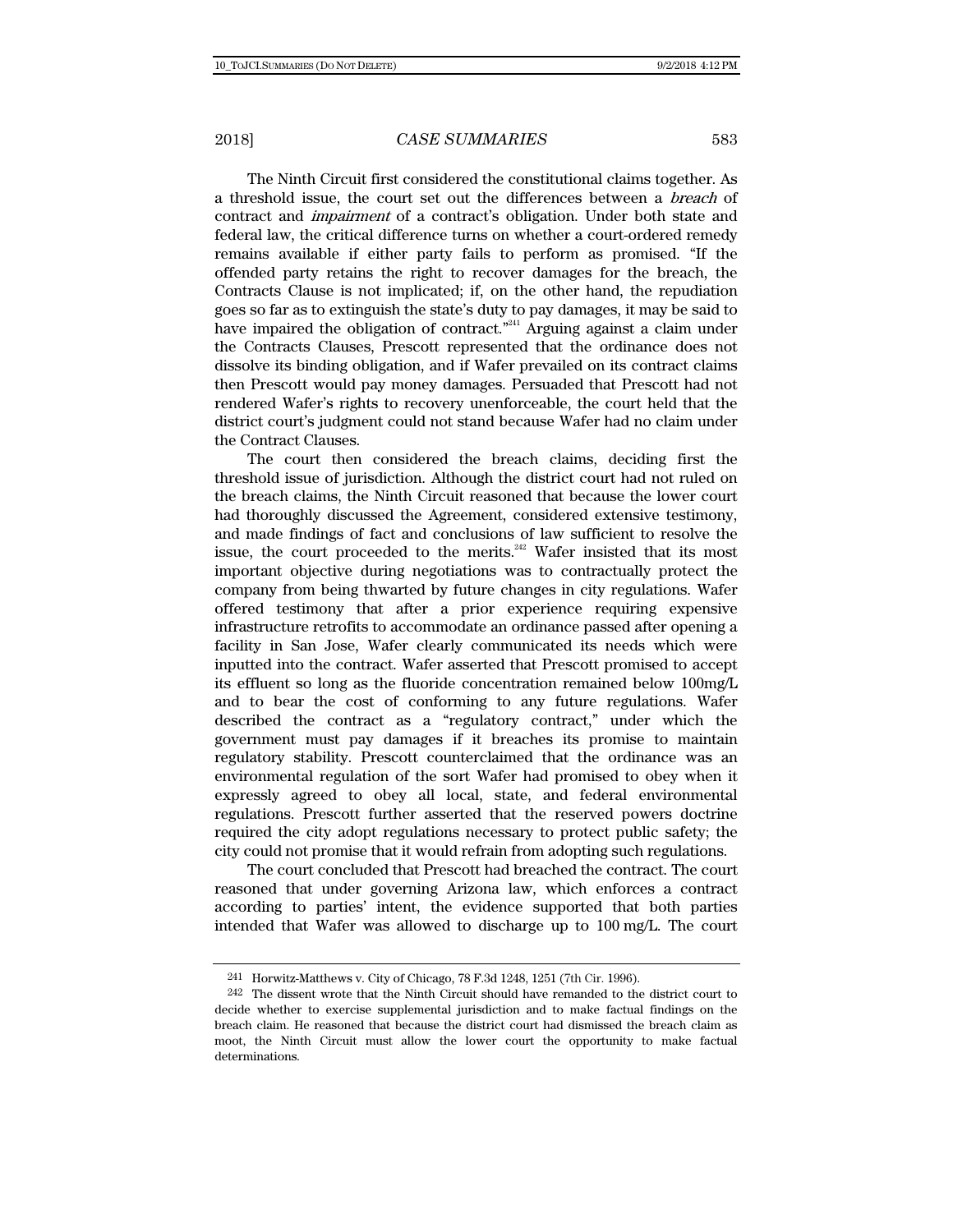The Ninth Circuit first considered the constitutional claims together. As a threshold issue, the court set out the differences between a *breach* of contract and *impairment* of a contract's obligation. Under both state and federal law, the critical difference turns on whether a court-ordered remedy remains available if either party fails to perform as promised. "If the offended party retains the right to recover damages for the breach, the Contracts Clause is not implicated; if, on the other hand, the repudiation goes so far as to extinguish the state's duty to pay damages, it may be said to have impaired the obligation of contract."[241] Arguing against a claim under the Contracts Clauses, Prescott represented that the ordinance does not dissolve its binding obligation, and if Wafer prevailed on its contract claims then Prescott would pay money damages. Persuaded that Prescott had not rendered Wafer's rights to recovery unenforceable, the court held that the district court's judgment could not stand because Wafer had no claim under the Contract Clauses.

The court then considered the breach claims, deciding first the threshold issue of jurisdiction. Although the district court had not ruled on the breach claims, the Ninth Circuit reasoned that because the lower court had thoroughly discussed the Agreement, considered extensive testimony, and made findings of fact and conclusions of law sufficient to resolve the issue, the court proceeded to the merits.[242] Wafer insisted that its most important objective during negotiations was to contractually protect the company from being thwarted by future changes in city regulations. Wafer offered testimony that after a prior experience requiring expensive infrastructure retrofits to accommodate an ordinance passed after opening a facility in San Jose, Wafer clearly communicated its needs which were inputted into the contract. Wafer asserted that Prescott promised to accept its effluent so long as the fluoride concentration remained below 100mg/L and to bear the cost of conforming to any future regulations. Wafer described the contract as a "regulatory contract," under which the government must pay damages if it breaches its promise to maintain regulatory stability. Prescott counterclaimed that the ordinance was an environmental regulation of the sort Wafer had promised to obey when it expressly agreed to obey all local, state, and federal environmental regulations. Prescott further asserted that the reserved powers doctrine required the city adopt regulations necessary to protect public safety; the city could not promise that it would refrain from adopting such regulations.

The court concluded that Prescott had breached the contract. The court reasoned that under governing Arizona law, which enforces a contract according to parties' intent, the evidence supported that both parties intended that Wafer was allowed to discharge up to 100 mg/L. The court

---

241 Horwitz-Matthews v. City of Chicago, 78 F.3d 1248, 1251 (7th Cir. 1996).

242 The dissent wrote that the Ninth Circuit should have remanded to the district court to decide whether to exercise supplemental jurisdiction and to make factual findings on the breach claim. He reasoned that because the district court had dismissed the breach claim as moot, the Ninth Circuit must allow the lower court the opportunity to make factual determinations.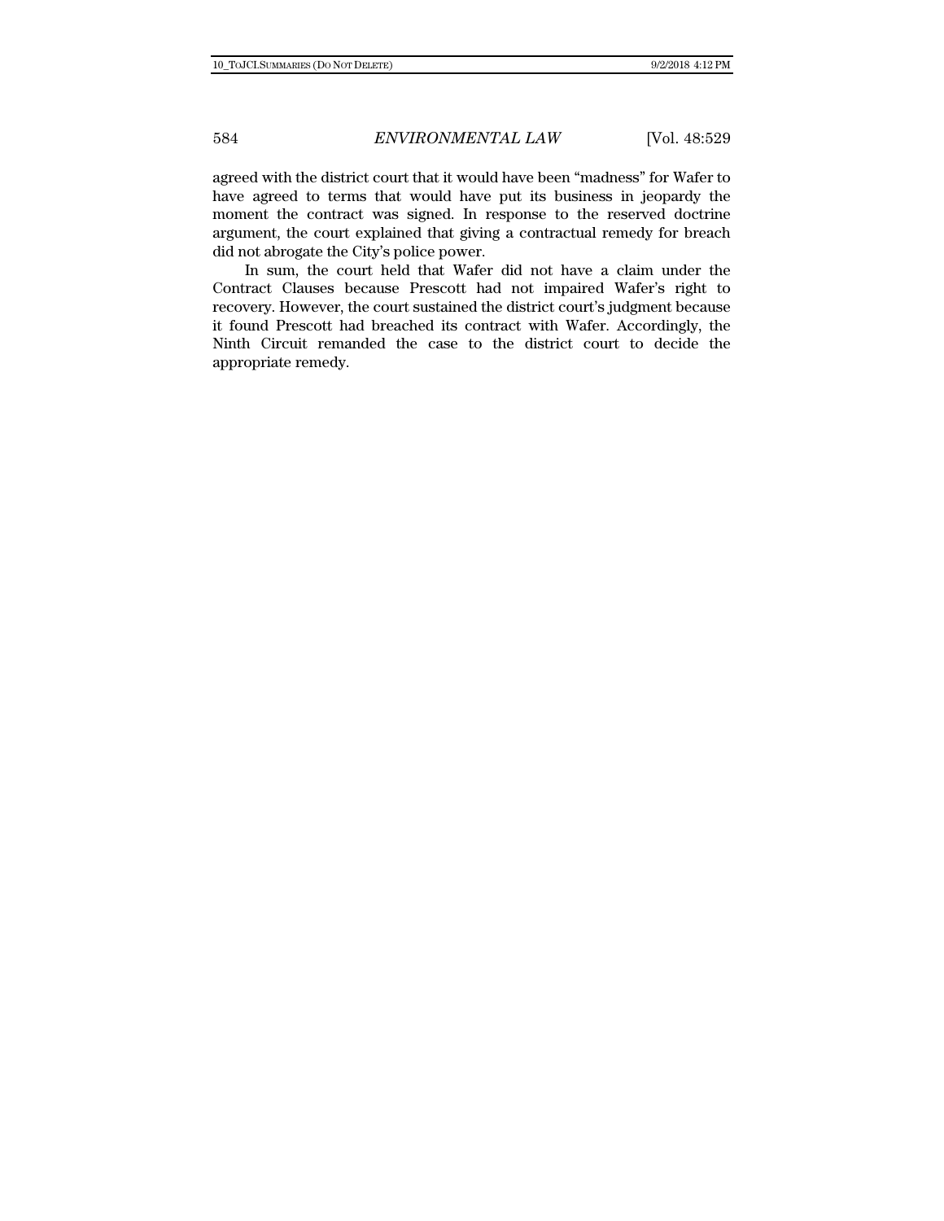agreed with the district court that it would have been "madness" for Wafer to have agreed to terms that would have put its business in jeopardy the moment the contract was signed. In response to the reserved doctrine argument, the court explained that giving a contractual remedy for breach did not abrogate the City's police power.

In sum, the court held that Wafer did not have a claim under the Contract Clauses because Prescott had not impaired Wafer's right to recovery. However, the court sustained the district court's judgment because it found Prescott had breached its contract with Wafer. Accordingly, the Ninth Circuit remanded the case to the district court to decide the appropriate remedy.